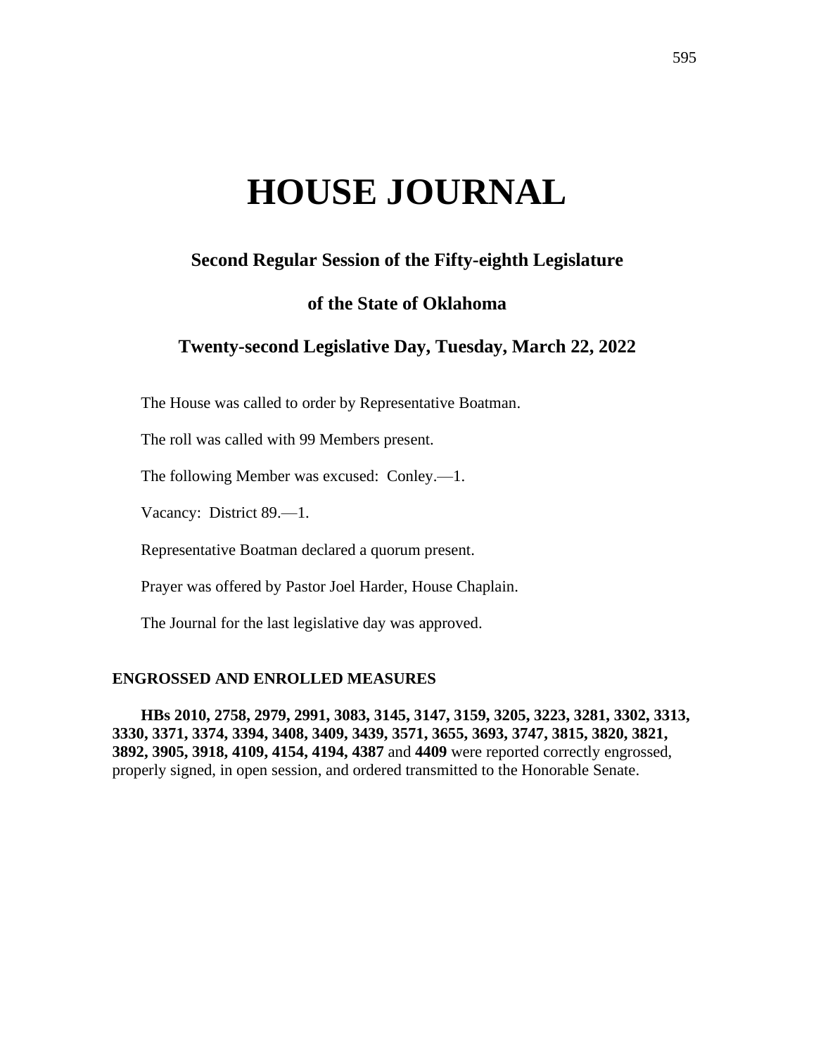# HOUSE JOURNAL

## Second Regular Session of the Fifty-eighth Legislature

## of the State of Oklahoma

## Twenty-second Legislative Day, Tuesday, March 22, 2022

The House was called to order by Representative Boatman.

The roll was called with 99 Members present.

The following Member was excused: Conley.—1.

Vacancy: District 89.—1.

Representative Boatman declared a quorum present.

Prayer was offered by Pastor Joel Harder, House Chaplain.

The Journal for the last legislative day was approved.

### ENGROSSED AND ENROLLED MEASURES

**HBs 2010, 2758, 2979, 2991, 3083, 3145, 3147, 3159, 3205, 3223, 3281, 3302, 3313, 3330, 3371, 3374, 3394, 3408, 3409, 3439, 3571, 3655, 3693, 3747, 3815, 3820, 3821, 3892, 3905, 3918, 4109, 4154, 4194, 4387** and **4409** were reported correctly engrossed, properly signed, in open session, and ordered transmitted to the Honorable Senate.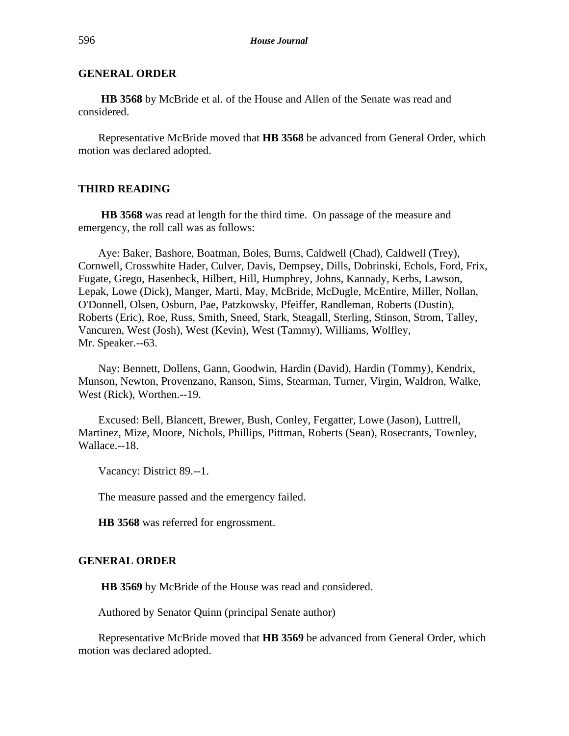**GENERAL ORDER**

**HB 3568** by McBride et al. of the House and Allen of the Senate was read and considered.

Representative McBride moved that **HB 3568** be advanced from General Order, which motion was declared adopted.

**THIRD READING**

**HB 3568** was read at length for the third time. On passage of the measure and emergency, the roll call was as follows:

Aye: Baker, Bashore, Boatman, Boles, Burns, Caldwell (Chad), Caldwell (Trey), Cornwell, Crosswhite Hader, Culver, Davis, Dempsey, Dills, Dobrinski, Echols, Ford, Frix, Fugate, Grego, Hasenbeck, Hilbert, Hill, Humphrey, Johns, Kannady, Kerbs, Lawson, Lepak, Lowe (Dick), Manger, Marti, May, McBride, McDugle, McEntire, Miller, Nollan, O'Donnell, Olsen, Osburn, Pae, Patzkowsky, Pfeiffer, Randleman, Roberts (Dustin), Roberts (Eric), Roe, Russ, Smith, Sneed, Stark, Steagall, Sterling, Stinson, Strom, Talley, Vancuren, West (Josh), West (Kevin), West (Tammy), Williams, Wolfley, Mr. Speaker.--63.

Nay: Bennett, Dollens, Gann, Goodwin, Hardin (David), Hardin (Tommy), Kendrix, Munson, Newton, Provenzano, Ranson, Sims, Stearman, Turner, Virgin, Waldron, Walke, West (Rick), Worthen.--19.

Excused: Bell, Blancett, Brewer, Bush, Conley, Fetgatter, Lowe (Jason), Luttrell, Martinez, Mize, Moore, Nichols, Phillips, Pittman, Roberts (Sean), Rosecrants, Townley, Wallace.--18.

Vacancy: District 89.--1.

The measure passed and the emergency failed.

**HB 3568** was referred for engrossment.

**GENERAL ORDER**

**HB 3569** by McBride of the House was read and considered.

Authored by Senator Quinn (principal Senate author)

Representative McBride moved that **HB 3569** be advanced from General Order, which motion was declared adopted.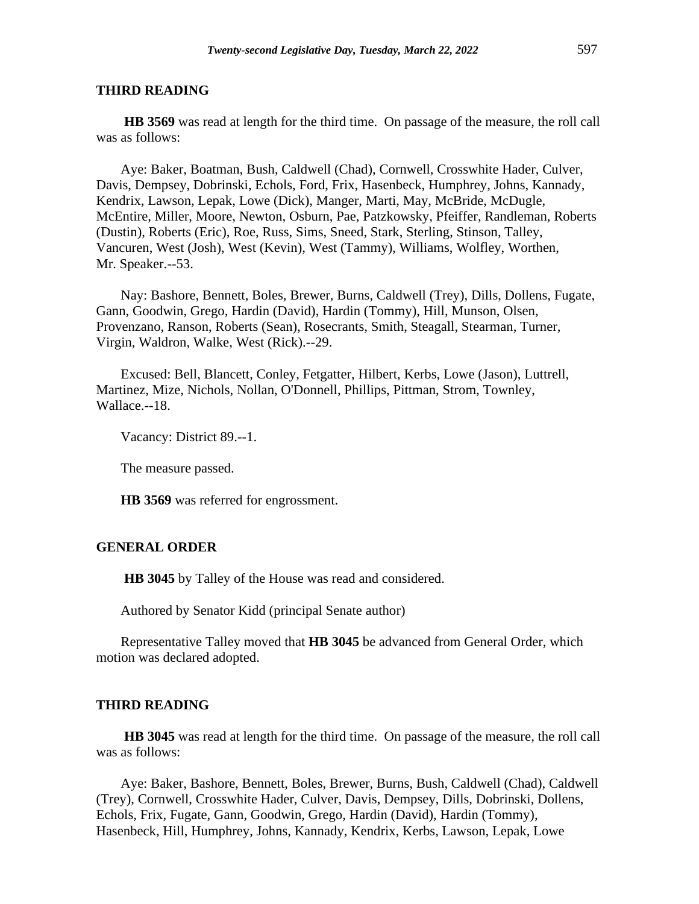## THIRD READING

**HB 3569** was read at length for the third time. On passage of the measure, the roll call was as follows:

Aye: Baker, Boatman, Bush, Caldwell (Chad), Cornwell, Crosswhite Hader, Culver, Davis, Dempsey, Dobrinski, Echols, Ford, Frix, Hasenbeck, Humphrey, Johns, Kannady, Kendrix, Lawson, Lepak, Lowe (Dick), Manger, Marti, May, McBride, McDugle, McEntire, Miller, Moore, Newton, Osburn, Pae, Patzkowsky, Pfeiffer, Randleman, Roberts (Dustin), Roberts (Eric), Roe, Russ, Sims, Sneed, Stark, Sterling, Stinson, Talley, Vancuren, West (Josh), West (Kevin), West (Tammy), Williams, Wolfley, Worthen, Mr. Speaker.--53.

Nay: Bashore, Bennett, Boles, Brewer, Burns, Caldwell (Trey), Dills, Dollens, Fugate, Gann, Goodwin, Grego, Hardin (David), Hardin (Tommy), Hill, Munson, Olsen, Provenzano, Ranson, Roberts (Sean), Rosecrants, Smith, Steagall, Stearman, Turner, Virgin, Waldron, Walke, West (Rick).--29.

Excused: Bell, Blancett, Conley, Fetgatter, Hilbert, Kerbs, Lowe (Jason), Luttrell, Martinez, Mize, Nichols, Nollan, O'Donnell, Phillips, Pittman, Strom, Townley, Wallace.--18.

Vacancy: District 89.--1.

The measure passed.

**HB 3569** was referred for engrossment.

## GENERAL ORDER

**HB 3045** by Talley of the House was read and considered.

Authored by Senator Kidd (principal Senate author)

Representative Talley moved that **HB 3045** be advanced from General Order, which motion was declared adopted.

## THIRD READING

**HB 3045** was read at length for the third time. On passage of the measure, the roll call was as follows:

Aye: Baker, Bashore, Bennett, Boles, Brewer, Burns, Bush, Caldwell (Chad), Caldwell (Trey), Cornwell, Crosswhite Hader, Culver, Davis, Dempsey, Dills, Dobrinski, Dollens, Echols, Frix, Fugate, Gann, Goodwin, Grego, Hardin (David), Hardin (Tommy), Hasenbeck, Hill, Humphrey, Johns, Kannady, Kendrix, Kerbs, Lawson, Lepak, Lowe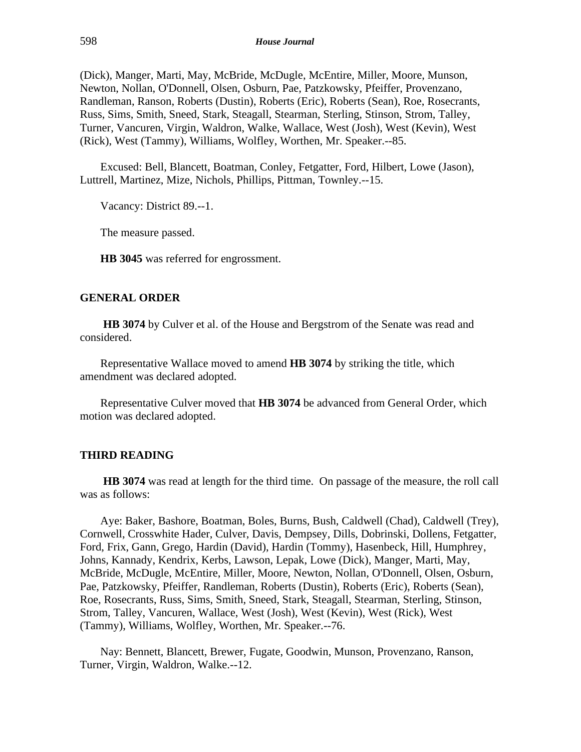(Dick), Manger, Marti, May, McBride, McDugle, McEntire, Miller, Moore, Munson, Newton, Nollan, O'Donnell, Olsen, Osburn, Pae, Patzkowsky, Pfeiffer, Provenzano, Randleman, Ranson, Roberts (Dustin), Roberts (Eric), Roberts (Sean), Roe, Rosecrants, Russ, Sims, Smith, Sneed, Stark, Steagall, Stearman, Sterling, Stinson, Strom, Talley, Turner, Vancuren, Virgin, Waldron, Walke, Wallace, West (Josh), West (Kevin), West (Rick), West (Tammy), Williams, Wolfley, Worthen, Mr. Speaker.--85.

Excused: Bell, Blancett, Boatman, Conley, Fetgatter, Ford, Hilbert, Lowe (Jason), Luttrell, Martinez, Mize, Nichols, Phillips, Pittman, Townley.--15.

Vacancy: District 89.--1.

The measure passed.

**HB 3045** was referred for engrossment.

## GENERAL ORDER

**HB 3074** by Culver et al. of the House and Bergstrom of the Senate was read and considered.

Representative Wallace moved to amend **HB 3074** by striking the title, which amendment was declared adopted.

Representative Culver moved that **HB 3074** be advanced from General Order, which motion was declared adopted.

## THIRD READING

**HB 3074** was read at length for the third time. On passage of the measure, the roll call was as follows:

Aye: Baker, Bashore, Boatman, Boles, Burns, Bush, Caldwell (Chad), Caldwell (Trey), Cornwell, Crosswhite Hader, Culver, Davis, Dempsey, Dills, Dobrinski, Dollens, Fetgatter, Ford, Frix, Gann, Grego, Hardin (David), Hardin (Tommy), Hasenbeck, Hill, Humphrey, Johns, Kannady, Kendrix, Kerbs, Lawson, Lepak, Lowe (Dick), Manger, Marti, May, McBride, McDugle, McEntire, Miller, Moore, Newton, Nollan, O'Donnell, Olsen, Osburn, Pae, Patzkowsky, Pfeiffer, Randleman, Roberts (Dustin), Roberts (Eric), Roberts (Sean), Roe, Rosecrants, Russ, Sims, Smith, Sneed, Stark, Steagall, Stearman, Sterling, Stinson, Strom, Talley, Vancuren, Wallace, West (Josh), West (Kevin), West (Rick), West (Tammy), Williams, Wolfley, Worthen, Mr. Speaker.--76.

Nay: Bennett, Blancett, Brewer, Fugate, Goodwin, Munson, Provenzano, Ranson, Turner, Virgin, Waldron, Walke.--12.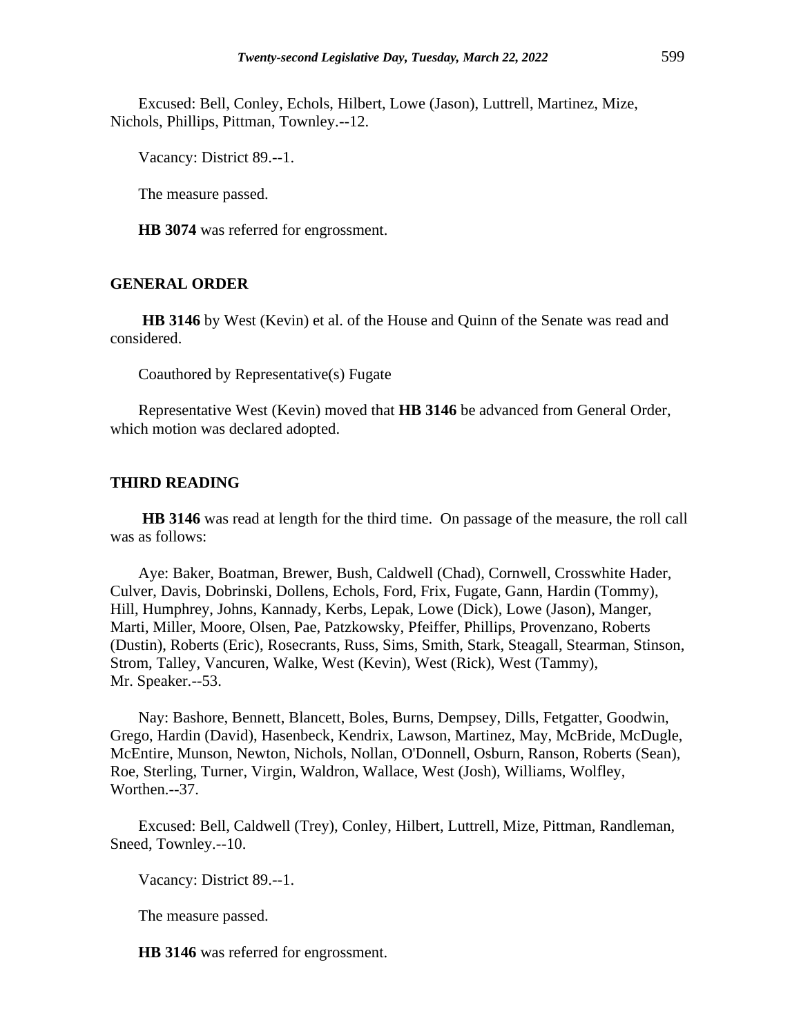Excused: Bell, Conley, Echols, Hilbert, Lowe (Jason), Luttrell, Martinez, Mize, Nichols, Phillips, Pittman, Townley.--12.

Vacancy: District 89.--1.

The measure passed.

**HB 3074** was referred for engrossment.

## GENERAL ORDER

**HB 3146** by West (Kevin) et al. of the House and Quinn of the Senate was read and considered.

Coauthored by Representative(s) Fugate

Representative West (Kevin) moved that **HB 3146** be advanced from General Order, which motion was declared adopted.

## THIRD READING

**HB 3146** was read at length for the third time. On passage of the measure, the roll call was as follows:

Aye: Baker, Boatman, Brewer, Bush, Caldwell (Chad), Cornwell, Crosswhite Hader, Culver, Davis, Dobrinski, Dollens, Echols, Ford, Frix, Fugate, Gann, Hardin (Tommy), Hill, Humphrey, Johns, Kannady, Kerbs, Lepak, Lowe (Dick), Lowe (Jason), Manger, Marti, Miller, Moore, Olsen, Pae, Patzkowsky, Pfeiffer, Phillips, Provenzano, Roberts (Dustin), Roberts (Eric), Rosecrants, Russ, Sims, Smith, Stark, Steagall, Stearman, Stinson, Strom, Talley, Vancuren, Walke, West (Kevin), West (Rick), West (Tammy), Mr. Speaker.--53.

Nay: Bashore, Bennett, Blancett, Boles, Burns, Dempsey, Dills, Fetgatter, Goodwin, Grego, Hardin (David), Hasenbeck, Kendrix, Lawson, Martinez, May, McBride, McDugle, McEntire, Munson, Newton, Nichols, Nollan, O'Donnell, Osburn, Ranson, Roberts (Sean), Roe, Sterling, Turner, Virgin, Waldron, Wallace, West (Josh), Williams, Wolfley, Worthen.--37.

Excused: Bell, Caldwell (Trey), Conley, Hilbert, Luttrell, Mize, Pittman, Randleman, Sneed, Townley.--10.

Vacancy: District 89.--1.

The measure passed.

**HB 3146** was referred for engrossment.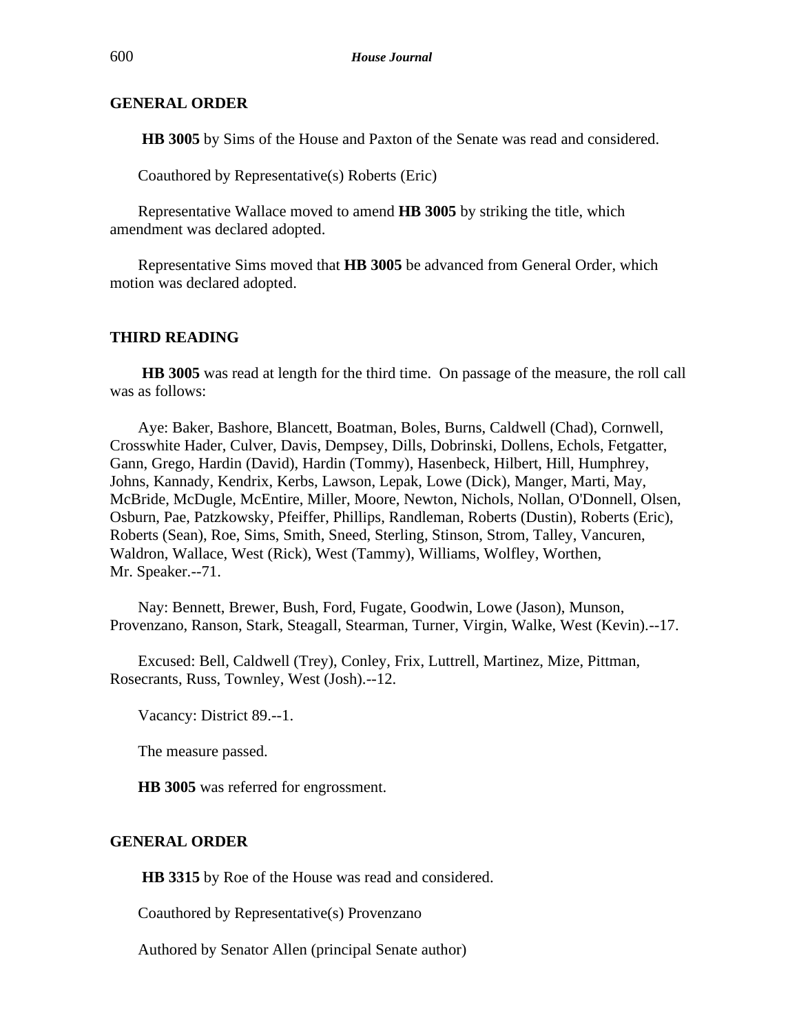## GENERAL ORDER

**HB 3005** by Sims of the House and Paxton of the Senate was read and considered.

Coauthored by Representative(s) Roberts (Eric)

Representative Wallace moved to amend **HB 3005** by striking the title, which amendment was declared adopted.

Representative Sims moved that **HB 3005** be advanced from General Order, which motion was declared adopted.

## THIRD READING

**HB 3005** was read at length for the third time. On passage of the measure, the roll call was as follows:

Aye: Baker, Bashore, Blancett, Boatman, Boles, Burns, Caldwell (Chad), Cornwell, Crosswhite Hader, Culver, Davis, Dempsey, Dills, Dobrinski, Dollens, Echols, Fetgatter, Gann, Grego, Hardin (David), Hardin (Tommy), Hasenbeck, Hilbert, Hill, Humphrey, Johns, Kannady, Kendrix, Kerbs, Lawson, Lepak, Lowe (Dick), Manger, Marti, May, McBride, McDugle, McEntire, Miller, Moore, Newton, Nichols, Nollan, O'Donnell, Olsen, Osburn, Pae, Patzkowsky, Pfeiffer, Phillips, Randleman, Roberts (Dustin), Roberts (Eric), Roberts (Sean), Roe, Sims, Smith, Sneed, Sterling, Stinson, Strom, Talley, Vancuren, Waldron, Wallace, West (Rick), West (Tammy), Williams, Wolfley, Worthen, Mr. Speaker.--71.

Nay: Bennett, Brewer, Bush, Ford, Fugate, Goodwin, Lowe (Jason), Munson, Provenzano, Ranson, Stark, Steagall, Stearman, Turner, Virgin, Walke, West (Kevin).--17.

Excused: Bell, Caldwell (Trey), Conley, Frix, Luttrell, Martinez, Mize, Pittman, Rosecrants, Russ, Townley, West (Josh).--12.

Vacancy: District 89.--1.

The measure passed.

**HB 3005** was referred for engrossment.

## GENERAL ORDER

**HB 3315** by Roe of the House was read and considered.

Coauthored by Representative(s) Provenzano

Authored by Senator Allen (principal Senate author)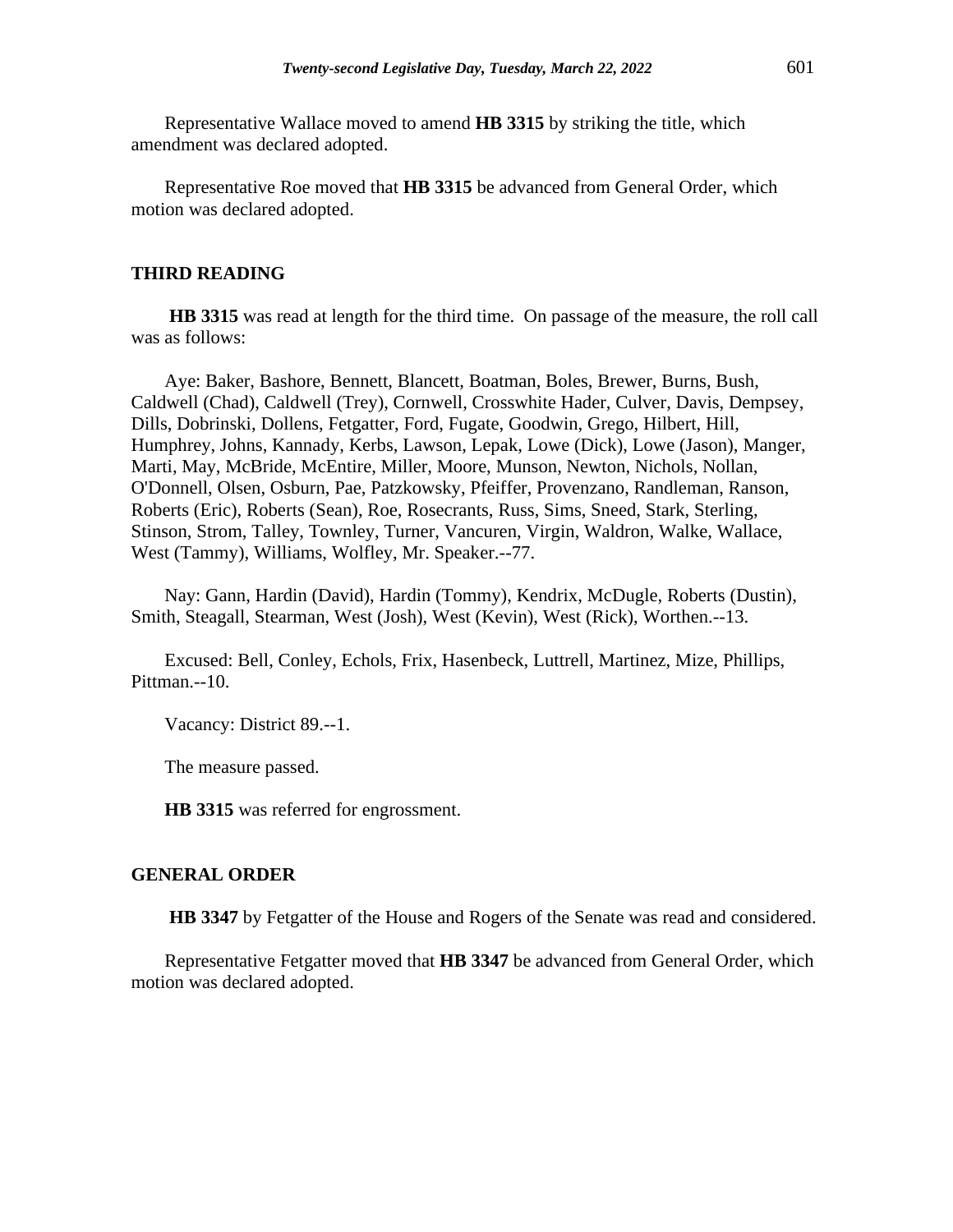Representative Wallace moved to amend **HB 3315** by striking the title, which amendment was declared adopted.

Representative Roe moved that **HB 3315** be advanced from General Order, which motion was declared adopted.

## THIRD READING

**HB 3315** was read at length for the third time. On passage of the measure, the roll call was as follows:

Aye: Baker, Bashore, Bennett, Blancett, Boatman, Boles, Brewer, Burns, Bush, Caldwell (Chad), Caldwell (Trey), Cornwell, Crosswhite Hader, Culver, Davis, Dempsey, Dills, Dobrinski, Dollens, Fetgatter, Ford, Fugate, Goodwin, Grego, Hilbert, Hill, Humphrey, Johns, Kannady, Kerbs, Lawson, Lepak, Lowe (Dick), Lowe (Jason), Manger, Marti, May, McBride, McEntire, Miller, Moore, Munson, Newton, Nichols, Nollan, O'Donnell, Olsen, Osburn, Pae, Patzkowsky, Pfeiffer, Provenzano, Randleman, Ranson, Roberts (Eric), Roberts (Sean), Roe, Rosecrants, Russ, Sims, Sneed, Stark, Sterling, Stinson, Strom, Talley, Townley, Turner, Vancuren, Virgin, Waldron, Walke, Wallace, West (Tammy), Williams, Wolfley, Mr. Speaker.--77.

Nay: Gann, Hardin (David), Hardin (Tommy), Kendrix, McDugle, Roberts (Dustin), Smith, Steagall, Stearman, West (Josh), West (Kevin), West (Rick), Worthen.--13.

Excused: Bell, Conley, Echols, Frix, Hasenbeck, Luttrell, Martinez, Mize, Phillips, Pittman.--10.

Vacancy: District 89.--1.

The measure passed.

**HB 3315** was referred for engrossment.

## GENERAL ORDER

**HB 3347** by Fetgatter of the House and Rogers of the Senate was read and considered.

Representative Fetgatter moved that **HB 3347** be advanced from General Order, which motion was declared adopted.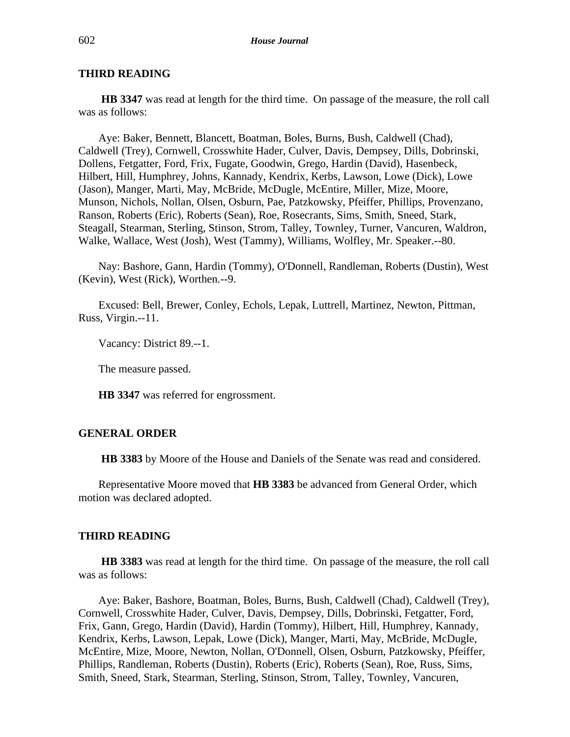**THIRD READING**

**HB 3347** was read at length for the third time. On passage of the measure, the roll call was as follows:

Aye: Baker, Bennett, Blancett, Boatman, Boles, Burns, Bush, Caldwell (Chad), Caldwell (Trey), Cornwell, Crosswhite Hader, Culver, Davis, Dempsey, Dills, Dobrinski, Dollens, Fetgatter, Ford, Frix, Fugate, Goodwin, Grego, Hardin (David), Hasenbeck, Hilbert, Hill, Humphrey, Johns, Kannady, Kendrix, Kerbs, Lawson, Lowe (Dick), Lowe (Jason), Manger, Marti, May, McBride, McDugle, McEntire, Miller, Mize, Moore, Munson, Nichols, Nollan, Olsen, Osburn, Pae, Patzkowsky, Pfeiffer, Phillips, Provenzano, Ranson, Roberts (Eric), Roberts (Sean), Roe, Rosecrants, Sims, Smith, Sneed, Stark, Steagall, Stearman, Sterling, Stinson, Strom, Talley, Townley, Turner, Vancuren, Waldron, Walke, Wallace, West (Josh), West (Tammy), Williams, Wolfley, Mr. Speaker.--80.

Nay: Bashore, Gann, Hardin (Tommy), O'Donnell, Randleman, Roberts (Dustin), West (Kevin), West (Rick), Worthen.--9.

Excused: Bell, Brewer, Conley, Echols, Lepak, Luttrell, Martinez, Newton, Pittman, Russ, Virgin.--11.

Vacancy: District 89.--1.

The measure passed.

**HB 3347** was referred for engrossment.

**GENERAL ORDER**

**HB 3383** by Moore of the House and Daniels of the Senate was read and considered.

Representative Moore moved that **HB 3383** be advanced from General Order, which motion was declared adopted.

**THIRD READING**

**HB 3383** was read at length for the third time. On passage of the measure, the roll call was as follows:

Aye: Baker, Bashore, Boatman, Boles, Burns, Bush, Caldwell (Chad), Caldwell (Trey), Cornwell, Crosswhite Hader, Culver, Davis, Dempsey, Dills, Dobrinski, Fetgatter, Ford, Frix, Gann, Grego, Hardin (David), Hardin (Tommy), Hilbert, Hill, Humphrey, Kannady, Kendrix, Kerbs, Lawson, Lepak, Lowe (Dick), Manger, Marti, May, McBride, McDugle, McEntire, Mize, Moore, Newton, Nollan, O'Donnell, Olsen, Osburn, Patzkowsky, Pfeiffer, Phillips, Randleman, Roberts (Dustin), Roberts (Eric), Roberts (Sean), Roe, Russ, Sims, Smith, Sneed, Stark, Stearman, Sterling, Stinson, Strom, Talley, Townley, Vancuren,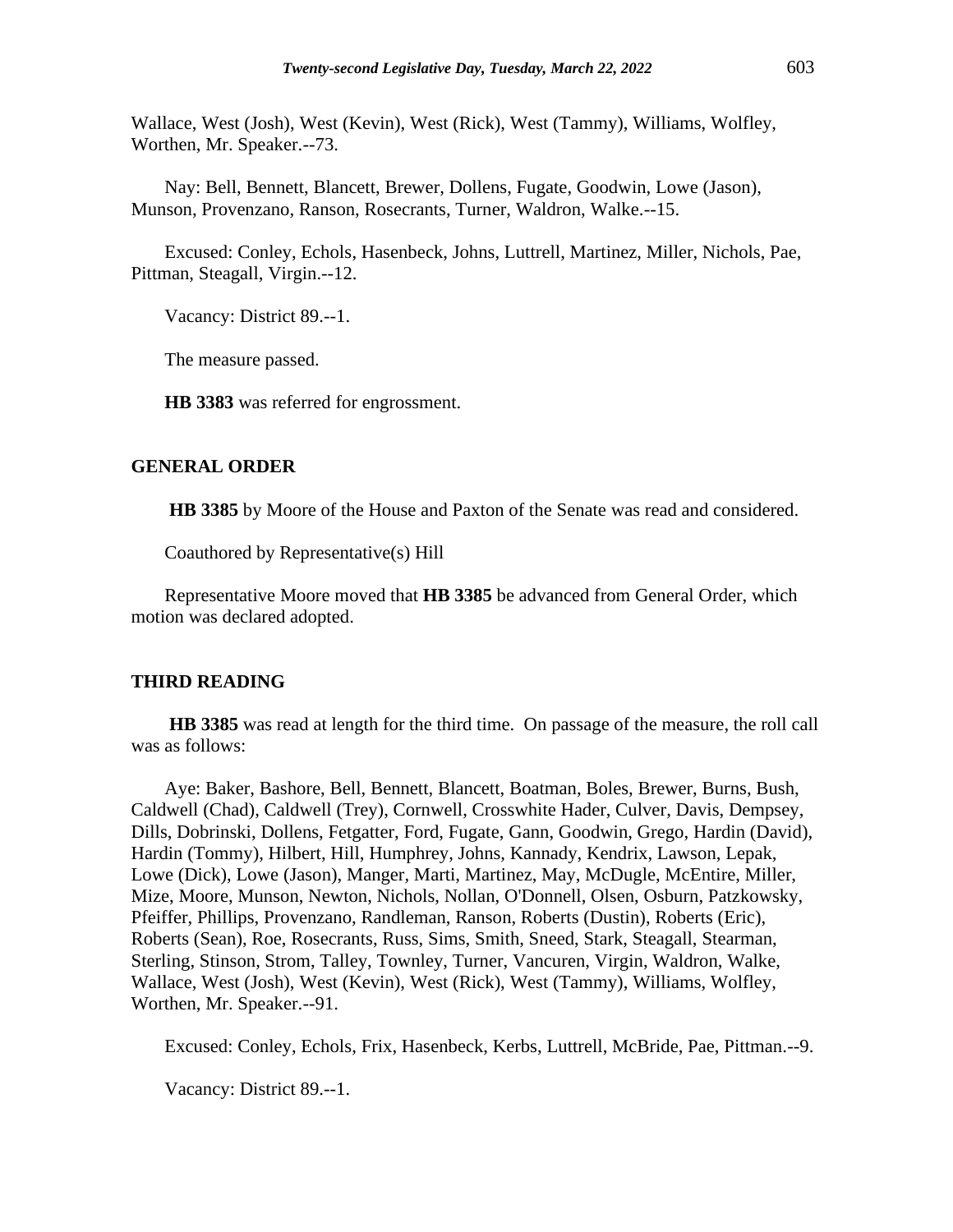Wallace, West (Josh), West (Kevin), West (Rick), West (Tammy), Williams, Wolfley, Worthen, Mr. Speaker.--73.

Nay: Bell, Bennett, Blancett, Brewer, Dollens, Fugate, Goodwin, Lowe (Jason), Munson, Provenzano, Ranson, Rosecrants, Turner, Waldron, Walke.--15.

Excused: Conley, Echols, Hasenbeck, Johns, Luttrell, Martinez, Miller, Nichols, Pae, Pittman, Steagall, Virgin.--12.

Vacancy: District 89.--1.

The measure passed.

**HB 3383** was referred for engrossment.

## GENERAL ORDER

**HB 3385** by Moore of the House and Paxton of the Senate was read and considered.

Coauthored by Representative(s) Hill

Representative Moore moved that **HB 3385** be advanced from General Order, which motion was declared adopted.

## THIRD READING

**HB 3385** was read at length for the third time. On passage of the measure, the roll call was as follows:

Aye: Baker, Bashore, Bell, Bennett, Blancett, Boatman, Boles, Brewer, Burns, Bush, Caldwell (Chad), Caldwell (Trey), Cornwell, Crosswhite Hader, Culver, Davis, Dempsey, Dills, Dobrinski, Dollens, Fetgatter, Ford, Fugate, Gann, Goodwin, Grego, Hardin (David), Hardin (Tommy), Hilbert, Hill, Humphrey, Johns, Kannady, Kendrix, Lawson, Lepak, Lowe (Dick), Lowe (Jason), Manger, Marti, Martinez, May, McDugle, McEntire, Miller, Mize, Moore, Munson, Newton, Nichols, Nollan, O'Donnell, Olsen, Osburn, Patzkowsky, Pfeiffer, Phillips, Provenzano, Randleman, Ranson, Roberts (Dustin), Roberts (Eric), Roberts (Sean), Roe, Rosecrants, Russ, Sims, Smith, Sneed, Stark, Steagall, Stearman, Sterling, Stinson, Strom, Talley, Townley, Turner, Vancuren, Virgin, Waldron, Walke, Wallace, West (Josh), West (Kevin), West (Rick), West (Tammy), Williams, Wolfley, Worthen, Mr. Speaker.--91.

Excused: Conley, Echols, Frix, Hasenbeck, Kerbs, Luttrell, McBride, Pae, Pittman.--9.

Vacancy: District 89.--1.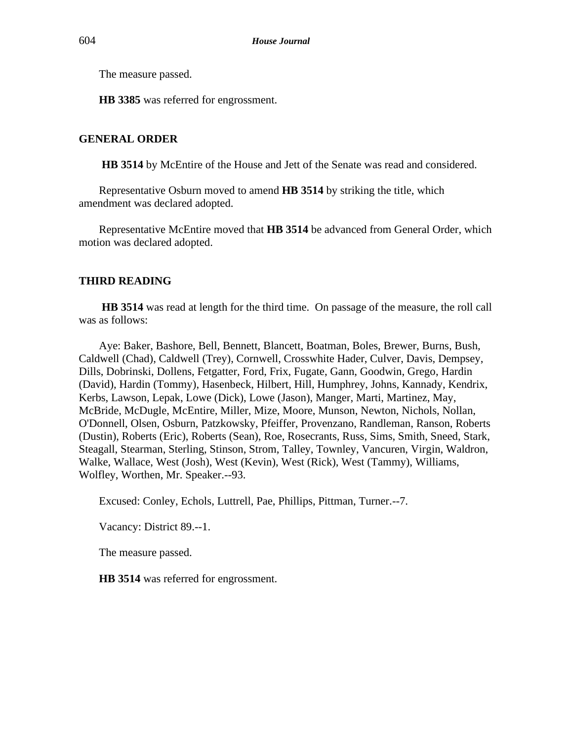The measure passed.

**HB 3385** was referred for engrossment.

## GENERAL ORDER

**HB 3514** by McEntire of the House and Jett of the Senate was read and considered.

Representative Osburn moved to amend **HB 3514** by striking the title, which amendment was declared adopted.

Representative McEntire moved that **HB 3514** be advanced from General Order, which motion was declared adopted.

## THIRD READING

**HB 3514** was read at length for the third time. On passage of the measure, the roll call was as follows:

Aye: Baker, Bashore, Bell, Bennett, Blancett, Boatman, Boles, Brewer, Burns, Bush, Caldwell (Chad), Caldwell (Trey), Cornwell, Crosswhite Hader, Culver, Davis, Dempsey, Dills, Dobrinski, Dollens, Fetgatter, Ford, Frix, Fugate, Gann, Goodwin, Grego, Hardin (David), Hardin (Tommy), Hasenbeck, Hilbert, Hill, Humphrey, Johns, Kannady, Kendrix, Kerbs, Lawson, Lepak, Lowe (Dick), Lowe (Jason), Manger, Marti, Martinez, May, McBride, McDugle, McEntire, Miller, Mize, Moore, Munson, Newton, Nichols, Nollan, O'Donnell, Olsen, Osburn, Patzkowsky, Pfeiffer, Provenzano, Randleman, Ranson, Roberts (Dustin), Roberts (Eric), Roberts (Sean), Roe, Rosecrants, Russ, Sims, Smith, Sneed, Stark, Steagall, Stearman, Sterling, Stinson, Strom, Talley, Townley, Vancuren, Virgin, Waldron, Walke, Wallace, West (Josh), West (Kevin), West (Rick), West (Tammy), Williams, Wolfley, Worthen, Mr. Speaker.--93.

Excused: Conley, Echols, Luttrell, Pae, Phillips, Pittman, Turner.--7.

Vacancy: District 89.--1.

The measure passed.

**HB 3514** was referred for engrossment.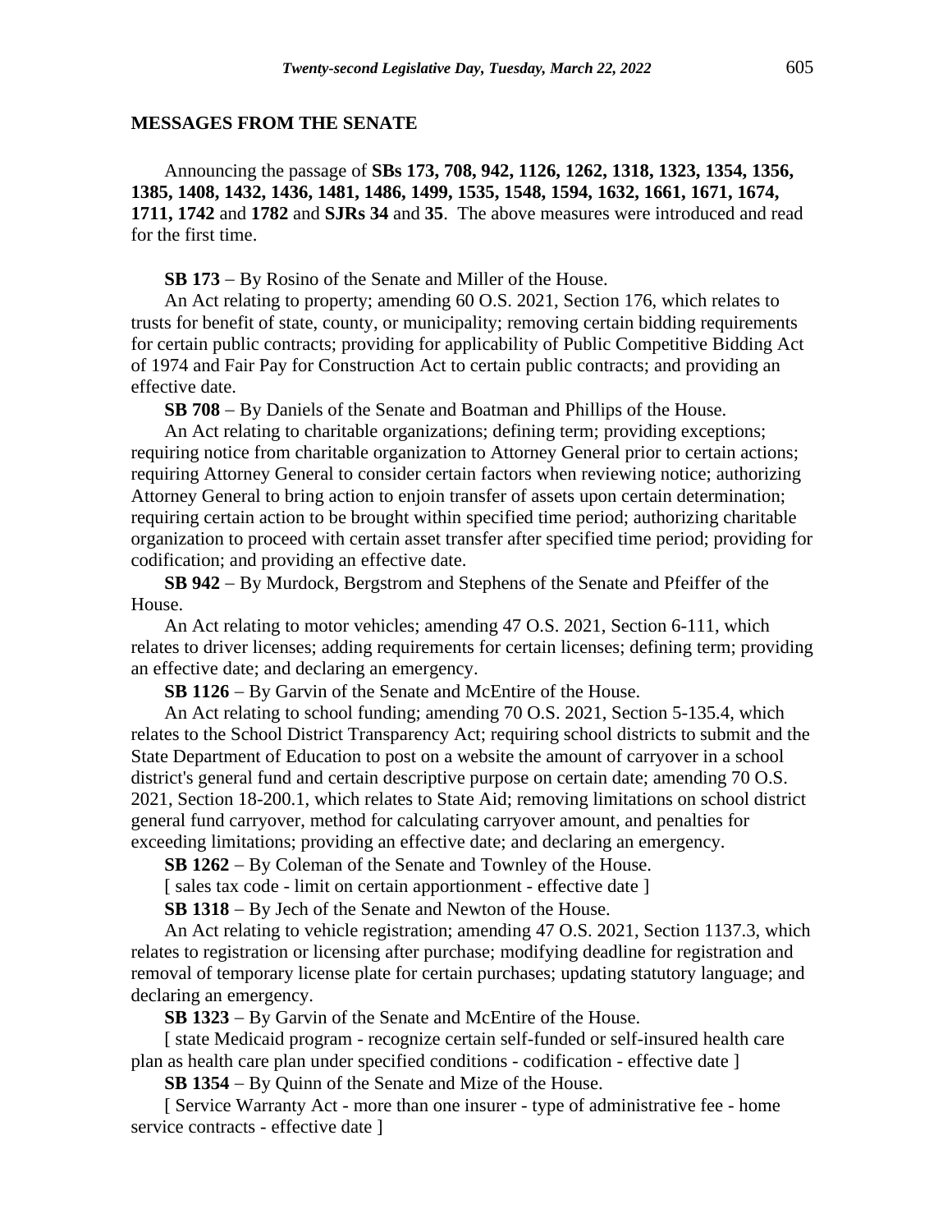## MESSAGES FROM THE SENATE

Announcing the passage of **SBs 173, 708, 942, 1126, 1262, 1318, 1323, 1354, 1356, 1385, 1408, 1432, 1436, 1481, 1486, 1499, 1535, 1548, 1594, 1632, 1661, 1671, 1674, 1711, 1742** and **1782** and **SJRs 34** and **35**. The above measures were introduced and read for the first time.

**SB 173** − By Rosino of the Senate and Miller of the House.

An Act relating to property; amending 60 O.S. 2021, Section 176, which relates to trusts for benefit of state, county, or municipality; removing certain bidding requirements for certain public contracts; providing for applicability of Public Competitive Bidding Act of 1974 and Fair Pay for Construction Act to certain public contracts; and providing an effective date.

**SB 708** − By Daniels of the Senate and Boatman and Phillips of the House.

An Act relating to charitable organizations; defining term; providing exceptions; requiring notice from charitable organization to Attorney General prior to certain actions; requiring Attorney General to consider certain factors when reviewing notice; authorizing Attorney General to bring action to enjoin transfer of assets upon certain determination; requiring certain action to be brought within specified time period; authorizing charitable organization to proceed with certain asset transfer after specified time period; providing for codification; and providing an effective date.

**SB 942** − By Murdock, Bergstrom and Stephens of the Senate and Pfeiffer of the House.

An Act relating to motor vehicles; amending 47 O.S. 2021, Section 6-111, which relates to driver licenses; adding requirements for certain licenses; defining term; providing an effective date; and declaring an emergency.

**SB 1126** − By Garvin of the Senate and McEntire of the House.

An Act relating to school funding; amending 70 O.S. 2021, Section 5-135.4, which relates to the School District Transparency Act; requiring school districts to submit and the State Department of Education to post on a website the amount of carryover in a school district's general fund and certain descriptive purpose on certain date; amending 70 O.S. 2021, Section 18-200.1, which relates to State Aid; removing limitations on school district general fund carryover, method for calculating carryover amount, and penalties for exceeding limitations; providing an effective date; and declaring an emergency.

**SB 1262** − By Coleman of the Senate and Townley of the House.

[ sales tax code - limit on certain apportionment - effective date ]

**SB 1318** − By Jech of the Senate and Newton of the House.

An Act relating to vehicle registration; amending 47 O.S. 2021, Section 1137.3, which relates to registration or licensing after purchase; modifying deadline for registration and removal of temporary license plate for certain purchases; updating statutory language; and declaring an emergency.

**SB 1323** − By Garvin of the Senate and McEntire of the House.

[ state Medicaid program - recognize certain self-funded or self-insured health care plan as health care plan under specified conditions - codification - effective date ]

**SB 1354** − By Quinn of the Senate and Mize of the House.

[ Service Warranty Act - more than one insurer - type of administrative fee - home service contracts - effective date ]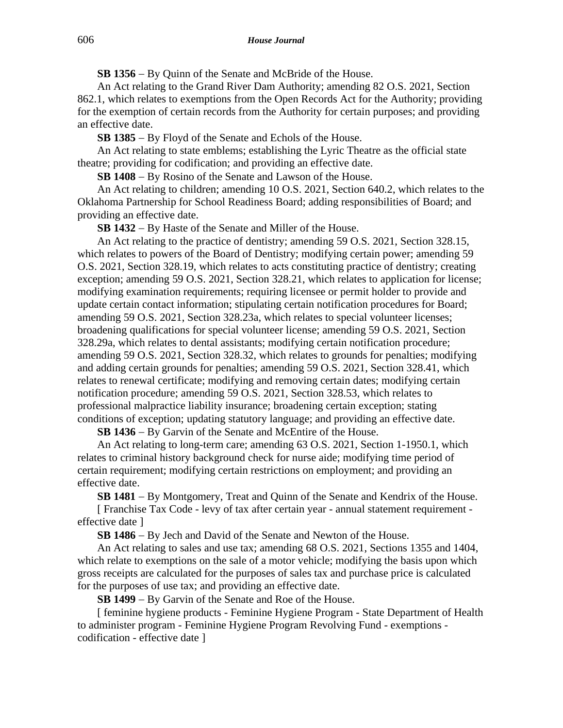**SB 1356** − By Quinn of the Senate and McBride of the House.

An Act relating to the Grand River Dam Authority; amending 82 O.S. 2021, Section 862.1, which relates to exemptions from the Open Records Act for the Authority; providing for the exemption of certain records from the Authority for certain purposes; and providing an effective date.

**SB 1385** − By Floyd of the Senate and Echols of the House.

An Act relating to state emblems; establishing the Lyric Theatre as the official state theatre; providing for codification; and providing an effective date.

**SB 1408** − By Rosino of the Senate and Lawson of the House.

An Act relating to children; amending 10 O.S. 2021, Section 640.2, which relates to the Oklahoma Partnership for School Readiness Board; adding responsibilities of Board; and providing an effective date.

**SB 1432** − By Haste of the Senate and Miller of the House.

An Act relating to the practice of dentistry; amending 59 O.S. 2021, Section 328.15, which relates to powers of the Board of Dentistry; modifying certain power; amending 59 O.S. 2021, Section 328.19, which relates to acts constituting practice of dentistry; creating exception; amending 59 O.S. 2021, Section 328.21, which relates to application for license; modifying examination requirements; requiring licensee or permit holder to provide and update certain contact information; stipulating certain notification procedures for Board; amending 59 O.S. 2021, Section 328.23a, which relates to special volunteer licenses; broadening qualifications for special volunteer license; amending 59 O.S. 2021, Section 328.29a, which relates to dental assistants; modifying certain notification procedure; amending 59 O.S. 2021, Section 328.32, which relates to grounds for penalties; modifying and adding certain grounds for penalties; amending 59 O.S. 2021, Section 328.41, which relates to renewal certificate; modifying and removing certain dates; modifying certain notification procedure; amending 59 O.S. 2021, Section 328.53, which relates to professional malpractice liability insurance; broadening certain exception; stating conditions of exception; updating statutory language; and providing an effective date.

**SB 1436** − By Garvin of the Senate and McEntire of the House.

An Act relating to long-term care; amending 63 O.S. 2021, Section 1-1950.1, which relates to criminal history background check for nurse aide; modifying time period of certain requirement; modifying certain restrictions on employment; and providing an effective date.

**SB 1481** − By Montgomery, Treat and Quinn of the Senate and Kendrix of the House.

[ Franchise Tax Code - levy of tax after certain year - annual statement requirement - effective date ]

**SB 1486** − By Jech and David of the Senate and Newton of the House.

An Act relating to sales and use tax; amending 68 O.S. 2021, Sections 1355 and 1404, which relate to exemptions on the sale of a motor vehicle; modifying the basis upon which gross receipts are calculated for the purposes of sales tax and purchase price is calculated for the purposes of use tax; and providing an effective date.

**SB 1499** − By Garvin of the Senate and Roe of the House.

[ feminine hygiene products - Feminine Hygiene Program - State Department of Health to administer program - Feminine Hygiene Program Revolving Fund - exemptions - codification - effective date ]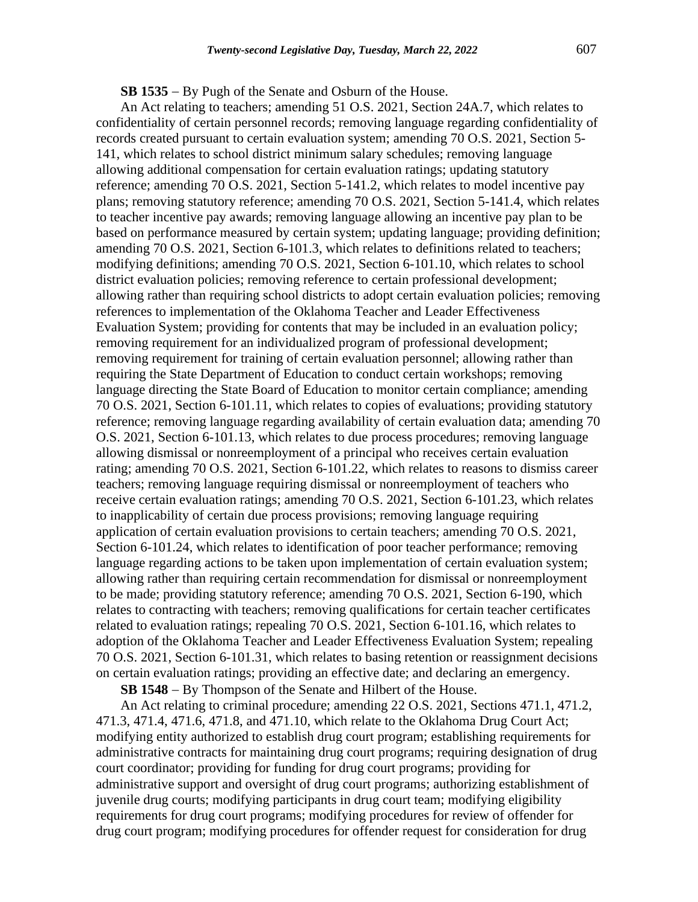**SB 1535** − By Pugh of the Senate and Osburn of the House.

An Act relating to teachers; amending 51 O.S. 2021, Section 24A.7, which relates to confidentiality of certain personnel records; removing language regarding confidentiality of records created pursuant to certain evaluation system; amending 70 O.S. 2021, Section 5-141, which relates to school district minimum salary schedules; removing language allowing additional compensation for certain evaluation ratings; updating statutory reference; amending 70 O.S. 2021, Section 5-141.2, which relates to model incentive pay plans; removing statutory reference; amending 70 O.S. 2021, Section 5-141.4, which relates to teacher incentive pay awards; removing language allowing an incentive pay plan to be based on performance measured by certain system; updating language; providing definition; amending 70 O.S. 2021, Section 6-101.3, which relates to definitions related to teachers; modifying definitions; amending 70 O.S. 2021, Section 6-101.10, which relates to school district evaluation policies; removing reference to certain professional development; allowing rather than requiring school districts to adopt certain evaluation policies; removing references to implementation of the Oklahoma Teacher and Leader Effectiveness Evaluation System; providing for contents that may be included in an evaluation policy; removing requirement for an individualized program of professional development; removing requirement for training of certain evaluation personnel; allowing rather than requiring the State Department of Education to conduct certain workshops; removing language directing the State Board of Education to monitor certain compliance; amending 70 O.S. 2021, Section 6-101.11, which relates to copies of evaluations; providing statutory reference; removing language regarding availability of certain evaluation data; amending 70 O.S. 2021, Section 6-101.13, which relates to due process procedures; removing language allowing dismissal or nonreemployment of a principal who receives certain evaluation rating; amending 70 O.S. 2021, Section 6-101.22, which relates to reasons to dismiss career teachers; removing language requiring dismissal or nonreemployment of teachers who receive certain evaluation ratings; amending 70 O.S. 2021, Section 6-101.23, which relates to inapplicability of certain due process provisions; removing language requiring application of certain evaluation provisions to certain teachers; amending 70 O.S. 2021, Section 6-101.24, which relates to identification of poor teacher performance; removing language regarding actions to be taken upon implementation of certain evaluation system; allowing rather than requiring certain recommendation for dismissal or nonreemployment to be made; providing statutory reference; amending 70 O.S. 2021, Section 6-190, which relates to contracting with teachers; removing qualifications for certain teacher certificates related to evaluation ratings; repealing 70 O.S. 2021, Section 6-101.16, which relates to adoption of the Oklahoma Teacher and Leader Effectiveness Evaluation System; repealing 70 O.S. 2021, Section 6-101.31, which relates to basing retention or reassignment decisions on certain evaluation ratings; providing an effective date; and declaring an emergency.

**SB 1548** − By Thompson of the Senate and Hilbert of the House.

An Act relating to criminal procedure; amending 22 O.S. 2021, Sections 471.1, 471.2, 471.3, 471.4, 471.6, 471.8, and 471.10, which relate to the Oklahoma Drug Court Act; modifying entity authorized to establish drug court program; establishing requirements for administrative contracts for maintaining drug court programs; requiring designation of drug court coordinator; providing for funding for drug court programs; providing for administrative support and oversight of drug court programs; authorizing establishment of juvenile drug courts; modifying participants in drug court team; modifying eligibility requirements for drug court programs; modifying procedures for review of offender for drug court program; modifying procedures for offender request for consideration for drug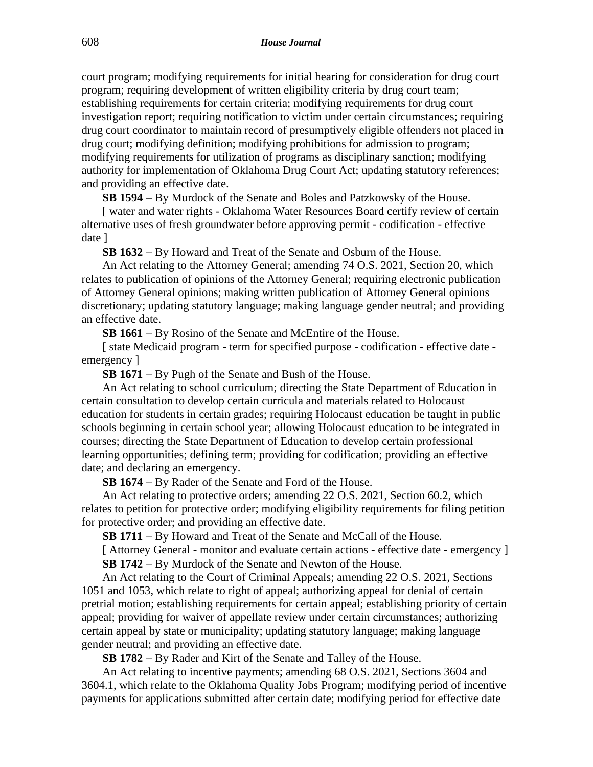court program; modifying requirements for initial hearing for consideration for drug court program; requiring development of written eligibility criteria by drug court team; establishing requirements for certain criteria; modifying requirements for drug court investigation report; requiring notification to victim under certain circumstances; requiring drug court coordinator to maintain record of presumptively eligible offenders not placed in drug court; modifying definition; modifying prohibitions for admission to program; modifying requirements for utilization of programs as disciplinary sanction; modifying authority for implementation of Oklahoma Drug Court Act; updating statutory references; and providing an effective date.

**SB 1594** − By Murdock of the Senate and Boles and Patzkowsky of the House.

[ water and water rights - Oklahoma Water Resources Board certify review of certain alternative uses of fresh groundwater before approving permit - codification - effective date ]

**SB 1632** − By Howard and Treat of the Senate and Osburn of the House.

An Act relating to the Attorney General; amending 74 O.S. 2021, Section 20, which relates to publication of opinions of the Attorney General; requiring electronic publication of Attorney General opinions; making written publication of Attorney General opinions discretionary; updating statutory language; making language gender neutral; and providing an effective date.

**SB 1661** − By Rosino of the Senate and McEntire of the House.

[ state Medicaid program - term for specified purpose - codification - effective date - emergency ]

**SB 1671** − By Pugh of the Senate and Bush of the House.

An Act relating to school curriculum; directing the State Department of Education in certain consultation to develop certain curricula and materials related to Holocaust education for students in certain grades; requiring Holocaust education be taught in public schools beginning in certain school year; allowing Holocaust education to be integrated in courses; directing the State Department of Education to develop certain professional learning opportunities; defining term; providing for codification; providing an effective date; and declaring an emergency.

**SB 1674** − By Rader of the Senate and Ford of the House.

An Act relating to protective orders; amending 22 O.S. 2021, Section 60.2, which relates to petition for protective order; modifying eligibility requirements for filing petition for protective order; and providing an effective date.

**SB 1711** − By Howard and Treat of the Senate and McCall of the House.

[ Attorney General - monitor and evaluate certain actions - effective date - emergency ]

**SB 1742** − By Murdock of the Senate and Newton of the House.

An Act relating to the Court of Criminal Appeals; amending 22 O.S. 2021, Sections 1051 and 1053, which relate to right of appeal; authorizing appeal for denial of certain pretrial motion; establishing requirements for certain appeal; establishing priority of certain appeal; providing for waiver of appellate review under certain circumstances; authorizing certain appeal by state or municipality; updating statutory language; making language gender neutral; and providing an effective date.

**SB 1782** − By Rader and Kirt of the Senate and Talley of the House.

An Act relating to incentive payments; amending 68 O.S. 2021, Sections 3604 and 3604.1, which relate to the Oklahoma Quality Jobs Program; modifying period of incentive payments for applications submitted after certain date; modifying period for effective date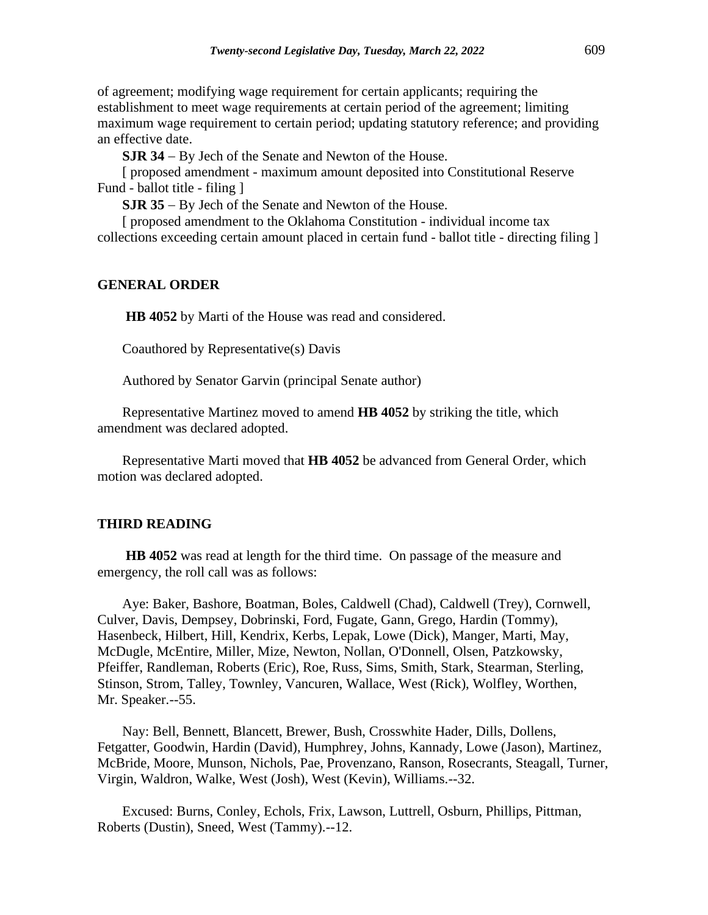of agreement; modifying wage requirement for certain applicants; requiring the establishment to meet wage requirements at certain period of the agreement; limiting maximum wage requirement to certain period; updating statutory reference; and providing an effective date.

**SJR 34** − By Jech of the Senate and Newton of the House.

[ proposed amendment - maximum amount deposited into Constitutional Reserve Fund - ballot title - filing ]

**SJR 35** − By Jech of the Senate and Newton of the House.

[ proposed amendment to the Oklahoma Constitution - individual income tax collections exceeding certain amount placed in certain fund - ballot title - directing filing ]

## GENERAL ORDER

**HB 4052** by Marti of the House was read and considered.

Coauthored by Representative(s) Davis

Authored by Senator Garvin (principal Senate author)

Representative Martinez moved to amend **HB 4052** by striking the title, which amendment was declared adopted.

Representative Marti moved that **HB 4052** be advanced from General Order, which motion was declared adopted.

## THIRD READING

**HB 4052** was read at length for the third time. On passage of the measure and emergency, the roll call was as follows:

Aye: Baker, Bashore, Boatman, Boles, Caldwell (Chad), Caldwell (Trey), Cornwell, Culver, Davis, Dempsey, Dobrinski, Ford, Fugate, Gann, Grego, Hardin (Tommy), Hasenbeck, Hilbert, Hill, Kendrix, Kerbs, Lepak, Lowe (Dick), Manger, Marti, May, McDugle, McEntire, Miller, Mize, Newton, Nollan, O'Donnell, Olsen, Patzkowsky, Pfeiffer, Randleman, Roberts (Eric), Roe, Russ, Sims, Smith, Stark, Stearman, Sterling, Stinson, Strom, Talley, Townley, Vancuren, Wallace, West (Rick), Wolfley, Worthen, Mr. Speaker.--55.

Nay: Bell, Bennett, Blancett, Brewer, Bush, Crosswhite Hader, Dills, Dollens, Fetgatter, Goodwin, Hardin (David), Humphrey, Johns, Kannady, Lowe (Jason), Martinez, McBride, Moore, Munson, Nichols, Pae, Provenzano, Ranson, Rosecrants, Steagall, Turner, Virgin, Waldron, Walke, West (Josh), West (Kevin), Williams.--32.

Excused: Burns, Conley, Echols, Frix, Lawson, Luttrell, Osburn, Phillips, Pittman, Roberts (Dustin), Sneed, West (Tammy).--12.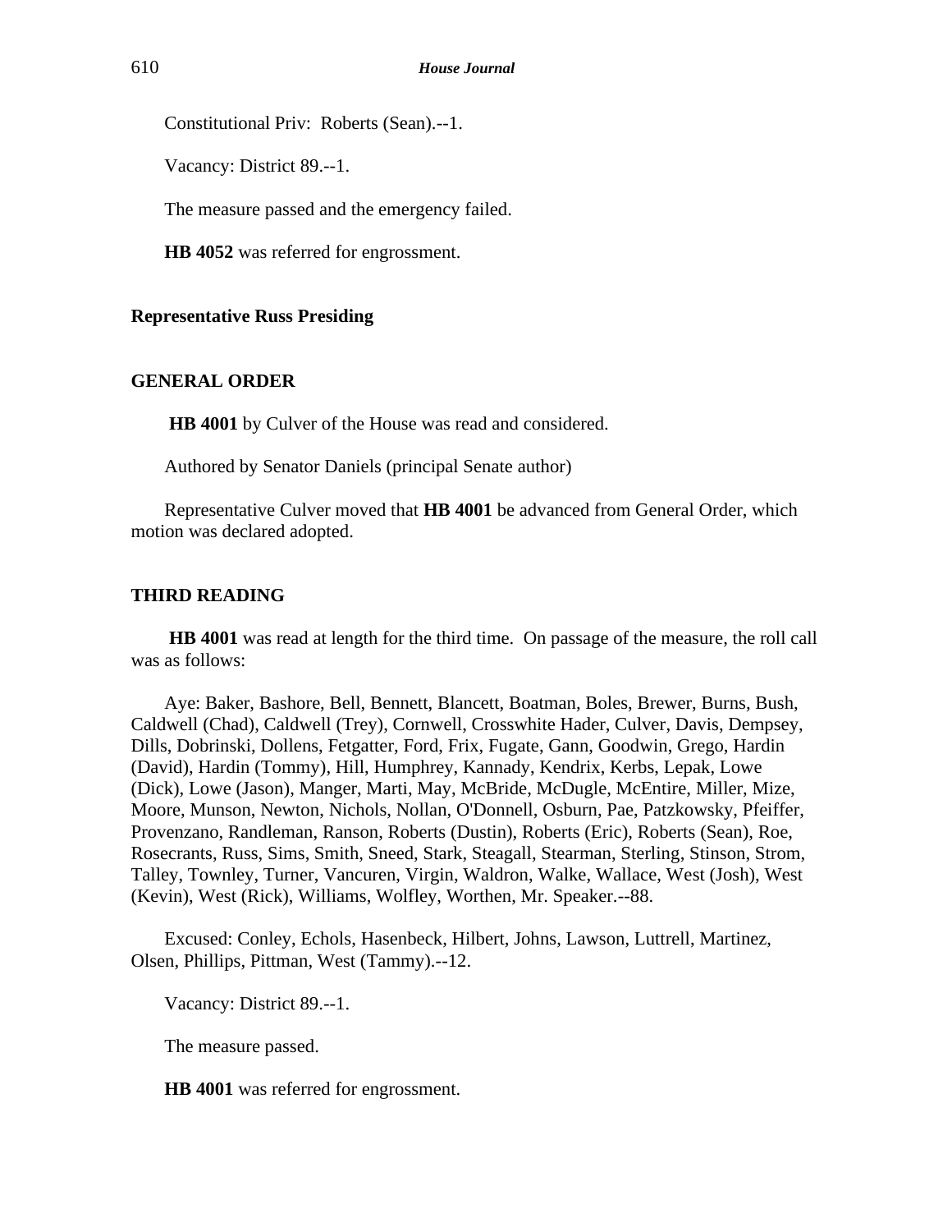Constitutional Priv: Roberts (Sean).--1.

Vacancy: District 89.--1.

The measure passed and the emergency failed.

**HB 4052** was referred for engrossment.

**Representative Russ Presiding**

**GENERAL ORDER**

**HB 4001** by Culver of the House was read and considered.

Authored by Senator Daniels (principal Senate author)

Representative Culver moved that **HB 4001** be advanced from General Order, which motion was declared adopted.

**THIRD READING**

**HB 4001** was read at length for the third time. On passage of the measure, the roll call was as follows:

Aye: Baker, Bashore, Bell, Bennett, Blancett, Boatman, Boles, Brewer, Burns, Bush, Caldwell (Chad), Caldwell (Trey), Cornwell, Crosswhite Hader, Culver, Davis, Dempsey, Dills, Dobrinski, Dollens, Fetgatter, Ford, Frix, Fugate, Gann, Goodwin, Grego, Hardin (David), Hardin (Tommy), Hill, Humphrey, Kannady, Kendrix, Kerbs, Lepak, Lowe (Dick), Lowe (Jason), Manger, Marti, May, McBride, McDugle, McEntire, Miller, Mize, Moore, Munson, Newton, Nichols, Nollan, O'Donnell, Osburn, Pae, Patzkowsky, Pfeiffer, Provenzano, Randleman, Ranson, Roberts (Dustin), Roberts (Eric), Roberts (Sean), Roe, Rosecrants, Russ, Sims, Smith, Sneed, Stark, Steagall, Stearman, Sterling, Stinson, Strom, Talley, Townley, Turner, Vancuren, Virgin, Waldron, Walke, Wallace, West (Josh), West (Kevin), West (Rick), Williams, Wolfley, Worthen, Mr. Speaker.--88.

Excused: Conley, Echols, Hasenbeck, Hilbert, Johns, Lawson, Luttrell, Martinez, Olsen, Phillips, Pittman, West (Tammy).--12.

Vacancy: District 89.--1.

The measure passed.

**HB 4001** was referred for engrossment.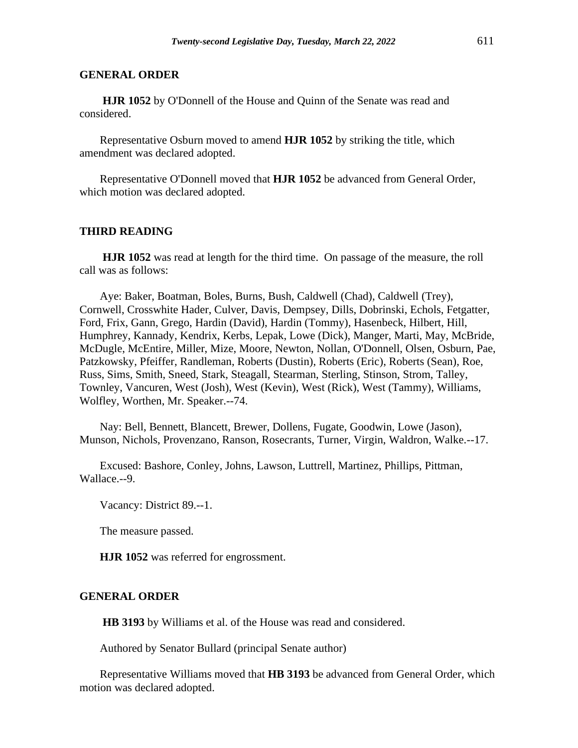**GENERAL ORDER**

**HJR 1052** by O'Donnell of the House and Quinn of the Senate was read and considered.

Representative Osburn moved to amend **HJR 1052** by striking the title, which amendment was declared adopted.

Representative O'Donnell moved that **HJR 1052** be advanced from General Order, which motion was declared adopted.

**THIRD READING**

**HJR 1052** was read at length for the third time. On passage of the measure, the roll call was as follows:

Aye: Baker, Boatman, Boles, Burns, Bush, Caldwell (Chad), Caldwell (Trey), Cornwell, Crosswhite Hader, Culver, Davis, Dempsey, Dills, Dobrinski, Echols, Fetgatter, Ford, Frix, Gann, Grego, Hardin (David), Hardin (Tommy), Hasenbeck, Hilbert, Hill, Humphrey, Kannady, Kendrix, Kerbs, Lepak, Lowe (Dick), Manger, Marti, May, McBride, McDugle, McEntire, Miller, Mize, Moore, Newton, Nollan, O'Donnell, Olsen, Osburn, Pae, Patzkowsky, Pfeiffer, Randleman, Roberts (Dustin), Roberts (Eric), Roberts (Sean), Roe, Russ, Sims, Smith, Sneed, Stark, Steagall, Stearman, Sterling, Stinson, Strom, Talley, Townley, Vancuren, West (Josh), West (Kevin), West (Rick), West (Tammy), Williams, Wolfley, Worthen, Mr. Speaker.--74.

Nay: Bell, Bennett, Blancett, Brewer, Dollens, Fugate, Goodwin, Lowe (Jason), Munson, Nichols, Provenzano, Ranson, Rosecrants, Turner, Virgin, Waldron, Walke.--17.

Excused: Bashore, Conley, Johns, Lawson, Luttrell, Martinez, Phillips, Pittman, Wallace.--9.

Vacancy: District 89.--1.

The measure passed.

**HJR 1052** was referred for engrossment.

**GENERAL ORDER**

**HB 3193** by Williams et al. of the House was read and considered.

Authored by Senator Bullard (principal Senate author)

Representative Williams moved that **HB 3193** be advanced from General Order, which motion was declared adopted.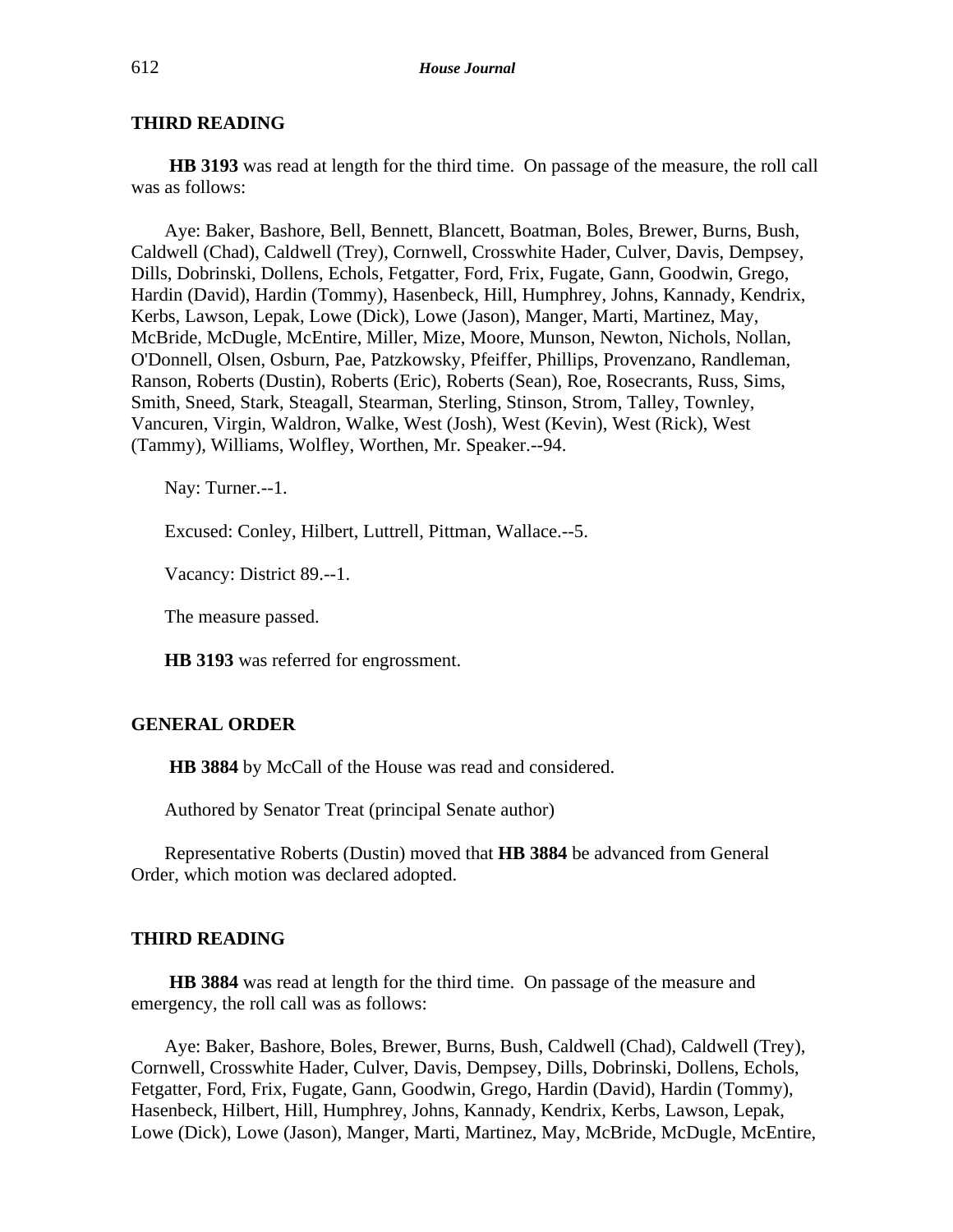**THIRD READING**

**HB 3193** was read at length for the third time. On passage of the measure, the roll call was as follows:

Aye: Baker, Bashore, Bell, Bennett, Blancett, Boatman, Boles, Brewer, Burns, Bush, Caldwell (Chad), Caldwell (Trey), Cornwell, Crosswhite Hader, Culver, Davis, Dempsey, Dills, Dobrinski, Dollens, Echols, Fetgatter, Ford, Frix, Fugate, Gann, Goodwin, Grego, Hardin (David), Hardin (Tommy), Hasenbeck, Hill, Humphrey, Johns, Kannady, Kendrix, Kerbs, Lawson, Lepak, Lowe (Dick), Lowe (Jason), Manger, Marti, Martinez, May, McBride, McDugle, McEntire, Miller, Mize, Moore, Munson, Newton, Nichols, Nollan, O'Donnell, Olsen, Osburn, Pae, Patzkowsky, Pfeiffer, Phillips, Provenzano, Randleman, Ranson, Roberts (Dustin), Roberts (Eric), Roberts (Sean), Roe, Rosecrants, Russ, Sims, Smith, Sneed, Stark, Steagall, Stearman, Sterling, Stinson, Strom, Talley, Townley, Vancuren, Virgin, Waldron, Walke, West (Josh), West (Kevin), West (Rick), West (Tammy), Williams, Wolfley, Worthen, Mr. Speaker.--94.

Nay: Turner.--1.

Excused: Conley, Hilbert, Luttrell, Pittman, Wallace.--5.

Vacancy: District 89.--1.

The measure passed.

**HB 3193** was referred for engrossment.

**GENERAL ORDER**

**HB 3884** by McCall of the House was read and considered.

Authored by Senator Treat (principal Senate author)

Representative Roberts (Dustin) moved that **HB 3884** be advanced from General Order, which motion was declared adopted.

**THIRD READING**

**HB 3884** was read at length for the third time. On passage of the measure and emergency, the roll call was as follows:

Aye: Baker, Bashore, Boles, Brewer, Burns, Bush, Caldwell (Chad), Caldwell (Trey), Cornwell, Crosswhite Hader, Culver, Davis, Dempsey, Dills, Dobrinski, Dollens, Echols, Fetgatter, Ford, Frix, Fugate, Gann, Goodwin, Grego, Hardin (David), Hardin (Tommy), Hasenbeck, Hilbert, Hill, Humphrey, Johns, Kannady, Kendrix, Kerbs, Lawson, Lepak, Lowe (Dick), Lowe (Jason), Manger, Marti, Martinez, May, McBride, McDugle, McEntire,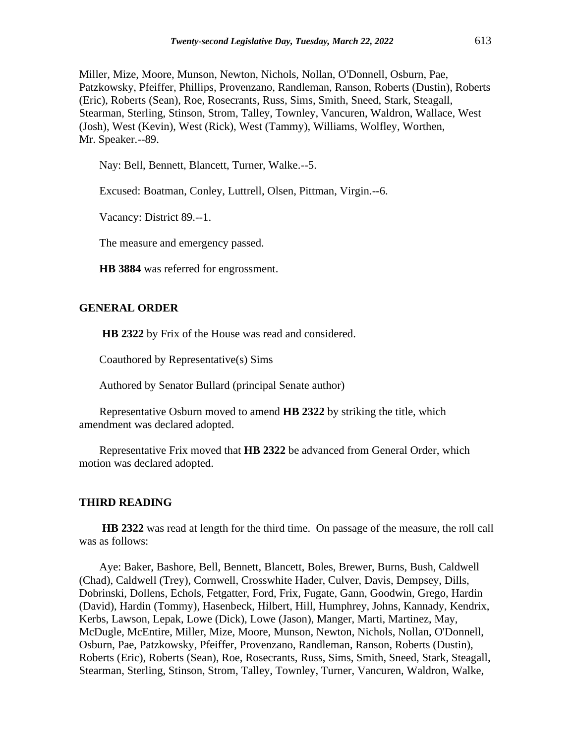Miller, Mize, Moore, Munson, Newton, Nichols, Nollan, O'Donnell, Osburn, Pae, Patzkowsky, Pfeiffer, Phillips, Provenzano, Randleman, Ranson, Roberts (Dustin), Roberts (Eric), Roberts (Sean), Roe, Rosecrants, Russ, Sims, Smith, Sneed, Stark, Steagall, Stearman, Sterling, Stinson, Strom, Talley, Townley, Vancuren, Waldron, Wallace, West (Josh), West (Kevin), West (Rick), West (Tammy), Williams, Wolfley, Worthen, Mr. Speaker.--89.

Nay: Bell, Bennett, Blancett, Turner, Walke.--5.

Excused: Boatman, Conley, Luttrell, Olsen, Pittman, Virgin.--6.

Vacancy: District 89.--1.

The measure and emergency passed.

**HB 3884** was referred for engrossment.

## GENERAL ORDER

**HB 2322** by Frix of the House was read and considered.

Coauthored by Representative(s) Sims

Authored by Senator Bullard (principal Senate author)

Representative Osburn moved to amend **HB 2322** by striking the title, which amendment was declared adopted.

Representative Frix moved that **HB 2322** be advanced from General Order, which motion was declared adopted.

## THIRD READING

**HB 2322** was read at length for the third time. On passage of the measure, the roll call was as follows:

Aye: Baker, Bashore, Bell, Bennett, Blancett, Boles, Brewer, Burns, Bush, Caldwell (Chad), Caldwell (Trey), Cornwell, Crosswhite Hader, Culver, Davis, Dempsey, Dills, Dobrinski, Dollens, Echols, Fetgatter, Ford, Frix, Fugate, Gann, Goodwin, Grego, Hardin (David), Hardin (Tommy), Hasenbeck, Hilbert, Hill, Humphrey, Johns, Kannady, Kendrix, Kerbs, Lawson, Lepak, Lowe (Dick), Lowe (Jason), Manger, Marti, Martinez, May, McDugle, McEntire, Miller, Mize, Moore, Munson, Newton, Nichols, Nollan, O'Donnell, Osburn, Pae, Patzkowsky, Pfeiffer, Provenzano, Randleman, Ranson, Roberts (Dustin), Roberts (Eric), Roberts (Sean), Roe, Rosecrants, Russ, Sims, Smith, Sneed, Stark, Steagall, Stearman, Sterling, Stinson, Strom, Talley, Townley, Turner, Vancuren, Waldron, Walke,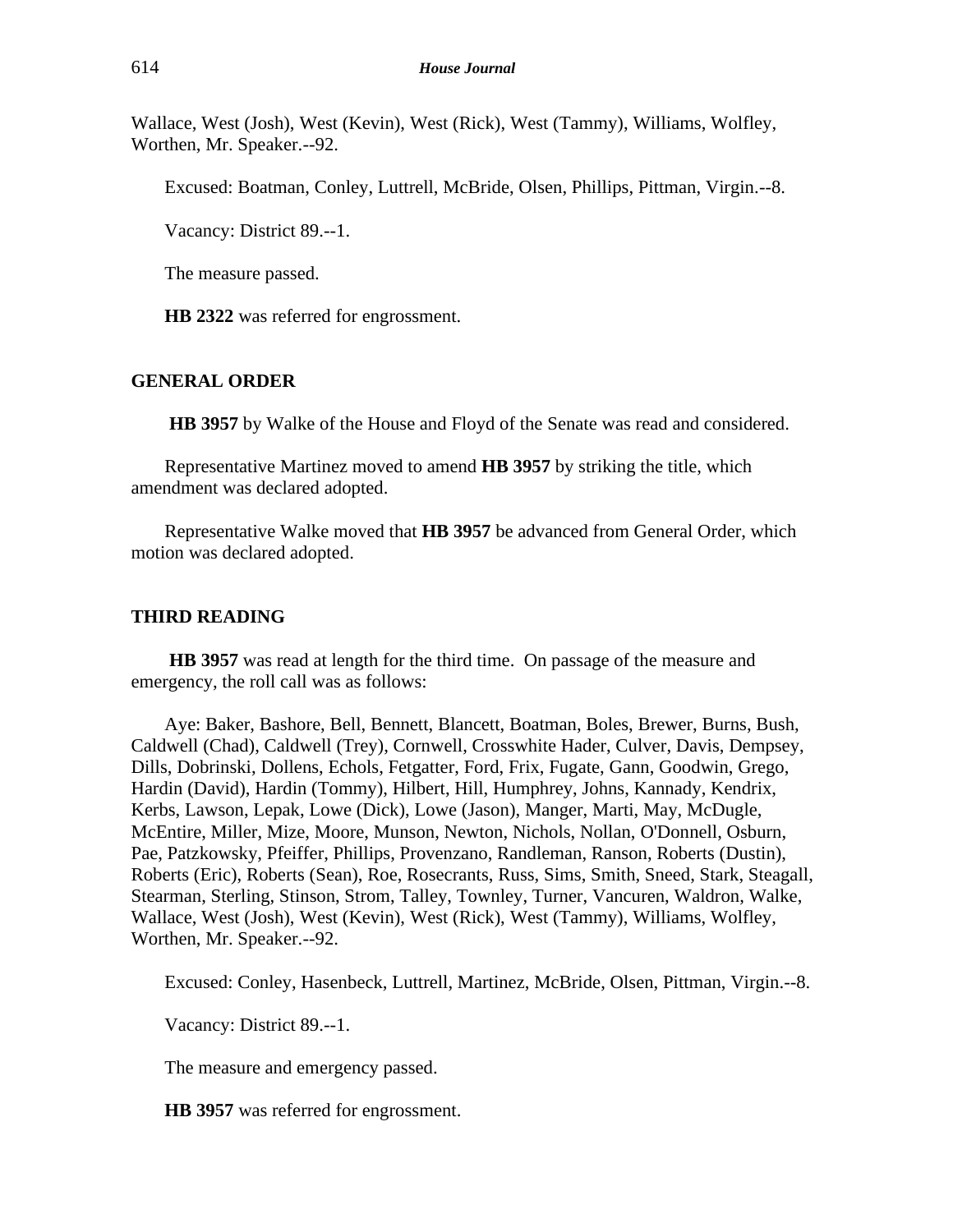Wallace, West (Josh), West (Kevin), West (Rick), West (Tammy), Williams, Wolfley, Worthen, Mr. Speaker.--92.

Excused: Boatman, Conley, Luttrell, McBride, Olsen, Phillips, Pittman, Virgin.--8.

Vacancy: District 89.--1.

The measure passed.

**HB 2322** was referred for engrossment.

## GENERAL ORDER

**HB 3957** by Walke of the House and Floyd of the Senate was read and considered.

Representative Martinez moved to amend **HB 3957** by striking the title, which amendment was declared adopted.

Representative Walke moved that **HB 3957** be advanced from General Order, which motion was declared adopted.

## THIRD READING

**HB 3957** was read at length for the third time. On passage of the measure and emergency, the roll call was as follows:

Aye: Baker, Bashore, Bell, Bennett, Blancett, Boatman, Boles, Brewer, Burns, Bush, Caldwell (Chad), Caldwell (Trey), Cornwell, Crosswhite Hader, Culver, Davis, Dempsey, Dills, Dobrinski, Dollens, Echols, Fetgatter, Ford, Frix, Fugate, Gann, Goodwin, Grego, Hardin (David), Hardin (Tommy), Hilbert, Hill, Humphrey, Johns, Kannady, Kendrix, Kerbs, Lawson, Lepak, Lowe (Dick), Lowe (Jason), Manger, Marti, May, McDugle, McEntire, Miller, Mize, Moore, Munson, Newton, Nichols, Nollan, O'Donnell, Osburn, Pae, Patzkowsky, Pfeiffer, Phillips, Provenzano, Randleman, Ranson, Roberts (Dustin), Roberts (Eric), Roberts (Sean), Roe, Rosecrants, Russ, Sims, Smith, Sneed, Stark, Steagall, Stearman, Sterling, Stinson, Strom, Talley, Townley, Turner, Vancuren, Waldron, Walke, Wallace, West (Josh), West (Kevin), West (Rick), West (Tammy), Williams, Wolfley, Worthen, Mr. Speaker.--92.

Excused: Conley, Hasenbeck, Luttrell, Martinez, McBride, Olsen, Pittman, Virgin.--8.

Vacancy: District 89.--1.

The measure and emergency passed.

**HB 3957** was referred for engrossment.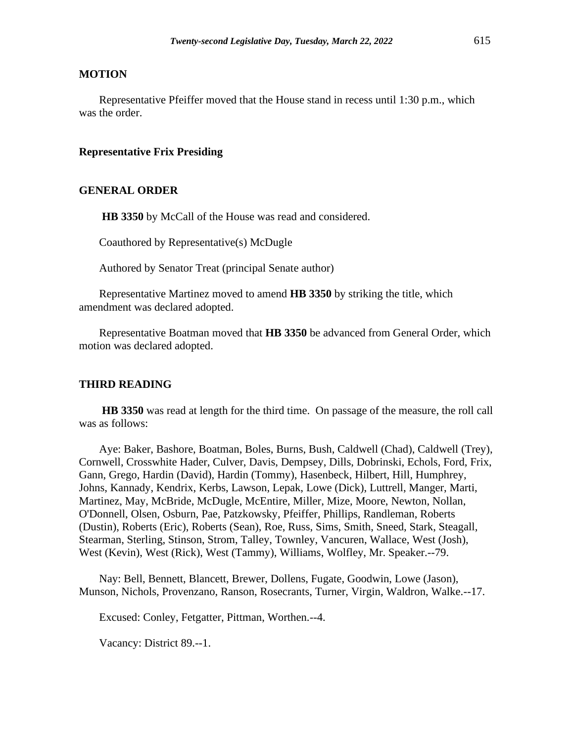## MOTION

Representative Pfeiffer moved that the House stand in recess until 1:30 p.m., which was the order.

## Representative Frix Presiding

## GENERAL ORDER

**HB 3350** by McCall of the House was read and considered.

Coauthored by Representative(s) McDugle

Authored by Senator Treat (principal Senate author)

Representative Martinez moved to amend **HB 3350** by striking the title, which amendment was declared adopted.

Representative Boatman moved that **HB 3350** be advanced from General Order, which motion was declared adopted.

## THIRD READING

**HB 3350** was read at length for the third time. On passage of the measure, the roll call was as follows:

Aye: Baker, Bashore, Boatman, Boles, Burns, Bush, Caldwell (Chad), Caldwell (Trey), Cornwell, Crosswhite Hader, Culver, Davis, Dempsey, Dills, Dobrinski, Echols, Ford, Frix, Gann, Grego, Hardin (David), Hardin (Tommy), Hasenbeck, Hilbert, Hill, Humphrey, Johns, Kannady, Kendrix, Kerbs, Lawson, Lepak, Lowe (Dick), Luttrell, Manger, Marti, Martinez, May, McBride, McDugle, McEntire, Miller, Mize, Moore, Newton, Nollan, O'Donnell, Olsen, Osburn, Pae, Patzkowsky, Pfeiffer, Phillips, Randleman, Roberts (Dustin), Roberts (Eric), Roberts (Sean), Roe, Russ, Sims, Smith, Sneed, Stark, Steagall, Stearman, Sterling, Stinson, Strom, Talley, Townley, Vancuren, Wallace, West (Josh), West (Kevin), West (Rick), West (Tammy), Williams, Wolfley, Mr. Speaker.--79.

Nay: Bell, Bennett, Blancett, Brewer, Dollens, Fugate, Goodwin, Lowe (Jason), Munson, Nichols, Provenzano, Ranson, Rosecrants, Turner, Virgin, Waldron, Walke.--17.

Excused: Conley, Fetgatter, Pittman, Worthen.--4.

Vacancy: District 89.--1.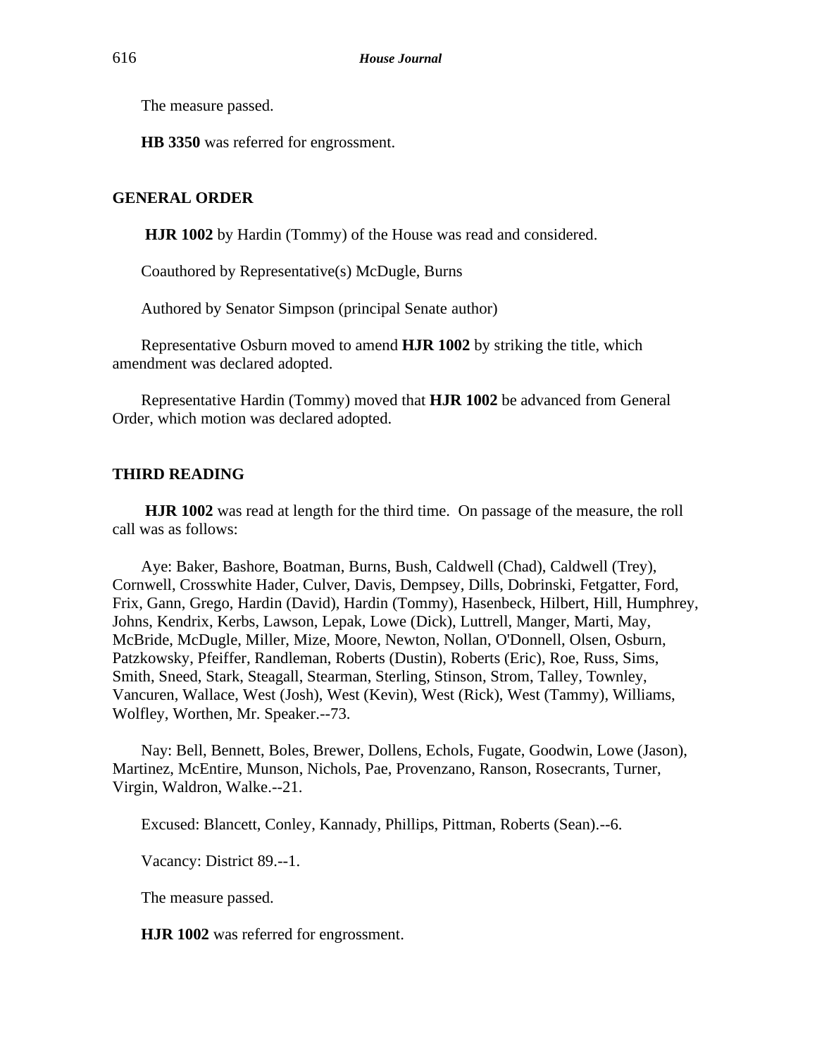The measure passed.

**HB 3350** was referred for engrossment.

## GENERAL ORDER

**HJR 1002** by Hardin (Tommy) of the House was read and considered.

Coauthored by Representative(s) McDugle, Burns

Authored by Senator Simpson (principal Senate author)

Representative Osburn moved to amend **HJR 1002** by striking the title, which amendment was declared adopted.

Representative Hardin (Tommy) moved that **HJR 1002** be advanced from General Order, which motion was declared adopted.

## THIRD READING

**HJR 1002** was read at length for the third time. On passage of the measure, the roll call was as follows:

Aye: Baker, Bashore, Boatman, Burns, Bush, Caldwell (Chad), Caldwell (Trey), Cornwell, Crosswhite Hader, Culver, Davis, Dempsey, Dills, Dobrinski, Fetgatter, Ford, Frix, Gann, Grego, Hardin (David), Hardin (Tommy), Hasenbeck, Hilbert, Hill, Humphrey, Johns, Kendrix, Kerbs, Lawson, Lepak, Lowe (Dick), Luttrell, Manger, Marti, May, McBride, McDugle, Miller, Mize, Moore, Newton, Nollan, O'Donnell, Olsen, Osburn, Patzkowsky, Pfeiffer, Randleman, Roberts (Dustin), Roberts (Eric), Roe, Russ, Sims, Smith, Sneed, Stark, Steagall, Stearman, Sterling, Stinson, Strom, Talley, Townley, Vancuren, Wallace, West (Josh), West (Kevin), West (Rick), West (Tammy), Williams, Wolfley, Worthen, Mr. Speaker.--73.

Nay: Bell, Bennett, Boles, Brewer, Dollens, Echols, Fugate, Goodwin, Lowe (Jason), Martinez, McEntire, Munson, Nichols, Pae, Provenzano, Ranson, Rosecrants, Turner, Virgin, Waldron, Walke.--21.

Excused: Blancett, Conley, Kannady, Phillips, Pittman, Roberts (Sean).--6.

Vacancy: District 89.--1.

The measure passed.

**HJR 1002** was referred for engrossment.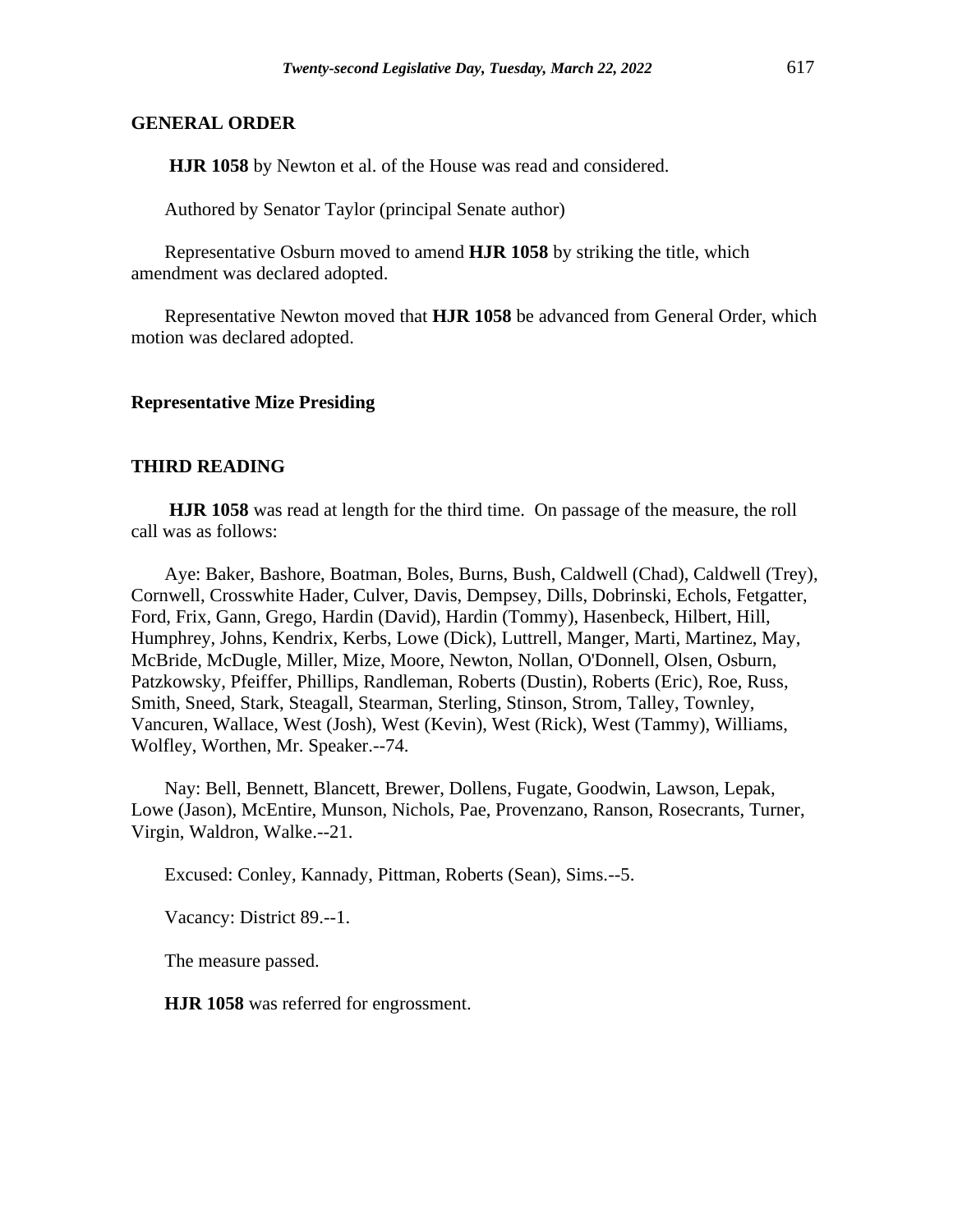## GENERAL ORDER

**HJR 1058** by Newton et al. of the House was read and considered.

Authored by Senator Taylor (principal Senate author)

Representative Osburn moved to amend **HJR 1058** by striking the title, which amendment was declared adopted.

Representative Newton moved that **HJR 1058** be advanced from General Order, which motion was declared adopted.

## Representative Mize Presiding

## THIRD READING

**HJR 1058** was read at length for the third time. On passage of the measure, the roll call was as follows:

Aye: Baker, Bashore, Boatman, Boles, Burns, Bush, Caldwell (Chad), Caldwell (Trey), Cornwell, Crosswhite Hader, Culver, Davis, Dempsey, Dills, Dobrinski, Echols, Fetgatter, Ford, Frix, Gann, Grego, Hardin (David), Hardin (Tommy), Hasenbeck, Hilbert, Hill, Humphrey, Johns, Kendrix, Kerbs, Lowe (Dick), Luttrell, Manger, Marti, Martinez, May, McBride, McDugle, Miller, Mize, Moore, Newton, Nollan, O'Donnell, Olsen, Osburn, Patzkowsky, Pfeiffer, Phillips, Randleman, Roberts (Dustin), Roberts (Eric), Roe, Russ, Smith, Sneed, Stark, Steagall, Stearman, Sterling, Stinson, Strom, Talley, Townley, Vancuren, Wallace, West (Josh), West (Kevin), West (Rick), West (Tammy), Williams, Wolfley, Worthen, Mr. Speaker.--74.

Nay: Bell, Bennett, Blancett, Brewer, Dollens, Fugate, Goodwin, Lawson, Lepak, Lowe (Jason), McEntire, Munson, Nichols, Pae, Provenzano, Ranson, Rosecrants, Turner, Virgin, Waldron, Walke.--21.

Excused: Conley, Kannady, Pittman, Roberts (Sean), Sims.--5.

Vacancy: District 89.--1.

The measure passed.

**HJR 1058** was referred for engrossment.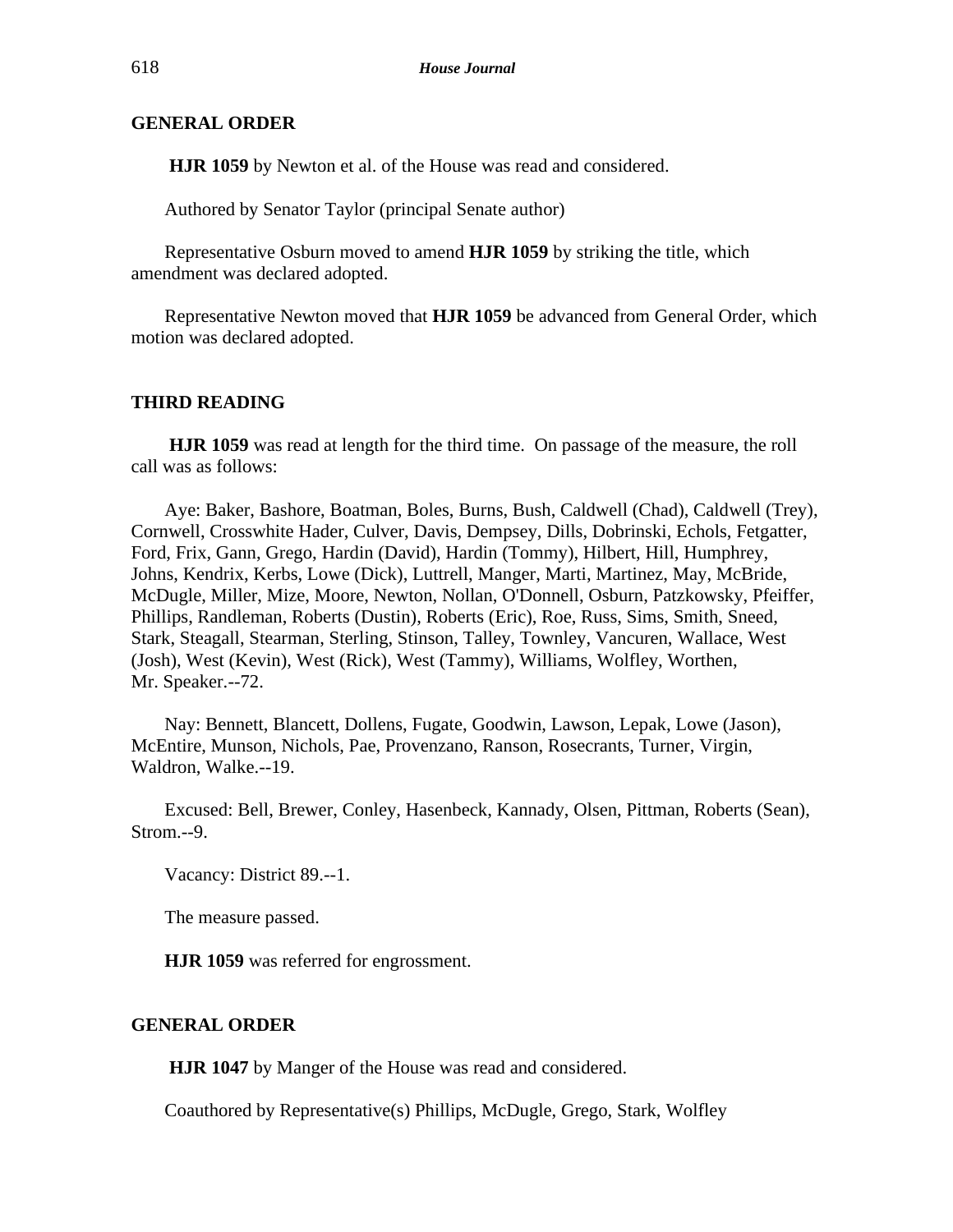## GENERAL ORDER

**HJR 1059** by Newton et al. of the House was read and considered.

Authored by Senator Taylor (principal Senate author)

Representative Osburn moved to amend **HJR 1059** by striking the title, which amendment was declared adopted.

Representative Newton moved that **HJR 1059** be advanced from General Order, which motion was declared adopted.

## THIRD READING

**HJR 1059** was read at length for the third time. On passage of the measure, the roll call was as follows:

Aye: Baker, Bashore, Boatman, Boles, Burns, Bush, Caldwell (Chad), Caldwell (Trey), Cornwell, Crosswhite Hader, Culver, Davis, Dempsey, Dills, Dobrinski, Echols, Fetgatter, Ford, Frix, Gann, Grego, Hardin (David), Hardin (Tommy), Hilbert, Hill, Humphrey, Johns, Kendrix, Kerbs, Lowe (Dick), Luttrell, Manger, Marti, Martinez, May, McBride, McDugle, Miller, Mize, Moore, Newton, Nollan, O'Donnell, Osburn, Patzkowsky, Pfeiffer, Phillips, Randleman, Roberts (Dustin), Roberts (Eric), Roe, Russ, Sims, Smith, Sneed, Stark, Steagall, Stearman, Sterling, Stinson, Talley, Townley, Vancuren, Wallace, West (Josh), West (Kevin), West (Rick), West (Tammy), Williams, Wolfley, Worthen, Mr. Speaker.--72.

Nay: Bennett, Blancett, Dollens, Fugate, Goodwin, Lawson, Lepak, Lowe (Jason), McEntire, Munson, Nichols, Pae, Provenzano, Ranson, Rosecrants, Turner, Virgin, Waldron, Walke.--19.

Excused: Bell, Brewer, Conley, Hasenbeck, Kannady, Olsen, Pittman, Roberts (Sean), Strom.--9.

Vacancy: District 89.--1.

The measure passed.

**HJR 1059** was referred for engrossment.

## GENERAL ORDER

**HJR 1047** by Manger of the House was read and considered.

Coauthored by Representative(s) Phillips, McDugle, Grego, Stark, Wolfley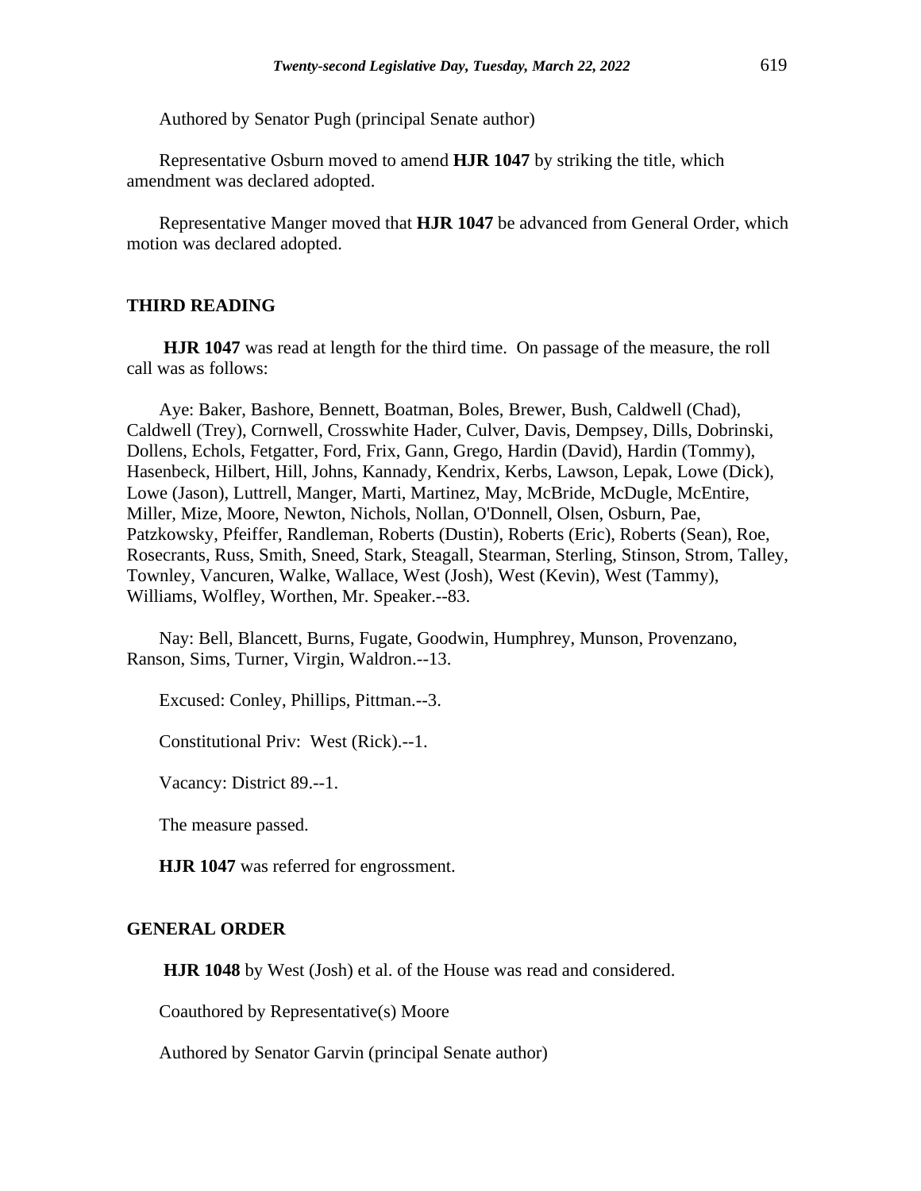Authored by Senator Pugh (principal Senate author)

Representative Osburn moved to amend **HJR 1047** by striking the title, which amendment was declared adopted.

Representative Manger moved that **HJR 1047** be advanced from General Order, which motion was declared adopted.

## THIRD READING

**HJR 1047** was read at length for the third time. On passage of the measure, the roll call was as follows:

Aye: Baker, Bashore, Bennett, Boatman, Boles, Brewer, Bush, Caldwell (Chad), Caldwell (Trey), Cornwell, Crosswhite Hader, Culver, Davis, Dempsey, Dills, Dobrinski, Dollens, Echols, Fetgatter, Ford, Frix, Gann, Grego, Hardin (David), Hardin (Tommy), Hasenbeck, Hilbert, Hill, Johns, Kannady, Kendrix, Kerbs, Lawson, Lepak, Lowe (Dick), Lowe (Jason), Luttrell, Manger, Marti, Martinez, May, McBride, McDugle, McEntire, Miller, Mize, Moore, Newton, Nichols, Nollan, O'Donnell, Olsen, Osburn, Pae, Patzkowsky, Pfeiffer, Randleman, Roberts (Dustin), Roberts (Eric), Roberts (Sean), Roe, Rosecrants, Russ, Smith, Sneed, Stark, Steagall, Stearman, Sterling, Stinson, Strom, Talley, Townley, Vancuren, Walke, Wallace, West (Josh), West (Kevin), West (Tammy), Williams, Wolfley, Worthen, Mr. Speaker.--83.

Nay: Bell, Blancett, Burns, Fugate, Goodwin, Humphrey, Munson, Provenzano, Ranson, Sims, Turner, Virgin, Waldron.--13.

Excused: Conley, Phillips, Pittman.--3.

Constitutional Priv: West (Rick).--1.

Vacancy: District 89.--1.

The measure passed.

**HJR 1047** was referred for engrossment.

## GENERAL ORDER

**HJR 1048** by West (Josh) et al. of the House was read and considered.

Coauthored by Representative(s) Moore

Authored by Senator Garvin (principal Senate author)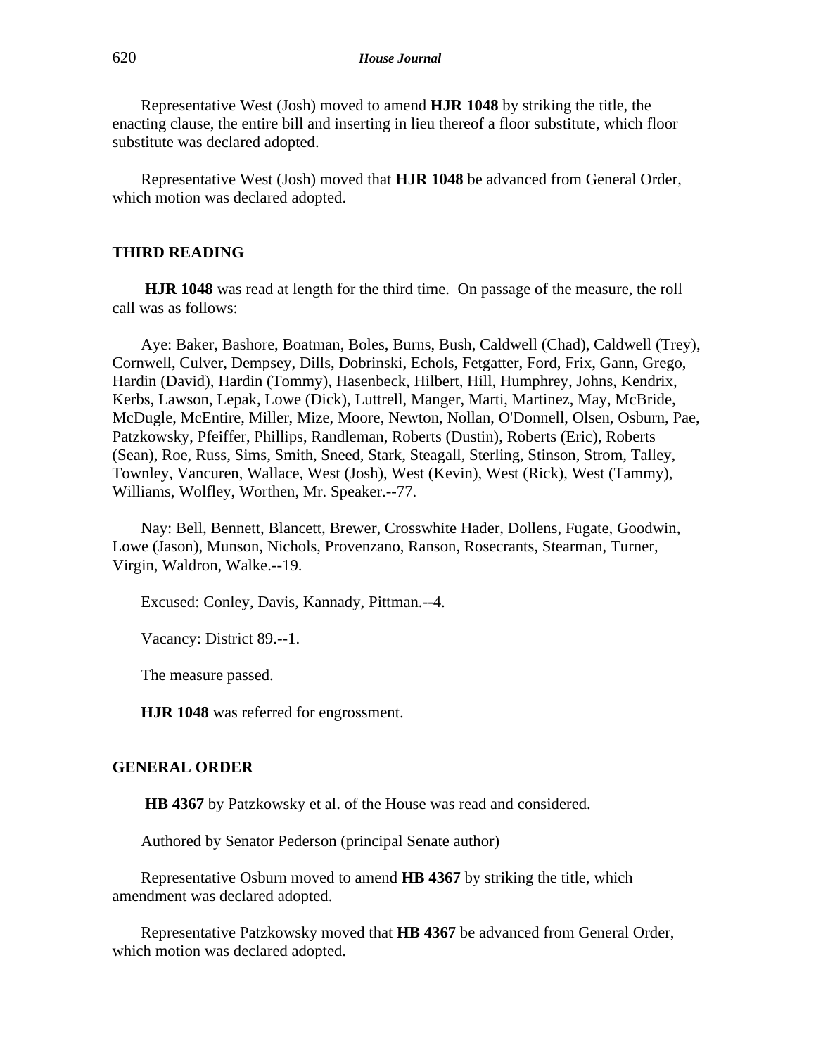Representative West (Josh) moved to amend **HJR 1048** by striking the title, the enacting clause, the entire bill and inserting in lieu thereof a floor substitute, which floor substitute was declared adopted.

Representative West (Josh) moved that **HJR 1048** be advanced from General Order, which motion was declared adopted.

## THIRD READING

**HJR 1048** was read at length for the third time. On passage of the measure, the roll call was as follows:

Aye: Baker, Bashore, Boatman, Boles, Burns, Bush, Caldwell (Chad), Caldwell (Trey), Cornwell, Culver, Dempsey, Dills, Dobrinski, Echols, Fetgatter, Ford, Frix, Gann, Grego, Hardin (David), Hardin (Tommy), Hasenbeck, Hilbert, Hill, Humphrey, Johns, Kendrix, Kerbs, Lawson, Lepak, Lowe (Dick), Luttrell, Manger, Marti, Martinez, May, McBride, McDugle, McEntire, Miller, Mize, Moore, Newton, Nollan, O'Donnell, Olsen, Osburn, Pae, Patzkowsky, Pfeiffer, Phillips, Randleman, Roberts (Dustin), Roberts (Eric), Roberts (Sean), Roe, Russ, Sims, Smith, Sneed, Stark, Steagall, Sterling, Stinson, Strom, Talley, Townley, Vancuren, Wallace, West (Josh), West (Kevin), West (Rick), West (Tammy), Williams, Wolfley, Worthen, Mr. Speaker.--77.

Nay: Bell, Bennett, Blancett, Brewer, Crosswhite Hader, Dollens, Fugate, Goodwin, Lowe (Jason), Munson, Nichols, Provenzano, Ranson, Rosecrants, Stearman, Turner, Virgin, Waldron, Walke.--19.

Excused: Conley, Davis, Kannady, Pittman.--4.

Vacancy: District 89.--1.

The measure passed.

**HJR 1048** was referred for engrossment.

## GENERAL ORDER

**HB 4367** by Patzkowsky et al. of the House was read and considered.

Authored by Senator Pederson (principal Senate author)

Representative Osburn moved to amend **HB 4367** by striking the title, which amendment was declared adopted.

Representative Patzkowsky moved that **HB 4367** be advanced from General Order, which motion was declared adopted.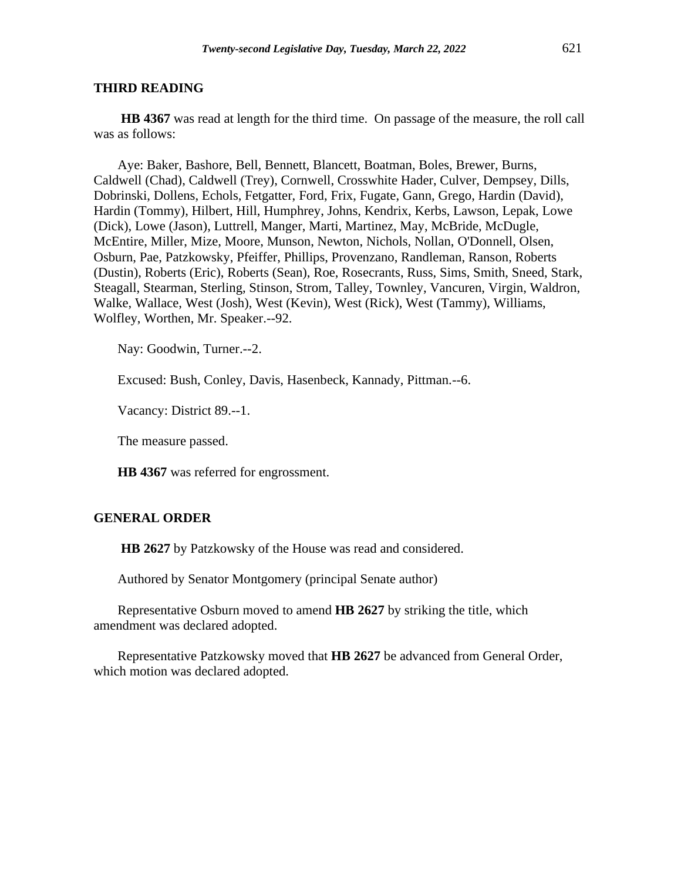## THIRD READING

**HB 4367** was read at length for the third time. On passage of the measure, the roll call was as follows:

Aye: Baker, Bashore, Bell, Bennett, Blancett, Boatman, Boles, Brewer, Burns, Caldwell (Chad), Caldwell (Trey), Cornwell, Crosswhite Hader, Culver, Dempsey, Dills, Dobrinski, Dollens, Echols, Fetgatter, Ford, Frix, Fugate, Gann, Grego, Hardin (David), Hardin (Tommy), Hilbert, Hill, Humphrey, Johns, Kendrix, Kerbs, Lawson, Lepak, Lowe (Dick), Lowe (Jason), Luttrell, Manger, Marti, Martinez, May, McBride, McDugle, McEntire, Miller, Mize, Moore, Munson, Newton, Nichols, Nollan, O'Donnell, Olsen, Osburn, Pae, Patzkowsky, Pfeiffer, Phillips, Provenzano, Randleman, Ranson, Roberts (Dustin), Roberts (Eric), Roberts (Sean), Roe, Rosecrants, Russ, Sims, Smith, Sneed, Stark, Steagall, Stearman, Sterling, Stinson, Strom, Talley, Townley, Vancuren, Virgin, Waldron, Walke, Wallace, West (Josh), West (Kevin), West (Rick), West (Tammy), Williams, Wolfley, Worthen, Mr. Speaker.--92.

Nay: Goodwin, Turner.--2.

Excused: Bush, Conley, Davis, Hasenbeck, Kannady, Pittman.--6.

Vacancy: District 89.--1.

The measure passed.

**HB 4367** was referred for engrossment.

## GENERAL ORDER

**HB 2627** by Patzkowsky of the House was read and considered.

Authored by Senator Montgomery (principal Senate author)

Representative Osburn moved to amend **HB 2627** by striking the title, which amendment was declared adopted.

Representative Patzkowsky moved that **HB 2627** be advanced from General Order, which motion was declared adopted.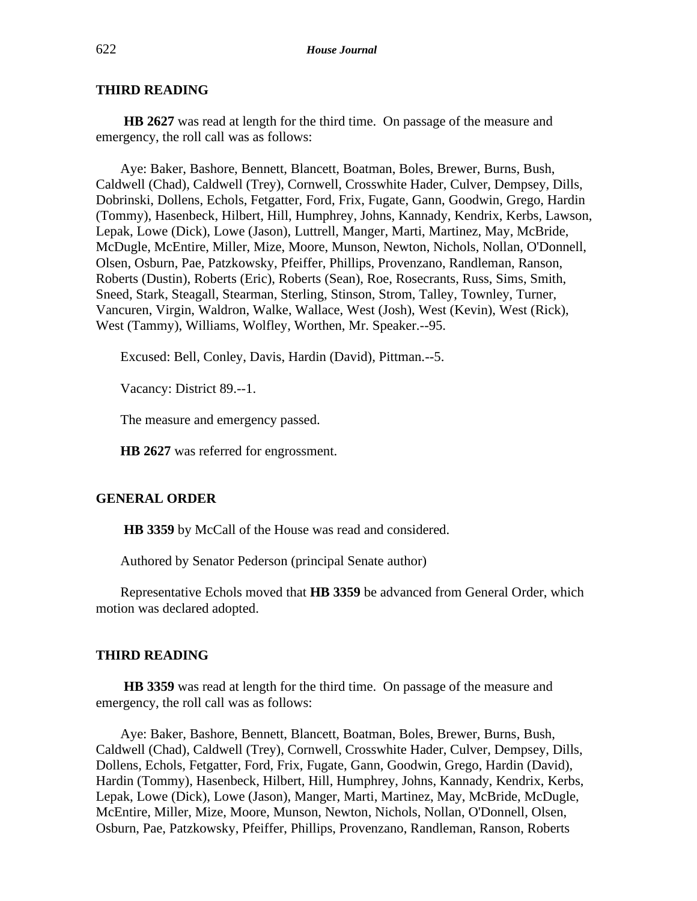**THIRD READING**

**HB 2627** was read at length for the third time. On passage of the measure and emergency, the roll call was as follows:

Aye: Baker, Bashore, Bennett, Blancett, Boatman, Boles, Brewer, Burns, Bush, Caldwell (Chad), Caldwell (Trey), Cornwell, Crosswhite Hader, Culver, Dempsey, Dills, Dobrinski, Dollens, Echols, Fetgatter, Ford, Frix, Fugate, Gann, Goodwin, Grego, Hardin (Tommy), Hasenbeck, Hilbert, Hill, Humphrey, Johns, Kannady, Kendrix, Kerbs, Lawson, Lepak, Lowe (Dick), Lowe (Jason), Luttrell, Manger, Marti, Martinez, May, McBride, McDugle, McEntire, Miller, Mize, Moore, Munson, Newton, Nichols, Nollan, O'Donnell, Olsen, Osburn, Pae, Patzkowsky, Pfeiffer, Phillips, Provenzano, Randleman, Ranson, Roberts (Dustin), Roberts (Eric), Roberts (Sean), Roe, Rosecrants, Russ, Sims, Smith, Sneed, Stark, Steagall, Stearman, Sterling, Stinson, Strom, Talley, Townley, Turner, Vancuren, Virgin, Waldron, Walke, Wallace, West (Josh), West (Kevin), West (Rick), West (Tammy), Williams, Wolfley, Worthen, Mr. Speaker.--95.

Excused: Bell, Conley, Davis, Hardin (David), Pittman.--5.

Vacancy: District 89.--1.

The measure and emergency passed.

**HB 2627** was referred for engrossment.

**GENERAL ORDER**

**HB 3359** by McCall of the House was read and considered.

Authored by Senator Pederson (principal Senate author)

Representative Echols moved that **HB 3359** be advanced from General Order, which motion was declared adopted.

**THIRD READING**

**HB 3359** was read at length for the third time. On passage of the measure and emergency, the roll call was as follows:

Aye: Baker, Bashore, Bennett, Blancett, Boatman, Boles, Brewer, Burns, Bush, Caldwell (Chad), Caldwell (Trey), Cornwell, Crosswhite Hader, Culver, Dempsey, Dills, Dollens, Echols, Fetgatter, Ford, Frix, Fugate, Gann, Goodwin, Grego, Hardin (David), Hardin (Tommy), Hasenbeck, Hilbert, Hill, Humphrey, Johns, Kannady, Kendrix, Kerbs, Lepak, Lowe (Dick), Lowe (Jason), Manger, Marti, Martinez, May, McBride, McDugle, McEntire, Miller, Mize, Moore, Munson, Newton, Nichols, Nollan, O'Donnell, Olsen, Osburn, Pae, Patzkowsky, Pfeiffer, Phillips, Provenzano, Randleman, Ranson, Roberts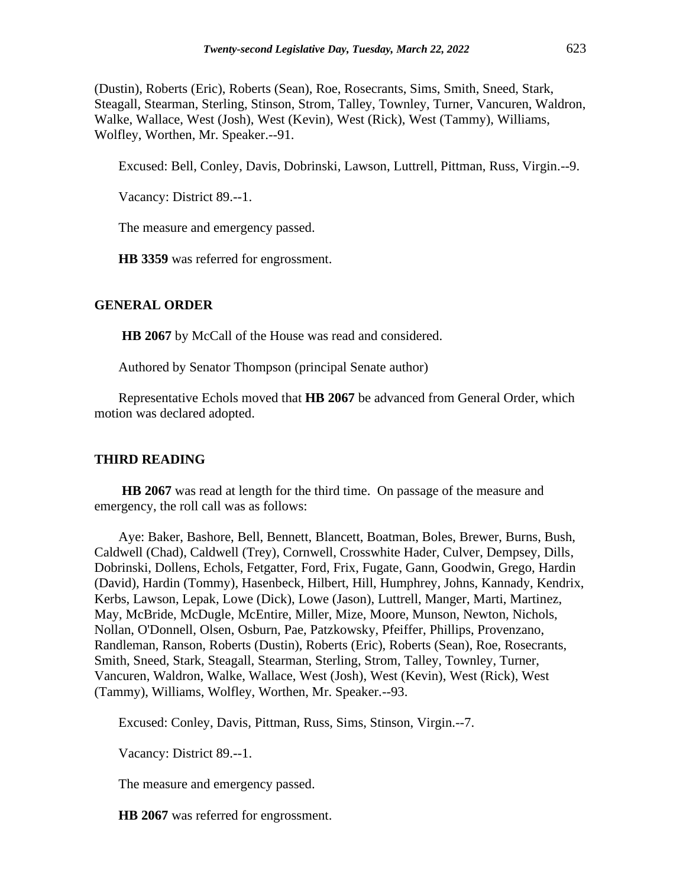(Dustin), Roberts (Eric), Roberts (Sean), Roe, Rosecrants, Sims, Smith, Sneed, Stark, Steagall, Stearman, Sterling, Stinson, Strom, Talley, Townley, Turner, Vancuren, Waldron, Walke, Wallace, West (Josh), West (Kevin), West (Rick), West (Tammy), Williams, Wolfley, Worthen, Mr. Speaker.--91.

Excused: Bell, Conley, Davis, Dobrinski, Lawson, Luttrell, Pittman, Russ, Virgin.--9.

Vacancy: District 89.--1.

The measure and emergency passed.

**HB 3359** was referred for engrossment.

## GENERAL ORDER

**HB 2067** by McCall of the House was read and considered.

Authored by Senator Thompson (principal Senate author)

Representative Echols moved that **HB 2067** be advanced from General Order, which motion was declared adopted.

## THIRD READING

**HB 2067** was read at length for the third time. On passage of the measure and emergency, the roll call was as follows:

Aye: Baker, Bashore, Bell, Bennett, Blancett, Boatman, Boles, Brewer, Burns, Bush, Caldwell (Chad), Caldwell (Trey), Cornwell, Crosswhite Hader, Culver, Dempsey, Dills, Dobrinski, Dollens, Echols, Fetgatter, Ford, Frix, Fugate, Gann, Goodwin, Grego, Hardin (David), Hardin (Tommy), Hasenbeck, Hilbert, Hill, Humphrey, Johns, Kannady, Kendrix, Kerbs, Lawson, Lepak, Lowe (Dick), Lowe (Jason), Luttrell, Manger, Marti, Martinez, May, McBride, McDugle, McEntire, Miller, Mize, Moore, Munson, Newton, Nichols, Nollan, O'Donnell, Olsen, Osburn, Pae, Patzkowsky, Pfeiffer, Phillips, Provenzano, Randleman, Ranson, Roberts (Dustin), Roberts (Eric), Roberts (Sean), Roe, Rosecrants, Smith, Sneed, Stark, Steagall, Stearman, Sterling, Strom, Talley, Townley, Turner, Vancuren, Waldron, Walke, Wallace, West (Josh), West (Kevin), West (Rick), West (Tammy), Williams, Wolfley, Worthen, Mr. Speaker.--93.

Excused: Conley, Davis, Pittman, Russ, Sims, Stinson, Virgin.--7.

Vacancy: District 89.--1.

The measure and emergency passed.

**HB 2067** was referred for engrossment.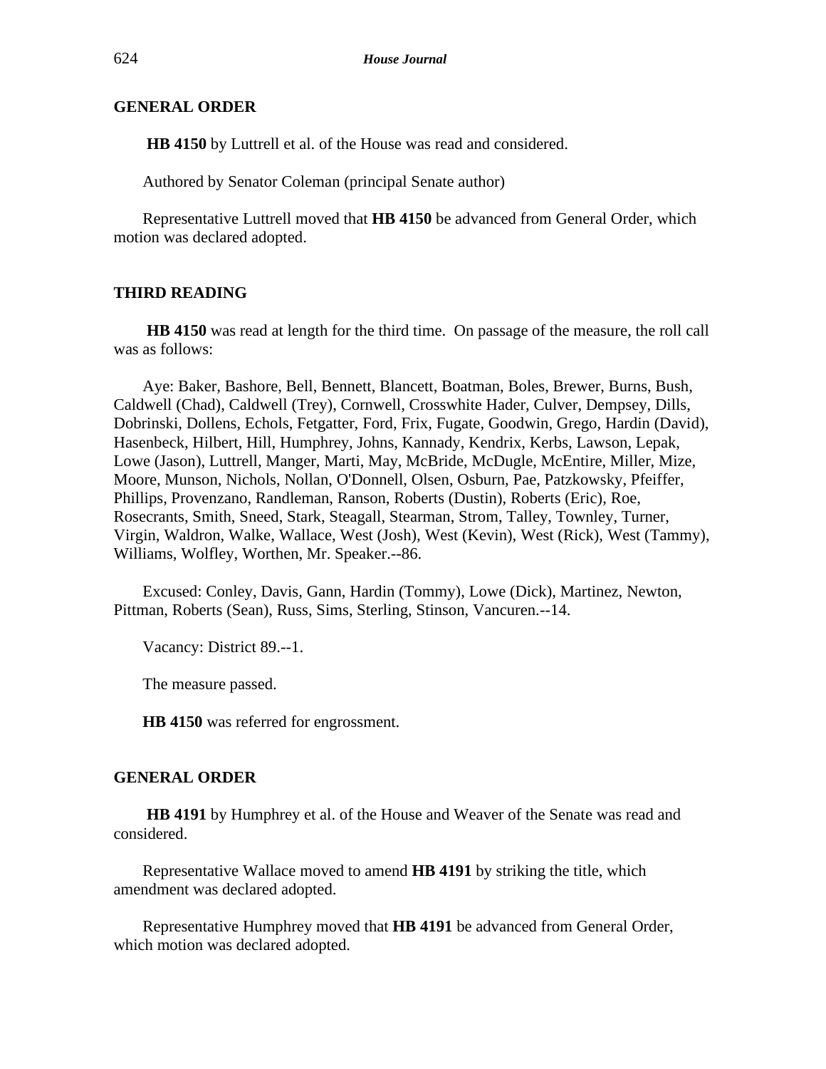## GENERAL ORDER

**HB 4150** by Luttrell et al. of the House was read and considered.

Authored by Senator Coleman (principal Senate author)

Representative Luttrell moved that **HB 4150** be advanced from General Order, which motion was declared adopted.

## THIRD READING

**HB 4150** was read at length for the third time. On passage of the measure, the roll call was as follows:

Aye: Baker, Bashore, Bell, Bennett, Blancett, Boatman, Boles, Brewer, Burns, Bush, Caldwell (Chad), Caldwell (Trey), Cornwell, Crosswhite Hader, Culver, Dempsey, Dills, Dobrinski, Dollens, Echols, Fetgatter, Ford, Frix, Fugate, Goodwin, Grego, Hardin (David), Hasenbeck, Hilbert, Hill, Humphrey, Johns, Kannady, Kendrix, Kerbs, Lawson, Lepak, Lowe (Jason), Luttrell, Manger, Marti, May, McBride, McDugle, McEntire, Miller, Mize, Moore, Munson, Nichols, Nollan, O'Donnell, Olsen, Osburn, Pae, Patzkowsky, Pfeiffer, Phillips, Provenzano, Randleman, Ranson, Roberts (Dustin), Roberts (Eric), Roe, Rosecrants, Smith, Sneed, Stark, Steagall, Stearman, Strom, Talley, Townley, Turner, Virgin, Waldron, Walke, Wallace, West (Josh), West (Kevin), West (Rick), West (Tammy), Williams, Wolfley, Worthen, Mr. Speaker.--86.

Excused: Conley, Davis, Gann, Hardin (Tommy), Lowe (Dick), Martinez, Newton, Pittman, Roberts (Sean), Russ, Sims, Sterling, Stinson, Vancuren.--14.

Vacancy: District 89.--1.

The measure passed.

**HB 4150** was referred for engrossment.

## GENERAL ORDER

**HB 4191** by Humphrey et al. of the House and Weaver of the Senate was read and considered.

Representative Wallace moved to amend **HB 4191** by striking the title, which amendment was declared adopted.

Representative Humphrey moved that **HB 4191** be advanced from General Order, which motion was declared adopted.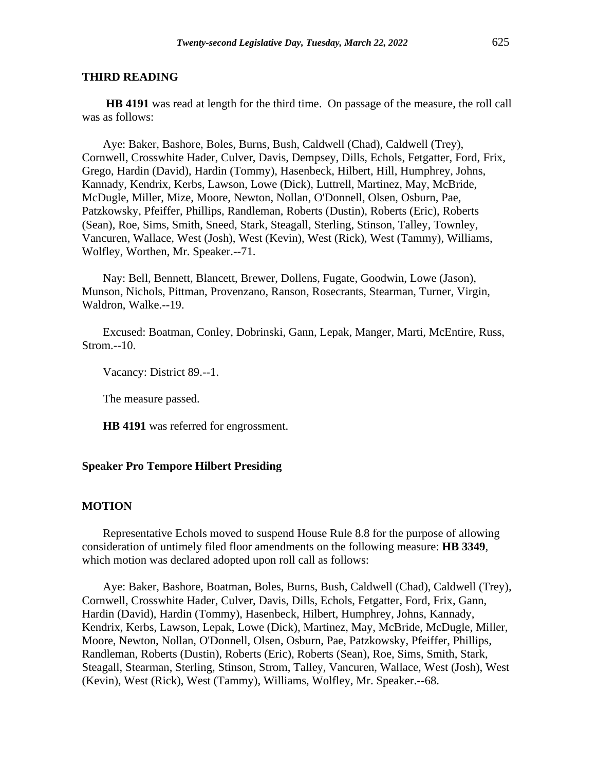## THIRD READING

**HB 4191** was read at length for the third time. On passage of the measure, the roll call was as follows:

Aye: Baker, Bashore, Boles, Burns, Bush, Caldwell (Chad), Caldwell (Trey), Cornwell, Crosswhite Hader, Culver, Davis, Dempsey, Dills, Echols, Fetgatter, Ford, Frix, Grego, Hardin (David), Hardin (Tommy), Hasenbeck, Hilbert, Hill, Humphrey, Johns, Kannady, Kendrix, Kerbs, Lawson, Lowe (Dick), Luttrell, Martinez, May, McBride, McDugle, Miller, Mize, Moore, Newton, Nollan, O'Donnell, Olsen, Osburn, Pae, Patzkowsky, Pfeiffer, Phillips, Randleman, Roberts (Dustin), Roberts (Eric), Roberts (Sean), Roe, Sims, Smith, Sneed, Stark, Steagall, Sterling, Stinson, Talley, Townley, Vancuren, Wallace, West (Josh), West (Kevin), West (Rick), West (Tammy), Williams, Wolfley, Worthen, Mr. Speaker.--71.

Nay: Bell, Bennett, Blancett, Brewer, Dollens, Fugate, Goodwin, Lowe (Jason), Munson, Nichols, Pittman, Provenzano, Ranson, Rosecrants, Stearman, Turner, Virgin, Waldron, Walke.--19.

Excused: Boatman, Conley, Dobrinski, Gann, Lepak, Manger, Marti, McEntire, Russ, Strom.--10.

Vacancy: District 89.--1.

The measure passed.

**HB 4191** was referred for engrossment.

**Speaker Pro Tempore Hilbert Presiding**

## MOTION

Representative Echols moved to suspend House Rule 8.8 for the purpose of allowing consideration of untimely filed floor amendments on the following measure: **HB 3349**, which motion was declared adopted upon roll call as follows:

Aye: Baker, Bashore, Boatman, Boles, Burns, Bush, Caldwell (Chad), Caldwell (Trey), Cornwell, Crosswhite Hader, Culver, Davis, Dills, Echols, Fetgatter, Ford, Frix, Gann, Hardin (David), Hardin (Tommy), Hasenbeck, Hilbert, Humphrey, Johns, Kannady, Kendrix, Kerbs, Lawson, Lepak, Lowe (Dick), Martinez, May, McBride, McDugle, Miller, Moore, Newton, Nollan, O'Donnell, Olsen, Osburn, Pae, Patzkowsky, Pfeiffer, Phillips, Randleman, Roberts (Dustin), Roberts (Eric), Roberts (Sean), Roe, Sims, Smith, Stark, Steagall, Stearman, Sterling, Stinson, Strom, Talley, Vancuren, Wallace, West (Josh), West (Kevin), West (Rick), West (Tammy), Williams, Wolfley, Mr. Speaker.--68.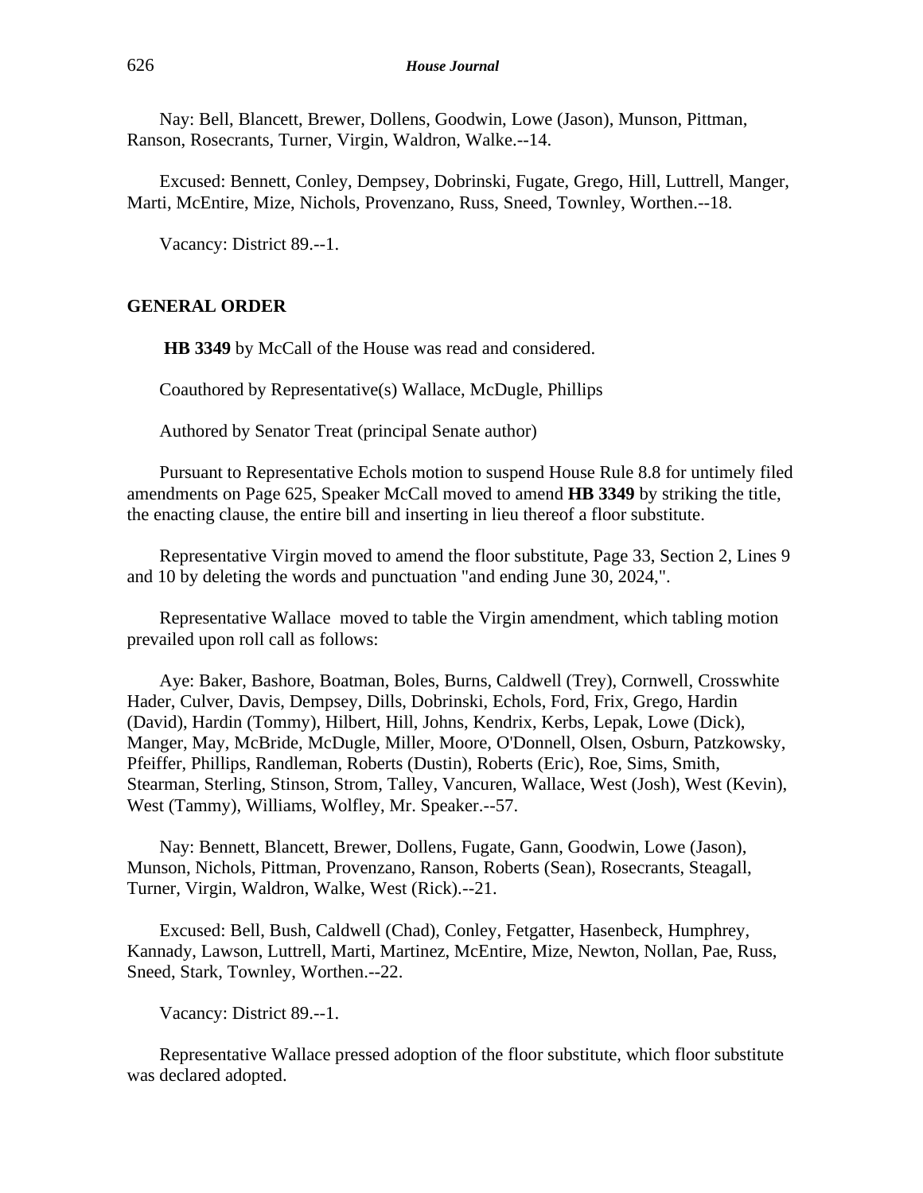Nay: Bell, Blancett, Brewer, Dollens, Goodwin, Lowe (Jason), Munson, Pittman, Ranson, Rosecrants, Turner, Virgin, Waldron, Walke.--14.

Excused: Bennett, Conley, Dempsey, Dobrinski, Fugate, Grego, Hill, Luttrell, Manger, Marti, McEntire, Mize, Nichols, Provenzano, Russ, Sneed, Townley, Worthen.--18.

Vacancy: District 89.--1.

## GENERAL ORDER

**HB 3349** by McCall of the House was read and considered.

Coauthored by Representative(s) Wallace, McDugle, Phillips

Authored by Senator Treat (principal Senate author)

Pursuant to Representative Echols motion to suspend House Rule 8.8 for untimely filed amendments on Page 625, Speaker McCall moved to amend **HB 3349** by striking the title, the enacting clause, the entire bill and inserting in lieu thereof a floor substitute.

Representative Virgin moved to amend the floor substitute, Page 33, Section 2, Lines 9 and 10 by deleting the words and punctuation "and ending June 30, 2024,".

Representative Wallace moved to table the Virgin amendment, which tabling motion prevailed upon roll call as follows:

Aye: Baker, Bashore, Boatman, Boles, Burns, Caldwell (Trey), Cornwell, Crosswhite Hader, Culver, Davis, Dempsey, Dills, Dobrinski, Echols, Ford, Frix, Grego, Hardin (David), Hardin (Tommy), Hilbert, Hill, Johns, Kendrix, Kerbs, Lepak, Lowe (Dick), Manger, May, McBride, McDugle, Miller, Moore, O'Donnell, Olsen, Osburn, Patzkowsky, Pfeiffer, Phillips, Randleman, Roberts (Dustin), Roberts (Eric), Roe, Sims, Smith, Stearman, Sterling, Stinson, Strom, Talley, Vancuren, Wallace, West (Josh), West (Kevin), West (Tammy), Williams, Wolfley, Mr. Speaker.--57.

Nay: Bennett, Blancett, Brewer, Dollens, Fugate, Gann, Goodwin, Lowe (Jason), Munson, Nichols, Pittman, Provenzano, Ranson, Roberts (Sean), Rosecrants, Steagall, Turner, Virgin, Waldron, Walke, West (Rick).--21.

Excused: Bell, Bush, Caldwell (Chad), Conley, Fetgatter, Hasenbeck, Humphrey, Kannady, Lawson, Luttrell, Marti, Martinez, McEntire, Mize, Newton, Nollan, Pae, Russ, Sneed, Stark, Townley, Worthen.--22.

Vacancy: District 89.--1.

Representative Wallace pressed adoption of the floor substitute, which floor substitute was declared adopted.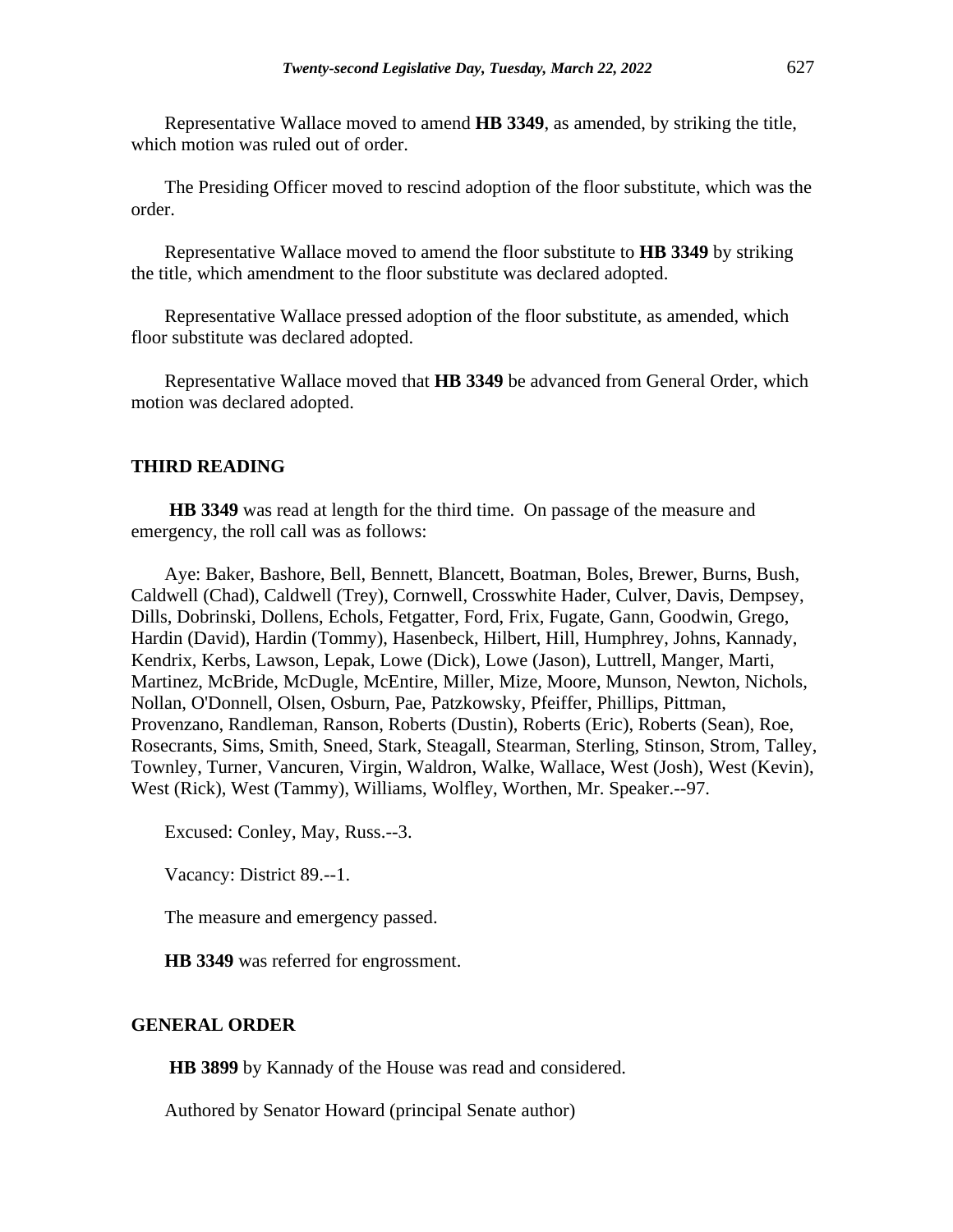Representative Wallace moved to amend **HB 3349**, as amended, by striking the title, which motion was ruled out of order.

The Presiding Officer moved to rescind adoption of the floor substitute, which was the order.

Representative Wallace moved to amend the floor substitute to **HB 3349** by striking the title, which amendment to the floor substitute was declared adopted.

Representative Wallace pressed adoption of the floor substitute, as amended, which floor substitute was declared adopted.

Representative Wallace moved that **HB 3349** be advanced from General Order, which motion was declared adopted.

## THIRD READING

**HB 3349** was read at length for the third time. On passage of the measure and emergency, the roll call was as follows:

Aye: Baker, Bashore, Bell, Bennett, Blancett, Boatman, Boles, Brewer, Burns, Bush, Caldwell (Chad), Caldwell (Trey), Cornwell, Crosswhite Hader, Culver, Davis, Dempsey, Dills, Dobrinski, Dollens, Echols, Fetgatter, Ford, Frix, Fugate, Gann, Goodwin, Grego, Hardin (David), Hardin (Tommy), Hasenbeck, Hilbert, Hill, Humphrey, Johns, Kannady, Kendrix, Kerbs, Lawson, Lepak, Lowe (Dick), Lowe (Jason), Luttrell, Manger, Marti, Martinez, McBride, McDugle, McEntire, Miller, Mize, Moore, Munson, Newton, Nichols, Nollan, O'Donnell, Olsen, Osburn, Pae, Patzkowsky, Pfeiffer, Phillips, Pittman, Provenzano, Randleman, Ranson, Roberts (Dustin), Roberts (Eric), Roberts (Sean), Roe, Rosecrants, Sims, Smith, Sneed, Stark, Steagall, Stearman, Sterling, Stinson, Strom, Talley, Townley, Turner, Vancuren, Virgin, Waldron, Walke, Wallace, West (Josh), West (Kevin), West (Rick), West (Tammy), Williams, Wolfley, Worthen, Mr. Speaker.--97.

Excused: Conley, May, Russ.--3.

Vacancy: District 89.--1.

The measure and emergency passed.

**HB 3349** was referred for engrossment.

## GENERAL ORDER

**HB 3899** by Kannady of the House was read and considered.

Authored by Senator Howard (principal Senate author)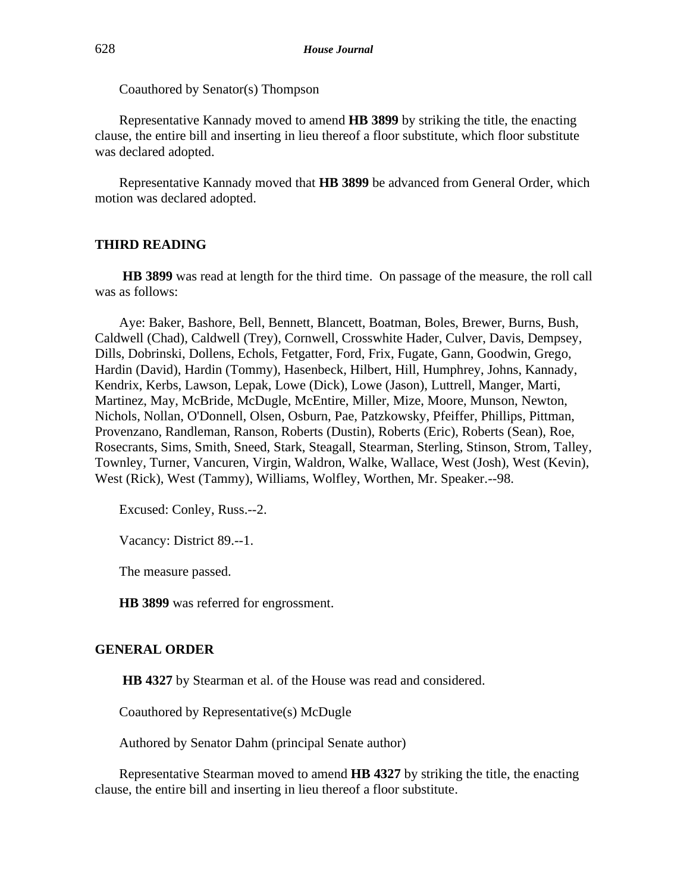Coauthored by Senator(s) Thompson

Representative Kannady moved to amend **HB 3899** by striking the title, the enacting clause, the entire bill and inserting in lieu thereof a floor substitute, which floor substitute was declared adopted.

Representative Kannady moved that **HB 3899** be advanced from General Order, which motion was declared adopted.

## THIRD READING

**HB 3899** was read at length for the third time. On passage of the measure, the roll call was as follows:

Aye: Baker, Bashore, Bell, Bennett, Blancett, Boatman, Boles, Brewer, Burns, Bush, Caldwell (Chad), Caldwell (Trey), Cornwell, Crosswhite Hader, Culver, Davis, Dempsey, Dills, Dobrinski, Dollens, Echols, Fetgatter, Ford, Frix, Fugate, Gann, Goodwin, Grego, Hardin (David), Hardin (Tommy), Hasenbeck, Hilbert, Hill, Humphrey, Johns, Kannady, Kendrix, Kerbs, Lawson, Lepak, Lowe (Dick), Lowe (Jason), Luttrell, Manger, Marti, Martinez, May, McBride, McDugle, McEntire, Miller, Mize, Moore, Munson, Newton, Nichols, Nollan, O'Donnell, Olsen, Osburn, Pae, Patzkowsky, Pfeiffer, Phillips, Pittman, Provenzano, Randleman, Ranson, Roberts (Dustin), Roberts (Eric), Roberts (Sean), Roe, Rosecrants, Sims, Smith, Sneed, Stark, Steagall, Stearman, Sterling, Stinson, Strom, Talley, Townley, Turner, Vancuren, Virgin, Waldron, Walke, Wallace, West (Josh), West (Kevin), West (Rick), West (Tammy), Williams, Wolfley, Worthen, Mr. Speaker.--98.

Excused: Conley, Russ.--2.

Vacancy: District 89.--1.

The measure passed.

**HB 3899** was referred for engrossment.

## GENERAL ORDER

**HB 4327** by Stearman et al. of the House was read and considered.

Coauthored by Representative(s) McDugle

Authored by Senator Dahm (principal Senate author)

Representative Stearman moved to amend **HB 4327** by striking the title, the enacting clause, the entire bill and inserting in lieu thereof a floor substitute.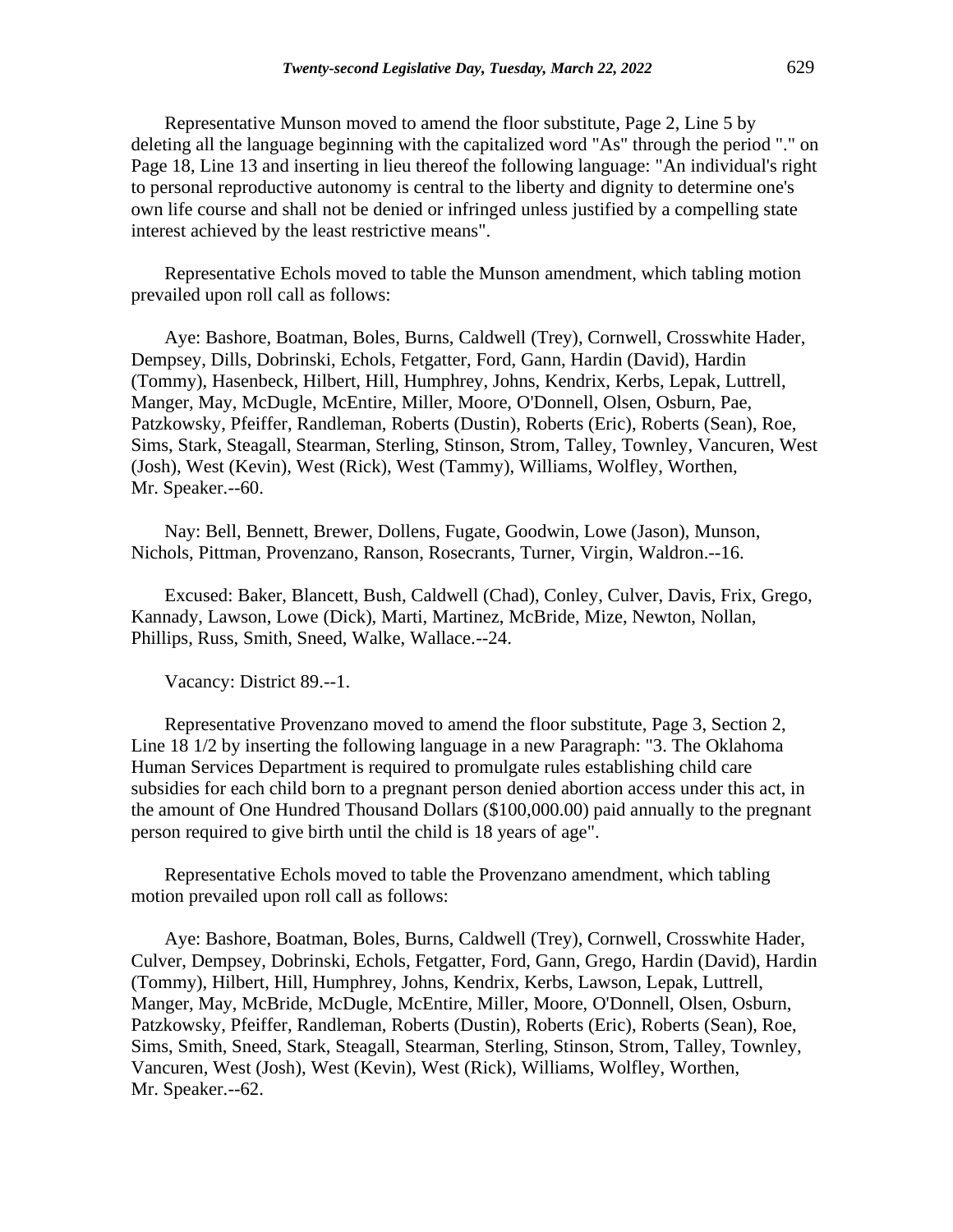Representative Munson moved to amend the floor substitute, Page 2, Line 5 by deleting all the language beginning with the capitalized word "As" through the period "." on Page 18, Line 13 and inserting in lieu thereof the following language: "An individual's right to personal reproductive autonomy is central to the liberty and dignity to determine one's own life course and shall not be denied or infringed unless justified by a compelling state interest achieved by the least restrictive means".

Representative Echols moved to table the Munson amendment, which tabling motion prevailed upon roll call as follows:

Aye: Bashore, Boatman, Boles, Burns, Caldwell (Trey), Cornwell, Crosswhite Hader, Dempsey, Dills, Dobrinski, Echols, Fetgatter, Ford, Gann, Hardin (David), Hardin (Tommy), Hasenbeck, Hilbert, Hill, Humphrey, Johns, Kendrix, Kerbs, Lepak, Luttrell, Manger, May, McDugle, McEntire, Miller, Moore, O'Donnell, Olsen, Osburn, Pae, Patzkowsky, Pfeiffer, Randleman, Roberts (Dustin), Roberts (Eric), Roberts (Sean), Roe, Sims, Stark, Steagall, Stearman, Sterling, Stinson, Strom, Talley, Townley, Vancuren, West (Josh), West (Kevin), West (Rick), West (Tammy), Williams, Wolfley, Worthen, Mr. Speaker.--60.

Nay: Bell, Bennett, Brewer, Dollens, Fugate, Goodwin, Lowe (Jason), Munson, Nichols, Pittman, Provenzano, Ranson, Rosecrants, Turner, Virgin, Waldron.--16.

Excused: Baker, Blancett, Bush, Caldwell (Chad), Conley, Culver, Davis, Frix, Grego, Kannady, Lawson, Lowe (Dick), Marti, Martinez, McBride, Mize, Newton, Nollan, Phillips, Russ, Smith, Sneed, Walke, Wallace.--24.

Vacancy: District 89.--1.

Representative Provenzano moved to amend the floor substitute, Page 3, Section 2, Line 18 1/2 by inserting the following language in a new Paragraph: "3. The Oklahoma Human Services Department is required to promulgate rules establishing child care subsidies for each child born to a pregnant person denied abortion access under this act, in the amount of One Hundred Thousand Dollars ($100,000.00) paid annually to the pregnant person required to give birth until the child is 18 years of age".

Representative Echols moved to table the Provenzano amendment, which tabling motion prevailed upon roll call as follows:

Aye: Bashore, Boatman, Boles, Burns, Caldwell (Trey), Cornwell, Crosswhite Hader, Culver, Dempsey, Dobrinski, Echols, Fetgatter, Ford, Gann, Grego, Hardin (David), Hardin (Tommy), Hilbert, Hill, Humphrey, Johns, Kendrix, Kerbs, Lawson, Lepak, Luttrell, Manger, May, McBride, McDugle, McEntire, Miller, Moore, O'Donnell, Olsen, Osburn, Patzkowsky, Pfeiffer, Randleman, Roberts (Dustin), Roberts (Eric), Roberts (Sean), Roe, Sims, Smith, Sneed, Stark, Steagall, Stearman, Sterling, Stinson, Strom, Talley, Townley, Vancuren, West (Josh), West (Kevin), West (Rick), Williams, Wolfley, Worthen, Mr. Speaker.--62.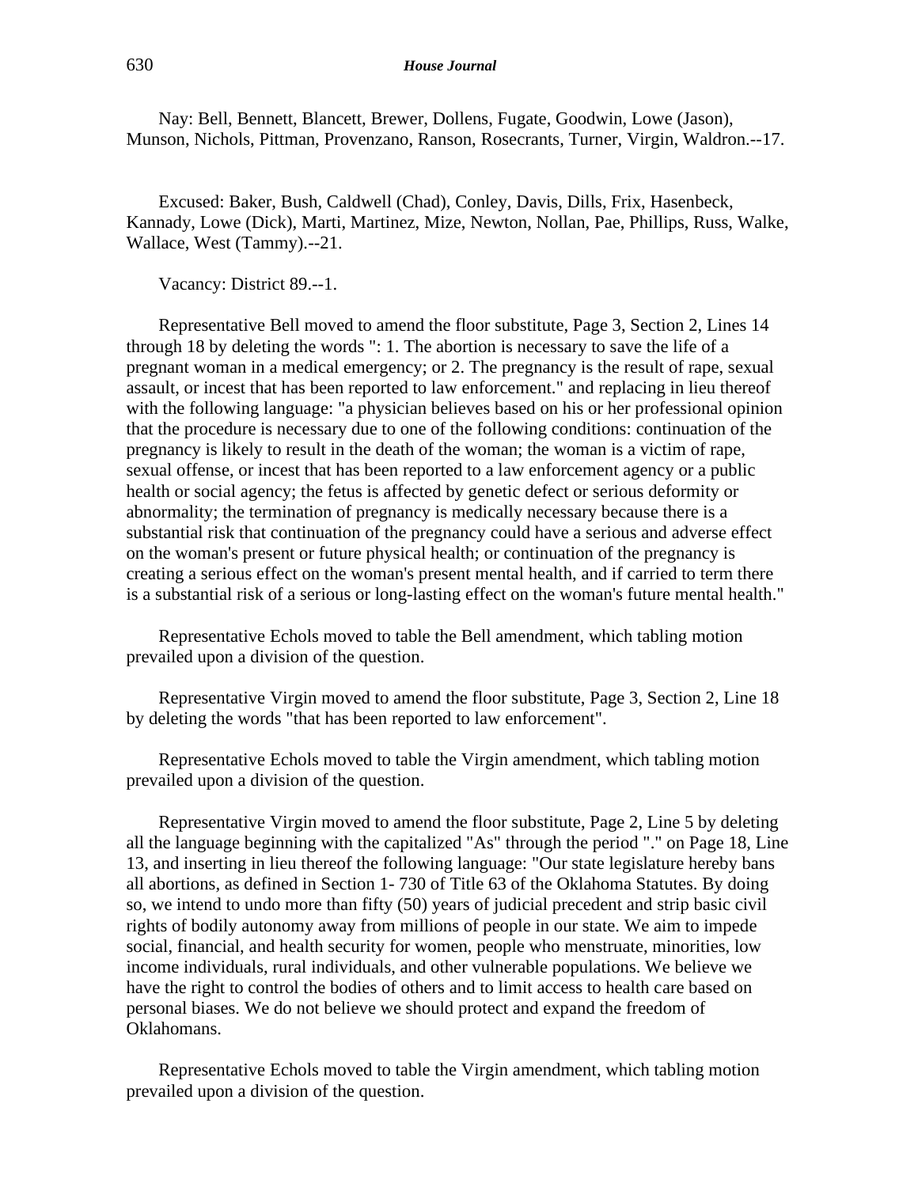Nay: Bell, Bennett, Blancett, Brewer, Dollens, Fugate, Goodwin, Lowe (Jason), Munson, Nichols, Pittman, Provenzano, Ranson, Rosecrants, Turner, Virgin, Waldron.--17.

Excused: Baker, Bush, Caldwell (Chad), Conley, Davis, Dills, Frix, Hasenbeck, Kannady, Lowe (Dick), Marti, Martinez, Mize, Newton, Nollan, Pae, Phillips, Russ, Walke, Wallace, West (Tammy).--21.

Vacancy: District 89.--1.

Representative Bell moved to amend the floor substitute, Page 3, Section 2, Lines 14 through 18 by deleting the words ": 1. The abortion is necessary to save the life of a pregnant woman in a medical emergency; or 2. The pregnancy is the result of rape, sexual assault, or incest that has been reported to law enforcement." and replacing in lieu thereof with the following language: "a physician believes based on his or her professional opinion that the procedure is necessary due to one of the following conditions: continuation of the pregnancy is likely to result in the death of the woman; the woman is a victim of rape, sexual offense, or incest that has been reported to a law enforcement agency or a public health or social agency; the fetus is affected by genetic defect or serious deformity or abnormality; the termination of pregnancy is medically necessary because there is a substantial risk that continuation of the pregnancy could have a serious and adverse effect on the woman's present or future physical health; or continuation of the pregnancy is creating a serious effect on the woman's present mental health, and if carried to term there is a substantial risk of a serious or long-lasting effect on the woman's future mental health."

Representative Echols moved to table the Bell amendment, which tabling motion prevailed upon a division of the question.

Representative Virgin moved to amend the floor substitute, Page 3, Section 2, Line 18 by deleting the words "that has been reported to law enforcement".

Representative Echols moved to table the Virgin amendment, which tabling motion prevailed upon a division of the question.

Representative Virgin moved to amend the floor substitute, Page 2, Line 5 by deleting all the language beginning with the capitalized "As" through the period "." on Page 18, Line 13, and inserting in lieu thereof the following language: "Our state legislature hereby bans all abortions, as defined in Section 1- 730 of Title 63 of the Oklahoma Statutes. By doing so, we intend to undo more than fifty (50) years of judicial precedent and strip basic civil rights of bodily autonomy away from millions of people in our state. We aim to impede social, financial, and health security for women, people who menstruate, minorities, low income individuals, rural individuals, and other vulnerable populations. We believe we have the right to control the bodies of others and to limit access to health care based on personal biases. We do not believe we should protect and expand the freedom of Oklahomans.

Representative Echols moved to table the Virgin amendment, which tabling motion prevailed upon a division of the question.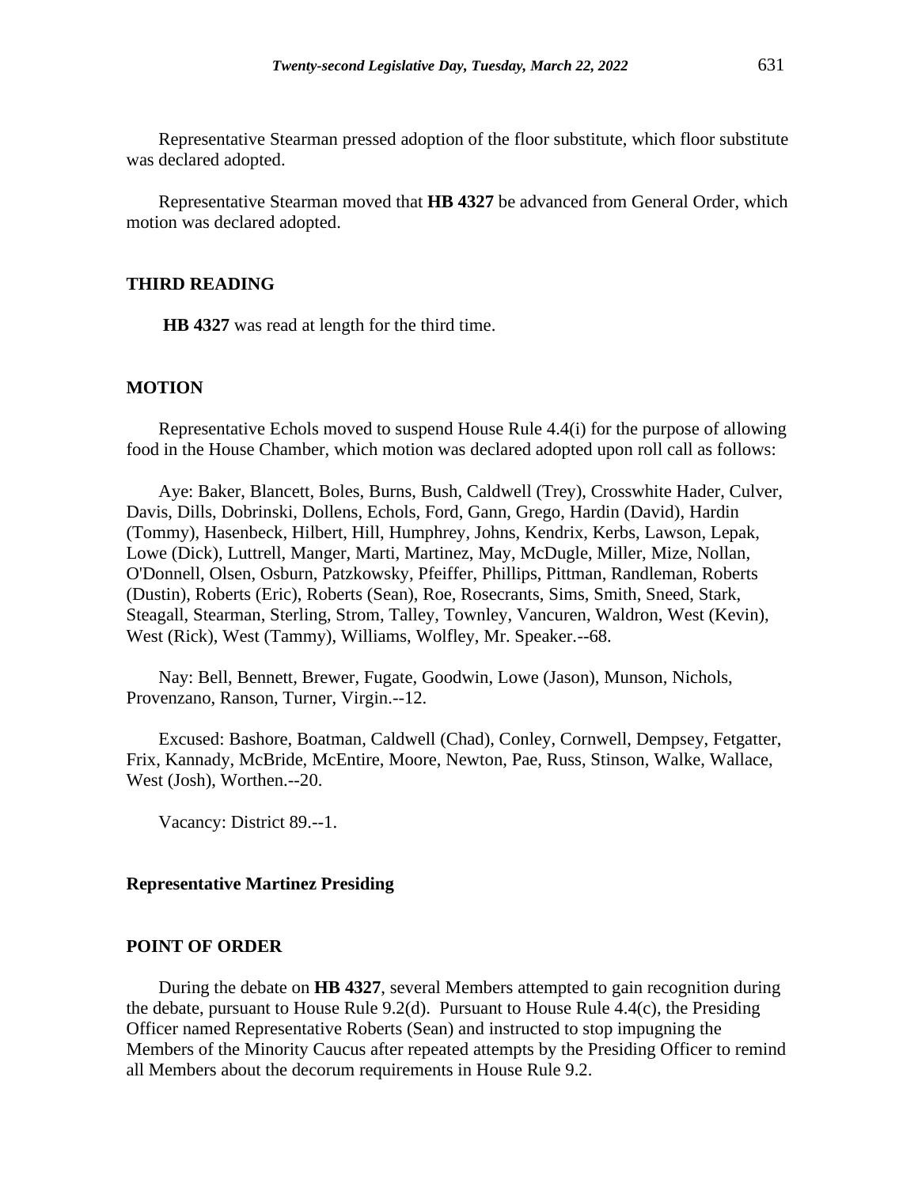Representative Stearman pressed adoption of the floor substitute, which floor substitute was declared adopted.

Representative Stearman moved that **HB 4327** be advanced from General Order, which motion was declared adopted.

### THIRD READING

**HB 4327** was read at length for the third time.

### MOTION

Representative Echols moved to suspend House Rule 4.4(i) for the purpose of allowing food in the House Chamber, which motion was declared adopted upon roll call as follows:

Aye: Baker, Blancett, Boles, Burns, Bush, Caldwell (Trey), Crosswhite Hader, Culver, Davis, Dills, Dobrinski, Dollens, Echols, Ford, Gann, Grego, Hardin (David), Hardin (Tommy), Hasenbeck, Hilbert, Hill, Humphrey, Johns, Kendrix, Kerbs, Lawson, Lepak, Lowe (Dick), Luttrell, Manger, Marti, Martinez, May, McDugle, Miller, Mize, Nollan, O'Donnell, Olsen, Osburn, Patzkowsky, Pfeiffer, Phillips, Pittman, Randleman, Roberts (Dustin), Roberts (Eric), Roberts (Sean), Roe, Rosecrants, Sims, Smith, Sneed, Stark, Steagall, Stearman, Sterling, Strom, Talley, Townley, Vancuren, Waldron, West (Kevin), West (Rick), West (Tammy), Williams, Wolfley, Mr. Speaker.--68.

Nay: Bell, Bennett, Brewer, Fugate, Goodwin, Lowe (Jason), Munson, Nichols, Provenzano, Ranson, Turner, Virgin.--12.

Excused: Bashore, Boatman, Caldwell (Chad), Conley, Cornwell, Dempsey, Fetgatter, Frix, Kannady, McBride, McEntire, Moore, Newton, Pae, Russ, Stinson, Walke, Wallace, West (Josh), Worthen.--20.

Vacancy: District 89.--1.

### Representative Martinez Presiding

### POINT OF ORDER

During the debate on **HB 4327**, several Members attempted to gain recognition during the debate, pursuant to House Rule 9.2(d). Pursuant to House Rule 4.4(c), the Presiding Officer named Representative Roberts (Sean) and instructed to stop impugning the Members of the Minority Caucus after repeated attempts by the Presiding Officer to remind all Members about the decorum requirements in House Rule 9.2.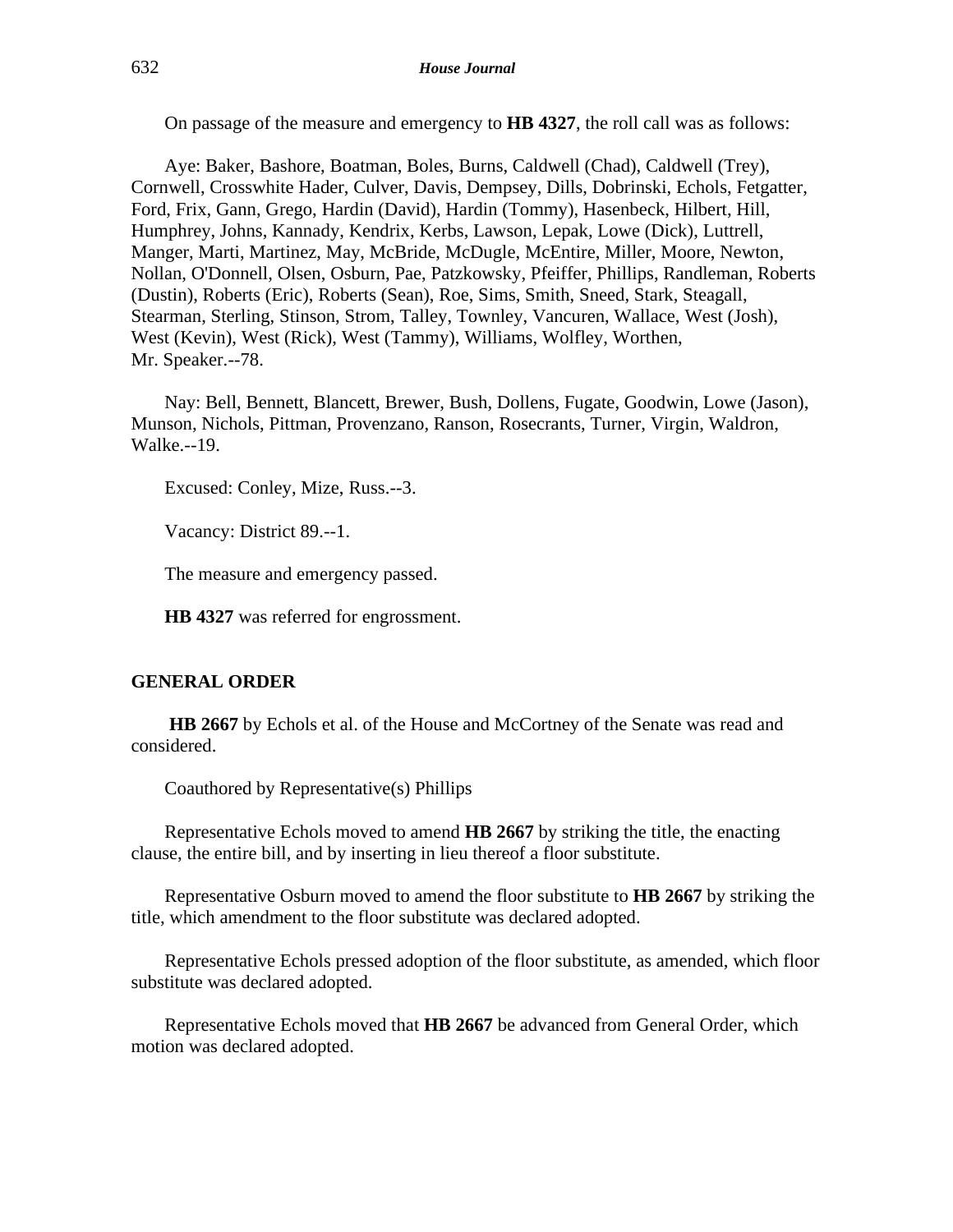On passage of the measure and emergency to **HB 4327**, the roll call was as follows:

Aye: Baker, Bashore, Boatman, Boles, Burns, Caldwell (Chad), Caldwell (Trey), Cornwell, Crosswhite Hader, Culver, Davis, Dempsey, Dills, Dobrinski, Echols, Fetgatter, Ford, Frix, Gann, Grego, Hardin (David), Hardin (Tommy), Hasenbeck, Hilbert, Hill, Humphrey, Johns, Kannady, Kendrix, Kerbs, Lawson, Lepak, Lowe (Dick), Luttrell, Manger, Marti, Martinez, May, McBride, McDugle, McEntire, Miller, Moore, Newton, Nollan, O'Donnell, Olsen, Osburn, Pae, Patzkowsky, Pfeiffer, Phillips, Randleman, Roberts (Dustin), Roberts (Eric), Roberts (Sean), Roe, Sims, Smith, Sneed, Stark, Steagall, Stearman, Sterling, Stinson, Strom, Talley, Townley, Vancuren, Wallace, West (Josh), West (Kevin), West (Rick), West (Tammy), Williams, Wolfley, Worthen, Mr. Speaker.--78.

Nay: Bell, Bennett, Blancett, Brewer, Bush, Dollens, Fugate, Goodwin, Lowe (Jason), Munson, Nichols, Pittman, Provenzano, Ranson, Rosecrants, Turner, Virgin, Waldron, Walke.--19.

Excused: Conley, Mize, Russ.--3.

Vacancy: District 89.--1.

The measure and emergency passed.

**HB 4327** was referred for engrossment.

## GENERAL ORDER

**HB 2667** by Echols et al. of the House and McCortney of the Senate was read and considered.

Coauthored by Representative(s) Phillips

Representative Echols moved to amend **HB 2667** by striking the title, the enacting clause, the entire bill, and by inserting in lieu thereof a floor substitute.

Representative Osburn moved to amend the floor substitute to **HB 2667** by striking the title, which amendment to the floor substitute was declared adopted.

Representative Echols pressed adoption of the floor substitute, as amended, which floor substitute was declared adopted.

Representative Echols moved that **HB 2667** be advanced from General Order, which motion was declared adopted.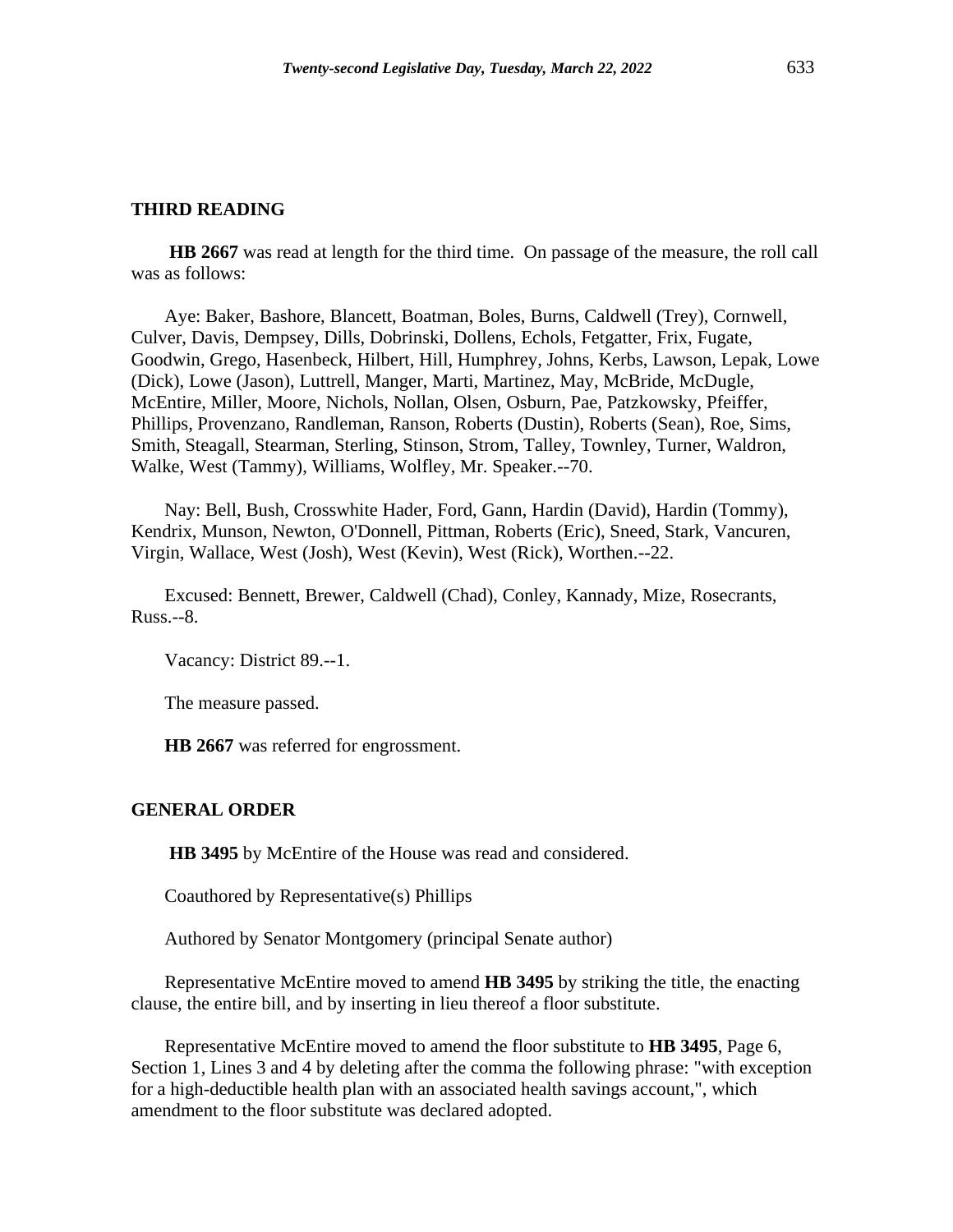## THIRD READING

**HB 2667** was read at length for the third time. On passage of the measure, the roll call was as follows:

Aye: Baker, Bashore, Blancett, Boatman, Boles, Burns, Caldwell (Trey), Cornwell, Culver, Davis, Dempsey, Dills, Dobrinski, Dollens, Echols, Fetgatter, Frix, Fugate, Goodwin, Grego, Hasenbeck, Hilbert, Hill, Humphrey, Johns, Kerbs, Lawson, Lepak, Lowe (Dick), Lowe (Jason), Luttrell, Manger, Marti, Martinez, May, McBride, McDugle, McEntire, Miller, Moore, Nichols, Nollan, Olsen, Osburn, Pae, Patzkowsky, Pfeiffer, Phillips, Provenzano, Randleman, Ranson, Roberts (Dustin), Roberts (Sean), Roe, Sims, Smith, Steagall, Stearman, Sterling, Stinson, Strom, Talley, Townley, Turner, Waldron, Walke, West (Tammy), Williams, Wolfley, Mr. Speaker.--70.

Nay: Bell, Bush, Crosswhite Hader, Ford, Gann, Hardin (David), Hardin (Tommy), Kendrix, Munson, Newton, O'Donnell, Pittman, Roberts (Eric), Sneed, Stark, Vancuren, Virgin, Wallace, West (Josh), West (Kevin), West (Rick), Worthen.--22.

Excused: Bennett, Brewer, Caldwell (Chad), Conley, Kannady, Mize, Rosecrants, Russ.--8.

Vacancy: District 89.--1.

The measure passed.

**HB 2667** was referred for engrossment.

## GENERAL ORDER

**HB 3495** by McEntire of the House was read and considered.

Coauthored by Representative(s) Phillips

Authored by Senator Montgomery (principal Senate author)

Representative McEntire moved to amend **HB 3495** by striking the title, the enacting clause, the entire bill, and by inserting in lieu thereof a floor substitute.

Representative McEntire moved to amend the floor substitute to **HB 3495**, Page 6, Section 1, Lines 3 and 4 by deleting after the comma the following phrase: "with exception for a high-deductible health plan with an associated health savings account,", which amendment to the floor substitute was declared adopted.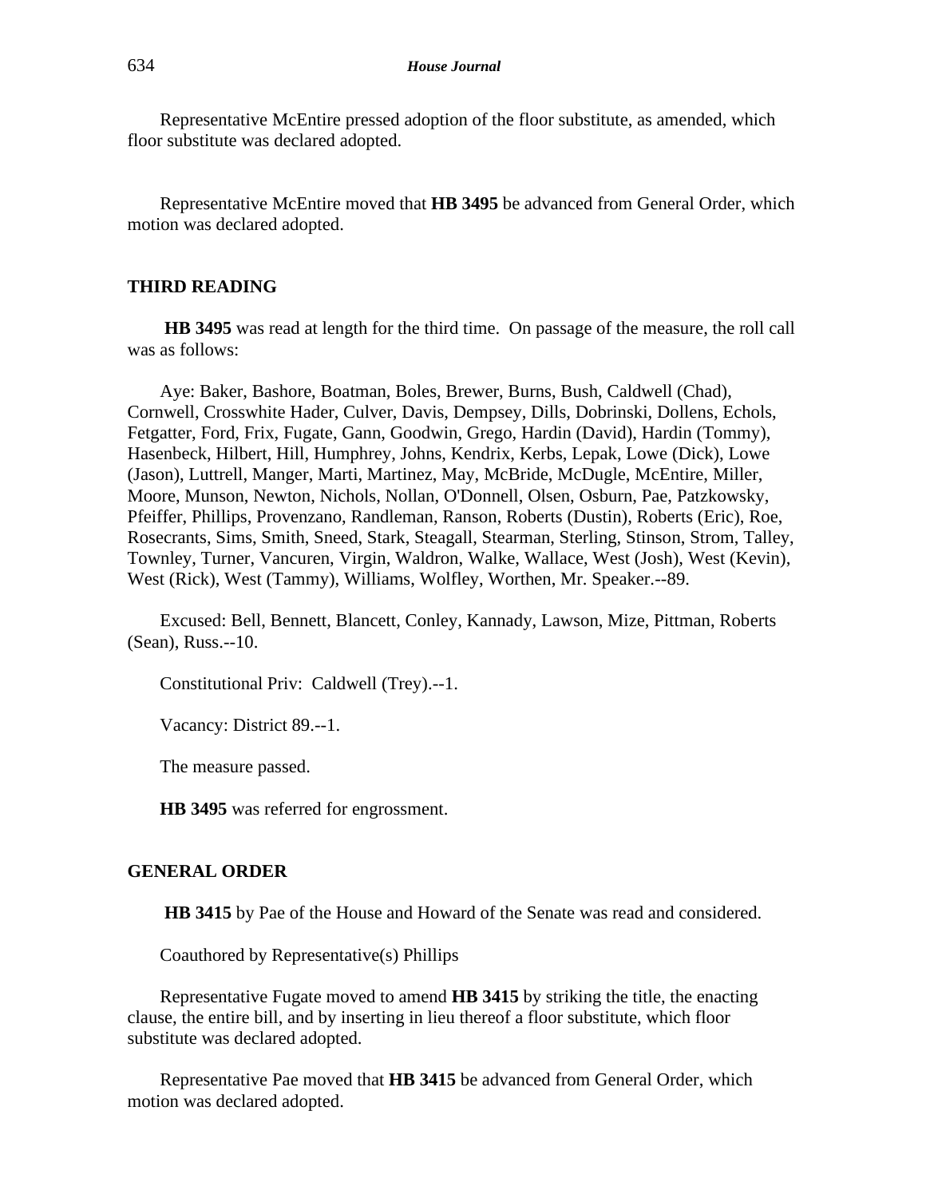Representative McEntire pressed adoption of the floor substitute, as amended, which floor substitute was declared adopted.

Representative McEntire moved that **HB 3495** be advanced from General Order, which motion was declared adopted.

## THIRD READING

**HB 3495** was read at length for the third time. On passage of the measure, the roll call was as follows:

Aye: Baker, Bashore, Boatman, Boles, Brewer, Burns, Bush, Caldwell (Chad), Cornwell, Crosswhite Hader, Culver, Davis, Dempsey, Dills, Dobrinski, Dollens, Echols, Fetgatter, Ford, Frix, Fugate, Gann, Goodwin, Grego, Hardin (David), Hardin (Tommy), Hasenbeck, Hilbert, Hill, Humphrey, Johns, Kendrix, Kerbs, Lepak, Lowe (Dick), Lowe (Jason), Luttrell, Manger, Marti, Martinez, May, McBride, McDugle, McEntire, Miller, Moore, Munson, Newton, Nichols, Nollan, O'Donnell, Olsen, Osburn, Pae, Patzkowsky, Pfeiffer, Phillips, Provenzano, Randleman, Ranson, Roberts (Dustin), Roberts (Eric), Roe, Rosecrants, Sims, Smith, Sneed, Stark, Steagall, Stearman, Sterling, Stinson, Strom, Talley, Townley, Turner, Vancuren, Virgin, Waldron, Walke, Wallace, West (Josh), West (Kevin), West (Rick), West (Tammy), Williams, Wolfley, Worthen, Mr. Speaker.--89.

Excused: Bell, Bennett, Blancett, Conley, Kannady, Lawson, Mize, Pittman, Roberts (Sean), Russ.--10.

Constitutional Priv: Caldwell (Trey).--1.

Vacancy: District 89.--1.

The measure passed.

**HB 3495** was referred for engrossment.

## GENERAL ORDER

**HB 3415** by Pae of the House and Howard of the Senate was read and considered.

Coauthored by Representative(s) Phillips

Representative Fugate moved to amend **HB 3415** by striking the title, the enacting clause, the entire bill, and by inserting in lieu thereof a floor substitute, which floor substitute was declared adopted.

Representative Pae moved that **HB 3415** be advanced from General Order, which motion was declared adopted.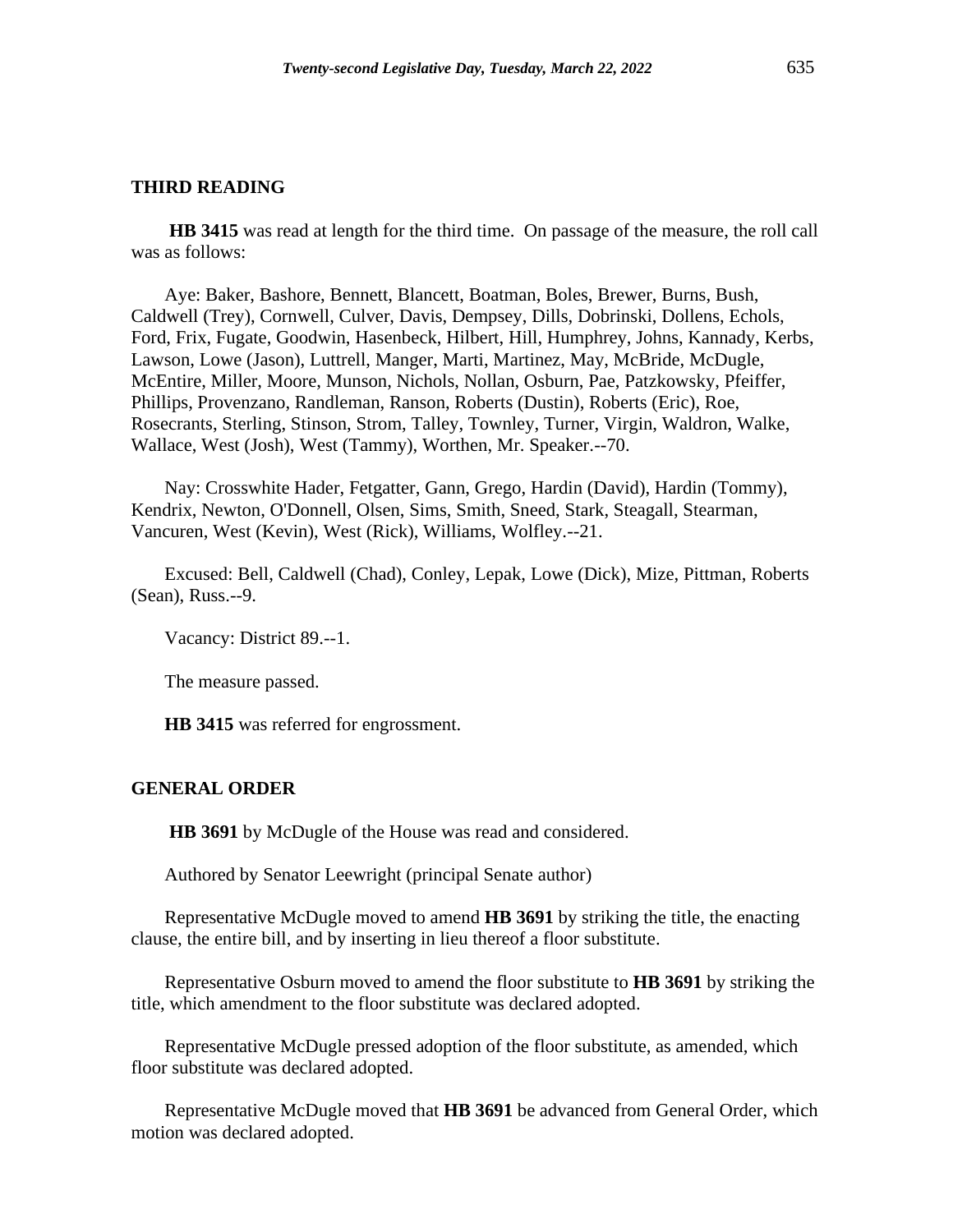### THIRD READING

**HB 3415** was read at length for the third time. On passage of the measure, the roll call was as follows:

Aye: Baker, Bashore, Bennett, Blancett, Boatman, Boles, Brewer, Burns, Bush, Caldwell (Trey), Cornwell, Culver, Davis, Dempsey, Dills, Dobrinski, Dollens, Echols, Ford, Frix, Fugate, Goodwin, Hasenbeck, Hilbert, Hill, Humphrey, Johns, Kannady, Kerbs, Lawson, Lowe (Jason), Luttrell, Manger, Marti, Martinez, May, McBride, McDugle, McEntire, Miller, Moore, Munson, Nichols, Nollan, Osburn, Pae, Patzkowsky, Pfeiffer, Phillips, Provenzano, Randleman, Ranson, Roberts (Dustin), Roberts (Eric), Roe, Rosecrants, Sterling, Stinson, Strom, Talley, Townley, Turner, Virgin, Waldron, Walke, Wallace, West (Josh), West (Tammy), Worthen, Mr. Speaker.--70.

Nay: Crosswhite Hader, Fetgatter, Gann, Grego, Hardin (David), Hardin (Tommy), Kendrix, Newton, O'Donnell, Olsen, Sims, Smith, Sneed, Stark, Steagall, Stearman, Vancuren, West (Kevin), West (Rick), Williams, Wolfley.--21.

Excused: Bell, Caldwell (Chad), Conley, Lepak, Lowe (Dick), Mize, Pittman, Roberts (Sean), Russ.--9.

Vacancy: District 89.--1.

The measure passed.

**HB 3415** was referred for engrossment.

### GENERAL ORDER

**HB 3691** by McDugle of the House was read and considered.

Authored by Senator Leewright (principal Senate author)

Representative McDugle moved to amend **HB 3691** by striking the title, the enacting clause, the entire bill, and by inserting in lieu thereof a floor substitute.

Representative Osburn moved to amend the floor substitute to **HB 3691** by striking the title, which amendment to the floor substitute was declared adopted.

Representative McDugle pressed adoption of the floor substitute, as amended, which floor substitute was declared adopted.

Representative McDugle moved that **HB 3691** be advanced from General Order, which motion was declared adopted.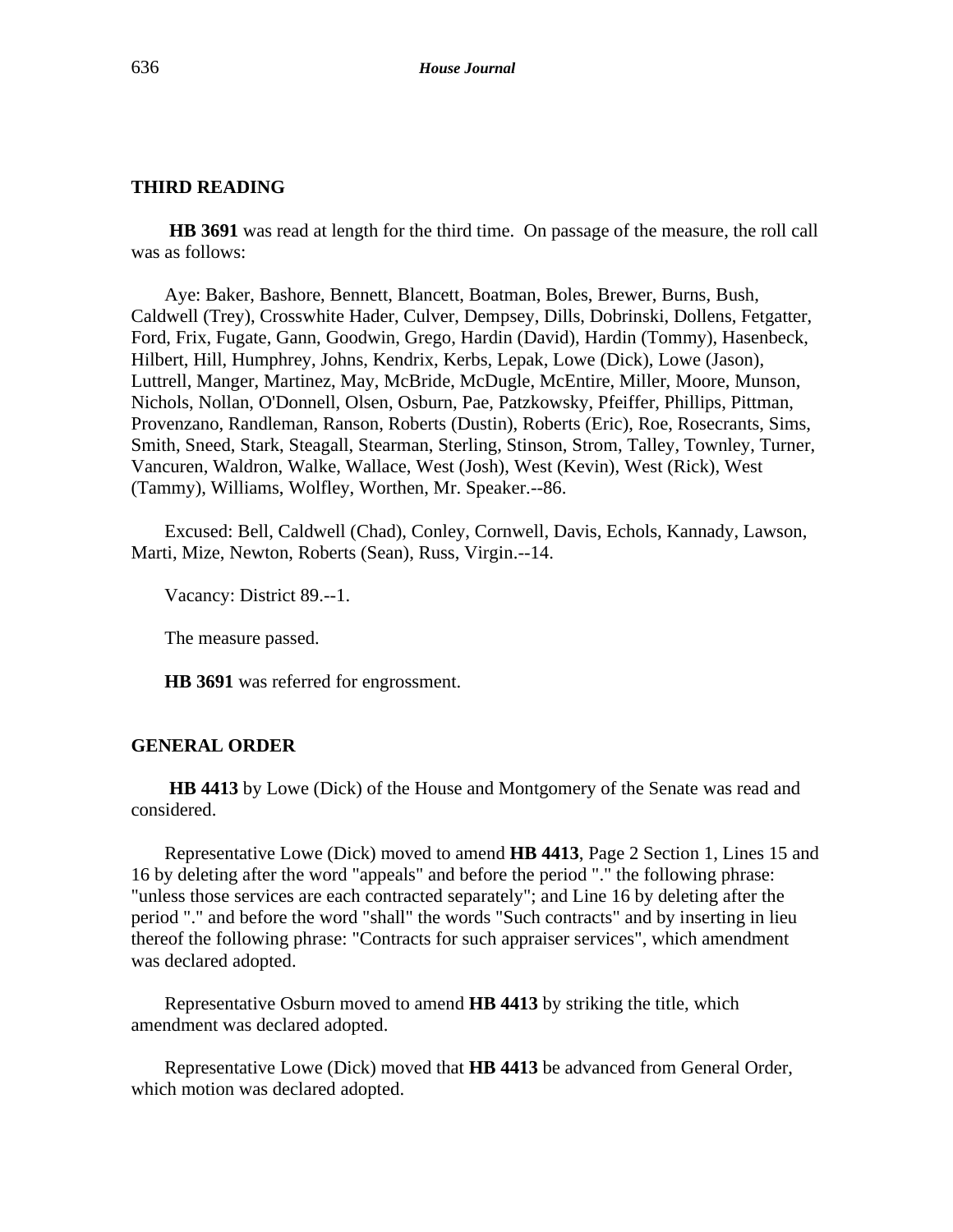**THIRD READING**

**HB 3691** was read at length for the third time. On passage of the measure, the roll call was as follows:

Aye: Baker, Bashore, Bennett, Blancett, Boatman, Boles, Brewer, Burns, Bush, Caldwell (Trey), Crosswhite Hader, Culver, Dempsey, Dills, Dobrinski, Dollens, Fetgatter, Ford, Frix, Fugate, Gann, Goodwin, Grego, Hardin (David), Hardin (Tommy), Hasenbeck, Hilbert, Hill, Humphrey, Johns, Kendrix, Kerbs, Lepak, Lowe (Dick), Lowe (Jason), Luttrell, Manger, Martinez, May, McBride, McDugle, McEntire, Miller, Moore, Munson, Nichols, Nollan, O'Donnell, Olsen, Osburn, Pae, Patzkowsky, Pfeiffer, Phillips, Pittman, Provenzano, Randleman, Ranson, Roberts (Dustin), Roberts (Eric), Roe, Rosecrants, Sims, Smith, Sneed, Stark, Steagall, Stearman, Sterling, Stinson, Strom, Talley, Townley, Turner, Vancuren, Waldron, Walke, Wallace, West (Josh), West (Kevin), West (Rick), West (Tammy), Williams, Wolfley, Worthen, Mr. Speaker.--86.

Excused: Bell, Caldwell (Chad), Conley, Cornwell, Davis, Echols, Kannady, Lawson, Marti, Mize, Newton, Roberts (Sean), Russ, Virgin.--14.

Vacancy: District 89.--1.

The measure passed.

**HB 3691** was referred for engrossment.

**GENERAL ORDER**

**HB 4413** by Lowe (Dick) of the House and Montgomery of the Senate was read and considered.

Representative Lowe (Dick) moved to amend **HB 4413**, Page 2 Section 1, Lines 15 and 16 by deleting after the word "appeals" and before the period "." the following phrase: "unless those services are each contracted separately"; and Line 16 by deleting after the period "." and before the word "shall" the words "Such contracts" and by inserting in lieu thereof the following phrase: "Contracts for such appraiser services", which amendment was declared adopted.

Representative Osburn moved to amend **HB 4413** by striking the title, which amendment was declared adopted.

Representative Lowe (Dick) moved that **HB 4413** be advanced from General Order, which motion was declared adopted.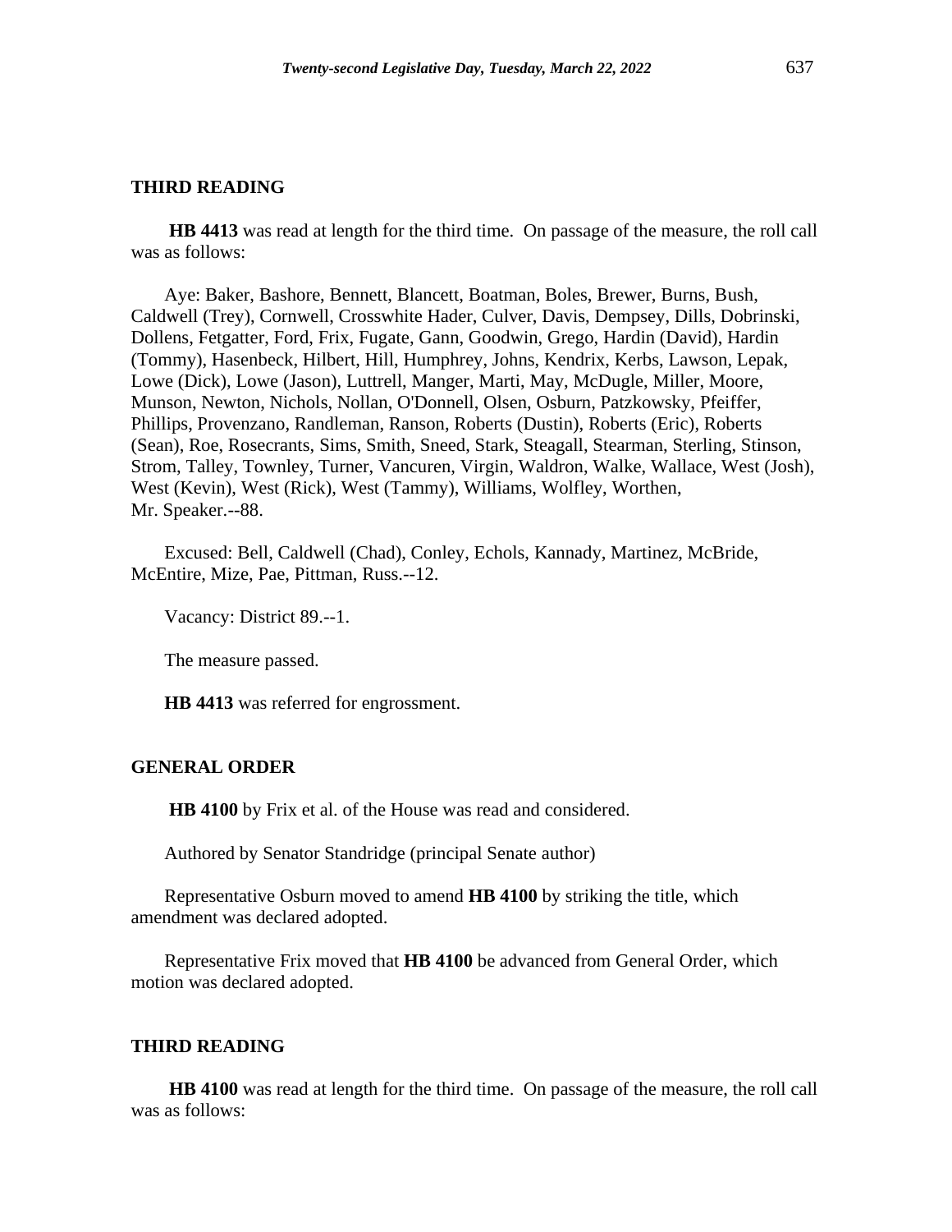## THIRD READING

**HB 4413** was read at length for the third time. On passage of the measure, the roll call was as follows:

Aye: Baker, Bashore, Bennett, Blancett, Boatman, Boles, Brewer, Burns, Bush, Caldwell (Trey), Cornwell, Crosswhite Hader, Culver, Davis, Dempsey, Dills, Dobrinski, Dollens, Fetgatter, Ford, Frix, Fugate, Gann, Goodwin, Grego, Hardin (David), Hardin (Tommy), Hasenbeck, Hilbert, Hill, Humphrey, Johns, Kendrix, Kerbs, Lawson, Lepak, Lowe (Dick), Lowe (Jason), Luttrell, Manger, Marti, May, McDugle, Miller, Moore, Munson, Newton, Nichols, Nollan, O'Donnell, Olsen, Osburn, Patzkowsky, Pfeiffer, Phillips, Provenzano, Randleman, Ranson, Roberts (Dustin), Roberts (Eric), Roberts (Sean), Roe, Rosecrants, Sims, Smith, Sneed, Stark, Steagall, Stearman, Sterling, Stinson, Strom, Talley, Townley, Turner, Vancuren, Virgin, Waldron, Walke, Wallace, West (Josh), West (Kevin), West (Rick), West (Tammy), Williams, Wolfley, Worthen, Mr. Speaker.--88.

Excused: Bell, Caldwell (Chad), Conley, Echols, Kannady, Martinez, McBride, McEntire, Mize, Pae, Pittman, Russ.--12.

Vacancy: District 89.--1.

The measure passed.

**HB 4413** was referred for engrossment.

## GENERAL ORDER

**HB 4100** by Frix et al. of the House was read and considered.

Authored by Senator Standridge (principal Senate author)

Representative Osburn moved to amend **HB 4100** by striking the title, which amendment was declared adopted.

Representative Frix moved that **HB 4100** be advanced from General Order, which motion was declared adopted.

## THIRD READING

**HB 4100** was read at length for the third time. On passage of the measure, the roll call was as follows: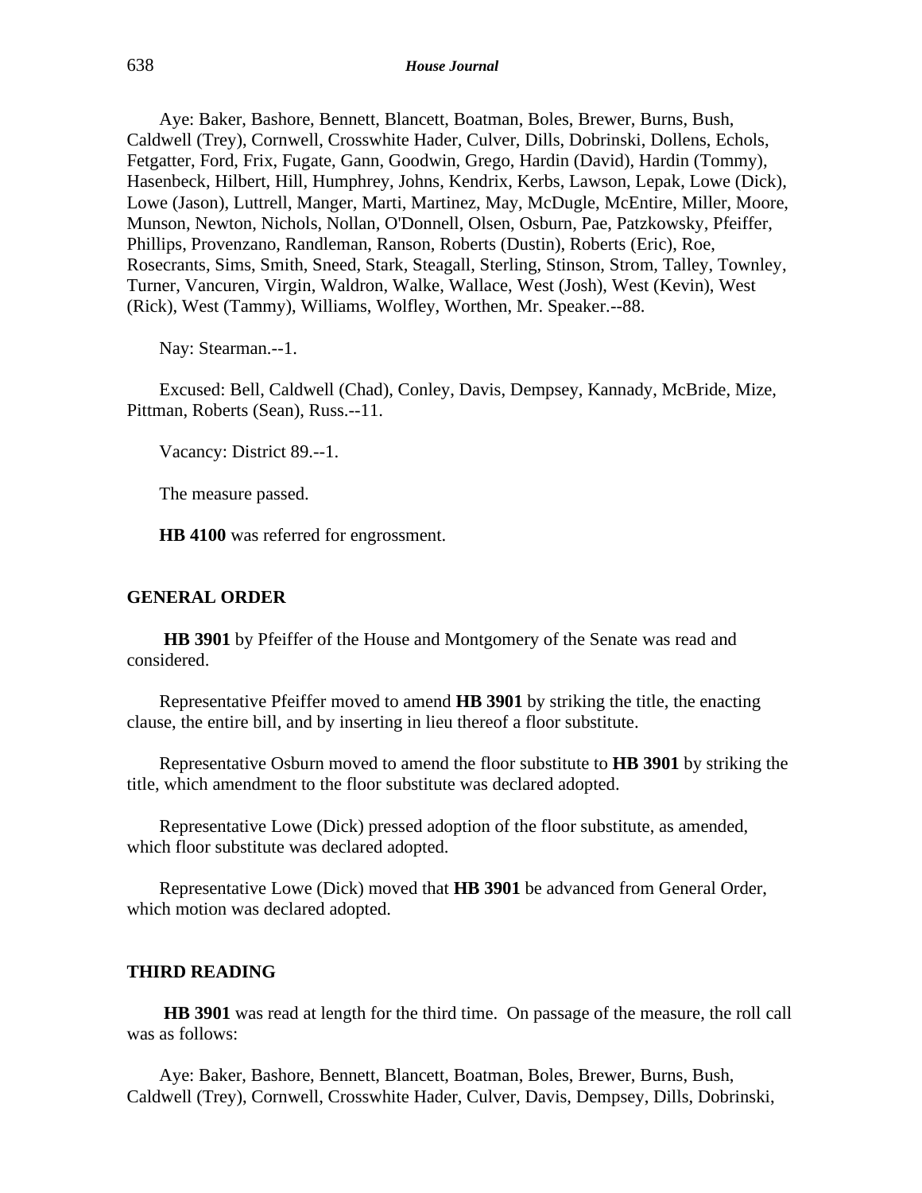Aye: Baker, Bashore, Bennett, Blancett, Boatman, Boles, Brewer, Burns, Bush, Caldwell (Trey), Cornwell, Crosswhite Hader, Culver, Dills, Dobrinski, Dollens, Echols, Fetgatter, Ford, Frix, Fugate, Gann, Goodwin, Grego, Hardin (David), Hardin (Tommy), Hasenbeck, Hilbert, Hill, Humphrey, Johns, Kendrix, Kerbs, Lawson, Lepak, Lowe (Dick), Lowe (Jason), Luttrell, Manger, Marti, Martinez, May, McDugle, McEntire, Miller, Moore, Munson, Newton, Nichols, Nollan, O'Donnell, Olsen, Osburn, Pae, Patzkowsky, Pfeiffer, Phillips, Provenzano, Randleman, Ranson, Roberts (Dustin), Roberts (Eric), Roe, Rosecrants, Sims, Smith, Sneed, Stark, Steagall, Sterling, Stinson, Strom, Talley, Townley, Turner, Vancuren, Virgin, Waldron, Walke, Wallace, West (Josh), West (Kevin), West (Rick), West (Tammy), Williams, Wolfley, Worthen, Mr. Speaker.--88.

Nay: Stearman.--1.

Excused: Bell, Caldwell (Chad), Conley, Davis, Dempsey, Kannady, McBride, Mize, Pittman, Roberts (Sean), Russ.--11.

Vacancy: District 89.--1.

The measure passed.

**HB 4100** was referred for engrossment.

## GENERAL ORDER

**HB 3901** by Pfeiffer of the House and Montgomery of the Senate was read and considered.

Representative Pfeiffer moved to amend **HB 3901** by striking the title, the enacting clause, the entire bill, and by inserting in lieu thereof a floor substitute.

Representative Osburn moved to amend the floor substitute to **HB 3901** by striking the title, which amendment to the floor substitute was declared adopted.

Representative Lowe (Dick) pressed adoption of the floor substitute, as amended, which floor substitute was declared adopted.

Representative Lowe (Dick) moved that **HB 3901** be advanced from General Order, which motion was declared adopted.

## THIRD READING

**HB 3901** was read at length for the third time. On passage of the measure, the roll call was as follows:

Aye: Baker, Bashore, Bennett, Blancett, Boatman, Boles, Brewer, Burns, Bush, Caldwell (Trey), Cornwell, Crosswhite Hader, Culver, Davis, Dempsey, Dills, Dobrinski,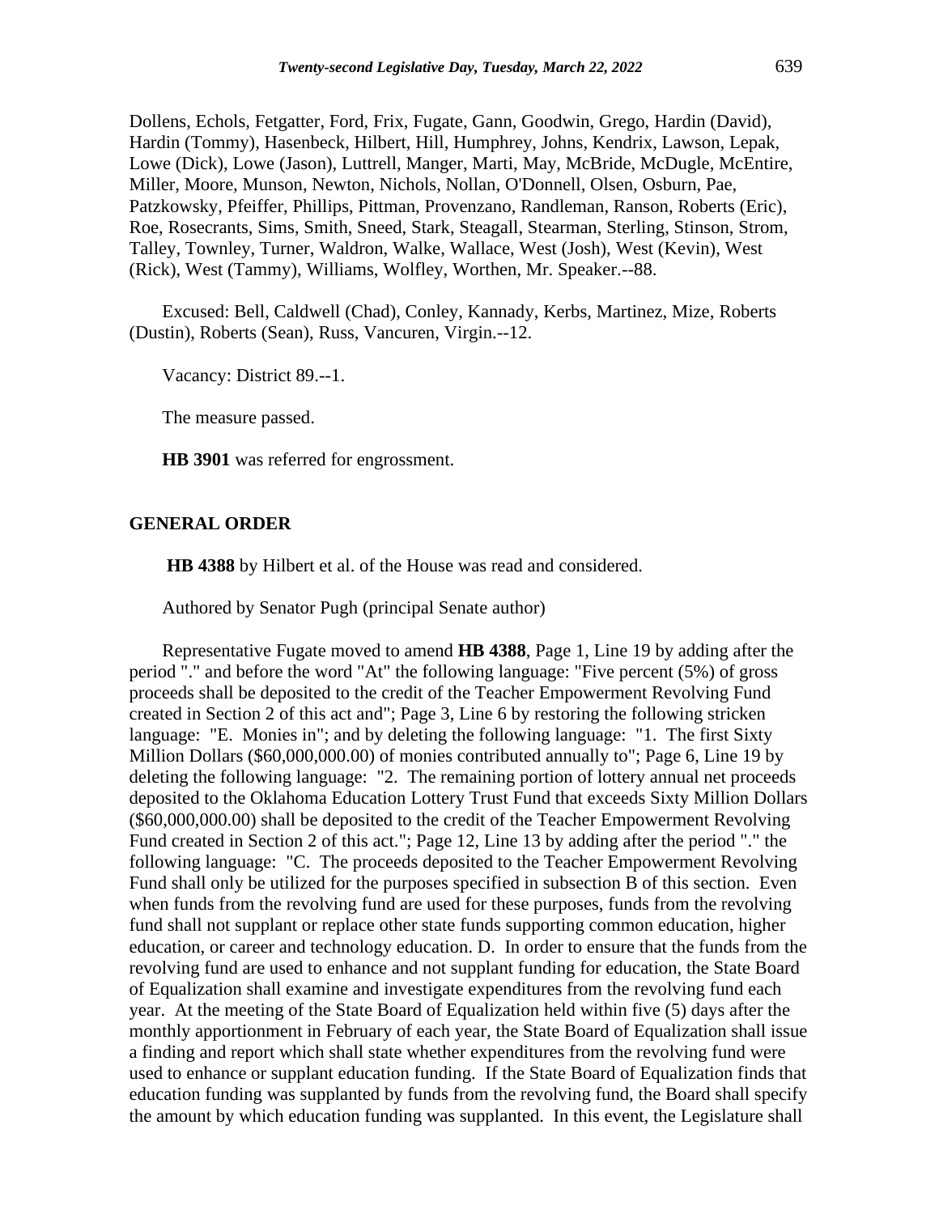Dollens, Echols, Fetgatter, Ford, Frix, Fugate, Gann, Goodwin, Grego, Hardin (David), Hardin (Tommy), Hasenbeck, Hilbert, Hill, Humphrey, Johns, Kendrix, Lawson, Lepak, Lowe (Dick), Lowe (Jason), Luttrell, Manger, Marti, May, McBride, McDugle, McEntire, Miller, Moore, Munson, Newton, Nichols, Nollan, O'Donnell, Olsen, Osburn, Pae, Patzkowsky, Pfeiffer, Phillips, Pittman, Provenzano, Randleman, Ranson, Roberts (Eric), Roe, Rosecrants, Sims, Smith, Sneed, Stark, Steagall, Stearman, Sterling, Stinson, Strom, Talley, Townley, Turner, Waldron, Walke, Wallace, West (Josh), West (Kevin), West (Rick), West (Tammy), Williams, Wolfley, Worthen, Mr. Speaker.--88.

Excused: Bell, Caldwell (Chad), Conley, Kannady, Kerbs, Martinez, Mize, Roberts (Dustin), Roberts (Sean), Russ, Vancuren, Virgin.--12.

Vacancy: District 89.--1.

The measure passed.

**HB 3901** was referred for engrossment.

## GENERAL ORDER

**HB 4388** by Hilbert et al. of the House was read and considered.

Authored by Senator Pugh (principal Senate author)

Representative Fugate moved to amend **HB 4388**, Page 1, Line 19 by adding after the period "." and before the word "At" the following language: "Five percent (5%) of gross proceeds shall be deposited to the credit of the Teacher Empowerment Revolving Fund created in Section 2 of this act and"; Page 3, Line 6 by restoring the following stricken language: "E. Monies in"; and by deleting the following language: "1. The first Sixty Million Dollars ($60,000,000.00) of monies contributed annually to"; Page 6, Line 19 by deleting the following language: "2. The remaining portion of lottery annual net proceeds deposited to the Oklahoma Education Lottery Trust Fund that exceeds Sixty Million Dollars ($60,000,000.00) shall be deposited to the credit of the Teacher Empowerment Revolving Fund created in Section 2 of this act."; Page 12, Line 13 by adding after the period "." the following language: "C. The proceeds deposited to the Teacher Empowerment Revolving Fund shall only be utilized for the purposes specified in subsection B of this section. Even when funds from the revolving fund are used for these purposes, funds from the revolving fund shall not supplant or replace other state funds supporting common education, higher education, or career and technology education. D. In order to ensure that the funds from the revolving fund are used to enhance and not supplant funding for education, the State Board of Equalization shall examine and investigate expenditures from the revolving fund each year. At the meeting of the State Board of Equalization held within five (5) days after the monthly apportionment in February of each year, the State Board of Equalization shall issue a finding and report which shall state whether expenditures from the revolving fund were used to enhance or supplant education funding. If the State Board of Equalization finds that education funding was supplanted by funds from the revolving fund, the Board shall specify the amount by which education funding was supplanted. In this event, the Legislature shall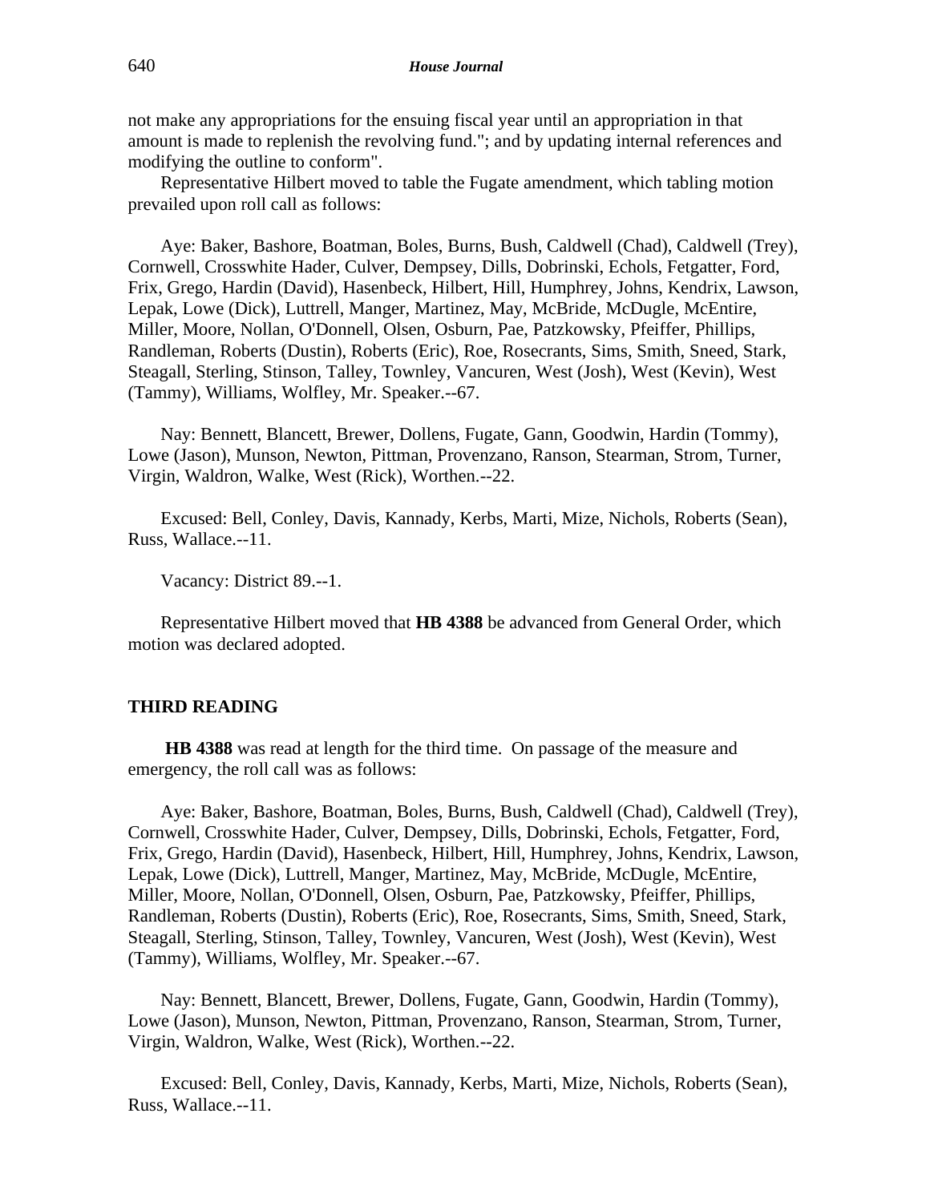not make any appropriations for the ensuing fiscal year until an appropriation in that amount is made to replenish the revolving fund."; and by updating internal references and modifying the outline to conform".

Representative Hilbert moved to table the Fugate amendment, which tabling motion prevailed upon roll call as follows:

Aye: Baker, Bashore, Boatman, Boles, Burns, Bush, Caldwell (Chad), Caldwell (Trey), Cornwell, Crosswhite Hader, Culver, Dempsey, Dills, Dobrinski, Echols, Fetgatter, Ford, Frix, Grego, Hardin (David), Hasenbeck, Hilbert, Hill, Humphrey, Johns, Kendrix, Lawson, Lepak, Lowe (Dick), Luttrell, Manger, Martinez, May, McBride, McDugle, McEntire, Miller, Moore, Nollan, O'Donnell, Olsen, Osburn, Pae, Patzkowsky, Pfeiffer, Phillips, Randleman, Roberts (Dustin), Roberts (Eric), Roe, Rosecrants, Sims, Smith, Sneed, Stark, Steagall, Sterling, Stinson, Talley, Townley, Vancuren, West (Josh), West (Kevin), West (Tammy), Williams, Wolfley, Mr. Speaker.--67.

Nay: Bennett, Blancett, Brewer, Dollens, Fugate, Gann, Goodwin, Hardin (Tommy), Lowe (Jason), Munson, Newton, Pittman, Provenzano, Ranson, Stearman, Strom, Turner, Virgin, Waldron, Walke, West (Rick), Worthen.--22.

Excused: Bell, Conley, Davis, Kannady, Kerbs, Marti, Mize, Nichols, Roberts (Sean), Russ, Wallace.--11.

Vacancy: District 89.--1.

Representative Hilbert moved that **HB 4388** be advanced from General Order, which motion was declared adopted.

## THIRD READING

**HB 4388** was read at length for the third time. On passage of the measure and emergency, the roll call was as follows:

Aye: Baker, Bashore, Boatman, Boles, Burns, Bush, Caldwell (Chad), Caldwell (Trey), Cornwell, Crosswhite Hader, Culver, Dempsey, Dills, Dobrinski, Echols, Fetgatter, Ford, Frix, Grego, Hardin (David), Hasenbeck, Hilbert, Hill, Humphrey, Johns, Kendrix, Lawson, Lepak, Lowe (Dick), Luttrell, Manger, Martinez, May, McBride, McDugle, McEntire, Miller, Moore, Nollan, O'Donnell, Olsen, Osburn, Pae, Patzkowsky, Pfeiffer, Phillips, Randleman, Roberts (Dustin), Roberts (Eric), Roe, Rosecrants, Sims, Smith, Sneed, Stark, Steagall, Sterling, Stinson, Talley, Townley, Vancuren, West (Josh), West (Kevin), West (Tammy), Williams, Wolfley, Mr. Speaker.--67.

Nay: Bennett, Blancett, Brewer, Dollens, Fugate, Gann, Goodwin, Hardin (Tommy), Lowe (Jason), Munson, Newton, Pittman, Provenzano, Ranson, Stearman, Strom, Turner, Virgin, Waldron, Walke, West (Rick), Worthen.--22.

Excused: Bell, Conley, Davis, Kannady, Kerbs, Marti, Mize, Nichols, Roberts (Sean), Russ, Wallace.--11.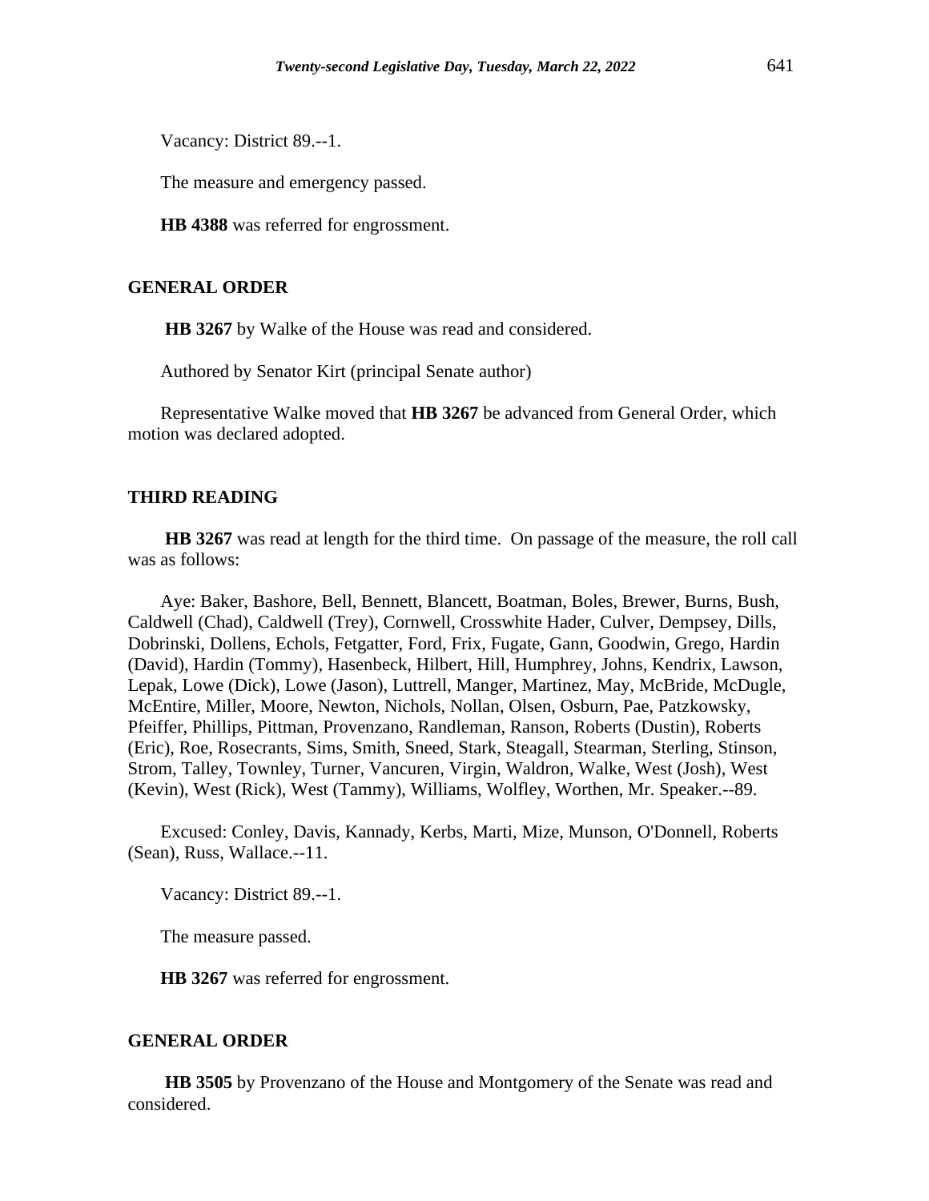Vacancy: District 89.--1.

The measure and emergency passed.

**HB 4388** was referred for engrossment.

## GENERAL ORDER

**HB 3267** by Walke of the House was read and considered.

Authored by Senator Kirt (principal Senate author)

Representative Walke moved that **HB 3267** be advanced from General Order, which motion was declared adopted.

## THIRD READING

**HB 3267** was read at length for the third time. On passage of the measure, the roll call was as follows:

Aye: Baker, Bashore, Bell, Bennett, Blancett, Boatman, Boles, Brewer, Burns, Bush, Caldwell (Chad), Caldwell (Trey), Cornwell, Crosswhite Hader, Culver, Dempsey, Dills, Dobrinski, Dollens, Echols, Fetgatter, Ford, Frix, Fugate, Gann, Goodwin, Grego, Hardin (David), Hardin (Tommy), Hasenbeck, Hilbert, Hill, Humphrey, Johns, Kendrix, Lawson, Lepak, Lowe (Dick), Lowe (Jason), Luttrell, Manger, Martinez, May, McBride, McDugle, McEntire, Miller, Moore, Newton, Nichols, Nollan, Olsen, Osburn, Pae, Patzkowsky, Pfeiffer, Phillips, Pittman, Provenzano, Randleman, Ranson, Roberts (Dustin), Roberts (Eric), Roe, Rosecrants, Sims, Smith, Sneed, Stark, Steagall, Stearman, Sterling, Stinson, Strom, Talley, Townley, Turner, Vancuren, Virgin, Waldron, Walke, West (Josh), West (Kevin), West (Rick), West (Tammy), Williams, Wolfley, Worthen, Mr. Speaker.--89.

Excused: Conley, Davis, Kannady, Kerbs, Marti, Mize, Munson, O'Donnell, Roberts (Sean), Russ, Wallace.--11.

Vacancy: District 89.--1.

The measure passed.

**HB 3267** was referred for engrossment.

## GENERAL ORDER

**HB 3505** by Provenzano of the House and Montgomery of the Senate was read and considered.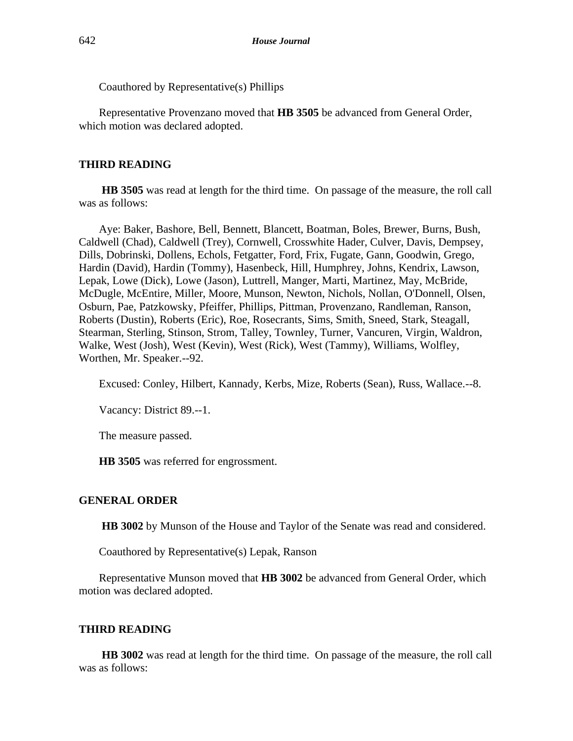Coauthored by Representative(s) Phillips

Representative Provenzano moved that **HB 3505** be advanced from General Order, which motion was declared adopted.

## THIRD READING

**HB 3505** was read at length for the third time. On passage of the measure, the roll call was as follows:

Aye: Baker, Bashore, Bell, Bennett, Blancett, Boatman, Boles, Brewer, Burns, Bush, Caldwell (Chad), Caldwell (Trey), Cornwell, Crosswhite Hader, Culver, Davis, Dempsey, Dills, Dobrinski, Dollens, Echols, Fetgatter, Ford, Frix, Fugate, Gann, Goodwin, Grego, Hardin (David), Hardin (Tommy), Hasenbeck, Hill, Humphrey, Johns, Kendrix, Lawson, Lepak, Lowe (Dick), Lowe (Jason), Luttrell, Manger, Marti, Martinez, May, McBride, McDugle, McEntire, Miller, Moore, Munson, Newton, Nichols, Nollan, O'Donnell, Olsen, Osburn, Pae, Patzkowsky, Pfeiffer, Phillips, Pittman, Provenzano, Randleman, Ranson, Roberts (Dustin), Roberts (Eric), Roe, Rosecrants, Sims, Smith, Sneed, Stark, Steagall, Stearman, Sterling, Stinson, Strom, Talley, Townley, Turner, Vancuren, Virgin, Waldron, Walke, West (Josh), West (Kevin), West (Rick), West (Tammy), Williams, Wolfley, Worthen, Mr. Speaker.--92.

Excused: Conley, Hilbert, Kannady, Kerbs, Mize, Roberts (Sean), Russ, Wallace.--8.

Vacancy: District 89.--1.

The measure passed.

**HB 3505** was referred for engrossment.

## GENERAL ORDER

**HB 3002** by Munson of the House and Taylor of the Senate was read and considered.

Coauthored by Representative(s) Lepak, Ranson

Representative Munson moved that **HB 3002** be advanced from General Order, which motion was declared adopted.

## THIRD READING

**HB 3002** was read at length for the third time. On passage of the measure, the roll call was as follows: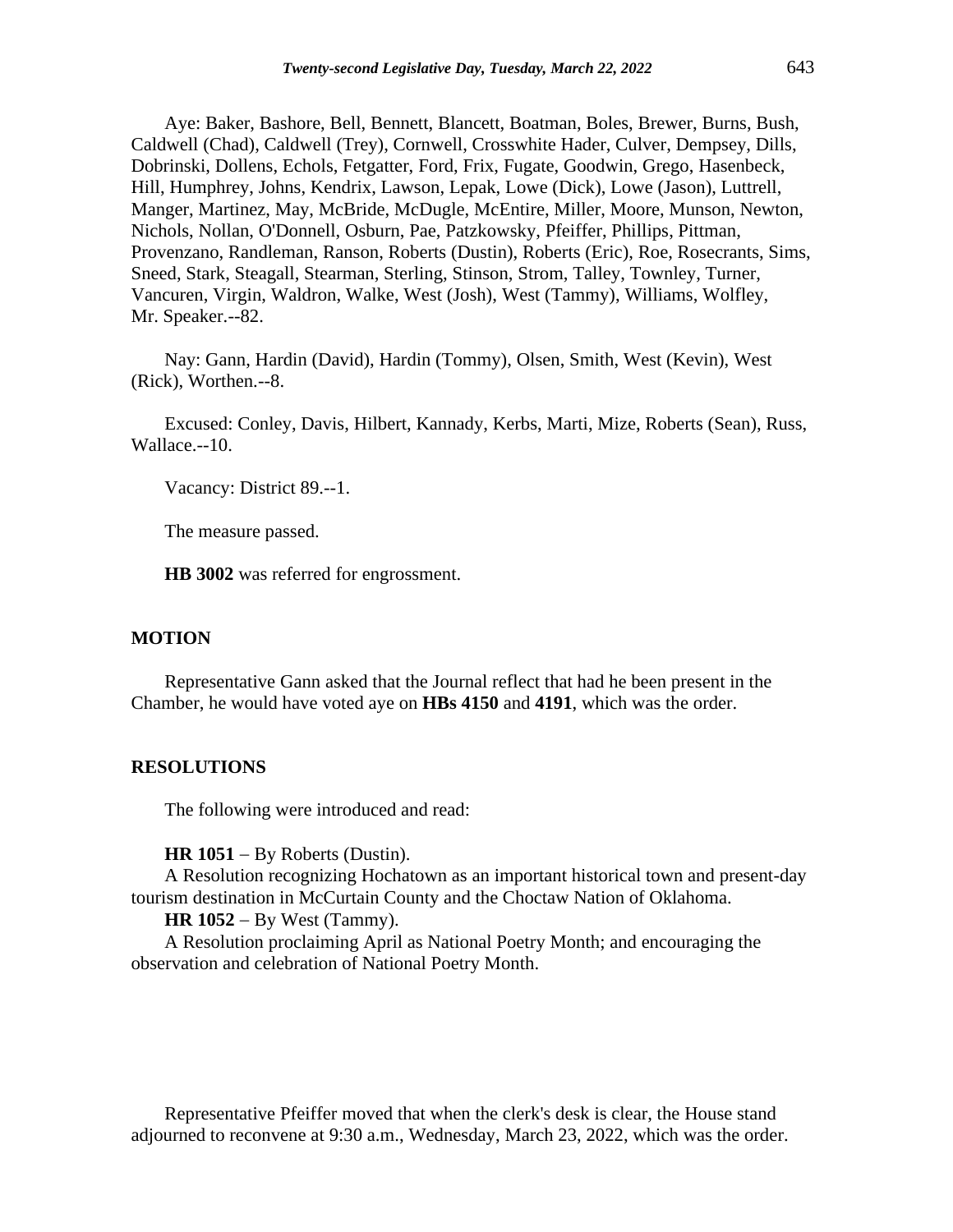Aye: Baker, Bashore, Bell, Bennett, Blancett, Boatman, Boles, Brewer, Burns, Bush, Caldwell (Chad), Caldwell (Trey), Cornwell, Crosswhite Hader, Culver, Dempsey, Dills, Dobrinski, Dollens, Echols, Fetgatter, Ford, Frix, Fugate, Goodwin, Grego, Hasenbeck, Hill, Humphrey, Johns, Kendrix, Lawson, Lepak, Lowe (Dick), Lowe (Jason), Luttrell, Manger, Martinez, May, McBride, McDugle, McEntire, Miller, Moore, Munson, Newton, Nichols, Nollan, O'Donnell, Osburn, Pae, Patzkowsky, Pfeiffer, Phillips, Pittman, Provenzano, Randleman, Ranson, Roberts (Dustin), Roberts (Eric), Roe, Rosecrants, Sims, Sneed, Stark, Steagall, Stearman, Sterling, Stinson, Strom, Talley, Townley, Turner, Vancuren, Virgin, Waldron, Walke, West (Josh), West (Tammy), Williams, Wolfley, Mr. Speaker.--82.

Nay: Gann, Hardin (David), Hardin (Tommy), Olsen, Smith, West (Kevin), West (Rick), Worthen.--8.

Excused: Conley, Davis, Hilbert, Kannady, Kerbs, Marti, Mize, Roberts (Sean), Russ, Wallace.--10.

Vacancy: District 89.--1.

The measure passed.

**HB 3002** was referred for engrossment.

## MOTION

Representative Gann asked that the Journal reflect that had he been present in the Chamber, he would have voted aye on **HBs 4150** and **4191**, which was the order.

## RESOLUTIONS

The following were introduced and read:

**HR 1051** − By Roberts (Dustin).
A Resolution recognizing Hochatown as an important historical town and present-day tourism destination in McCurtain County and the Choctaw Nation of Oklahoma.

**HR 1052** − By West (Tammy).
A Resolution proclaiming April as National Poetry Month; and encouraging the observation and celebration of National Poetry Month.

Representative Pfeiffer moved that when the clerk's desk is clear, the House stand adjourned to reconvene at 9:30 a.m., Wednesday, March 23, 2022, which was the order.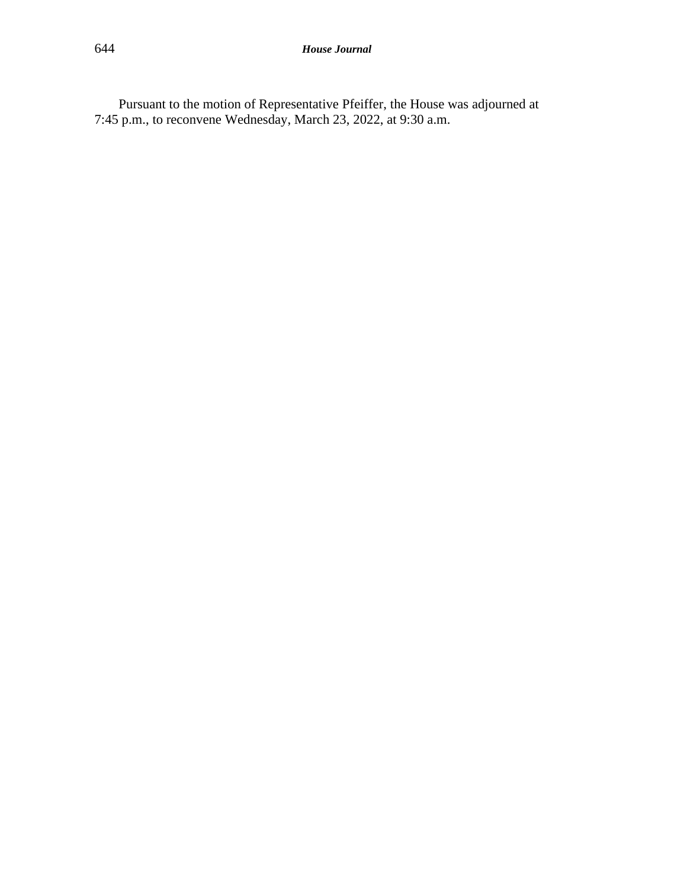Pursuant to the motion of Representative Pfeiffer, the House was adjourned at 7:45 p.m., to reconvene Wednesday, March 23, 2022, at 9:30 a.m.